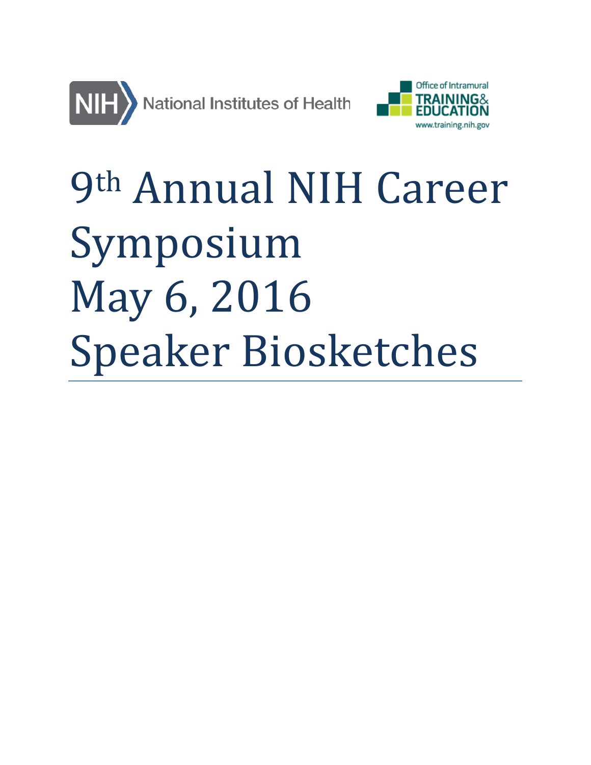National Institutes of Health

Office of Intramural TRAINING & EDUCATION
www.training.nih.gov

# 9th Annual NIH Career Symposium May 6, 2016 Speaker Biosketches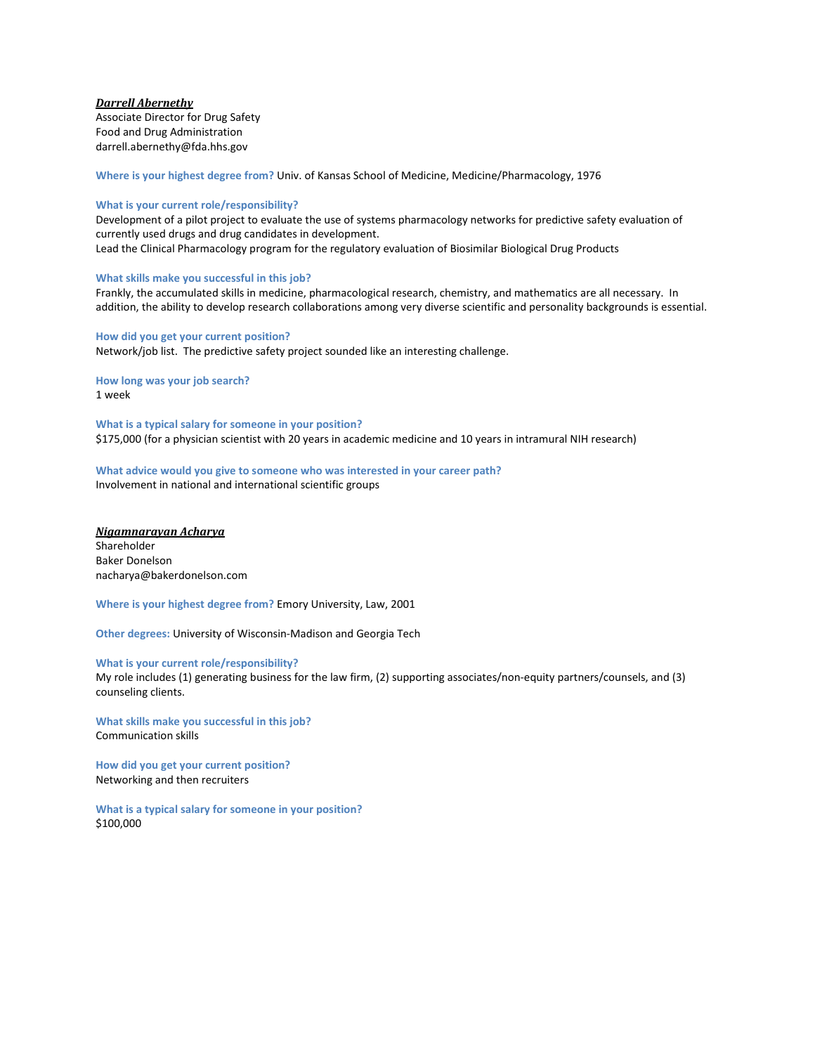***Darrell Abernethy***
Associate Director for Drug Safety
Food and Drug Administration
darrell.abernethy@fda.hhs.gov

**Where is your highest degree from?** Univ. of Kansas School of Medicine, Medicine/Pharmacology, 1976

**What is your current role/responsibility?**
Development of a pilot project to evaluate the use of systems pharmacology networks for predictive safety evaluation of currently used drugs and drug candidates in development.
Lead the Clinical Pharmacology program for the regulatory evaluation of Biosimilar Biological Drug Products

**What skills make you successful in this job?**
Frankly, the accumulated skills in medicine, pharmacological research, chemistry, and mathematics are all necessary. In addition, the ability to develop research collaborations among very diverse scientific and personality backgrounds is essential.

**How did you get your current position?**
Network/job list. The predictive safety project sounded like an interesting challenge.

**How long was your job search?**
1 week

**What is a typical salary for someone in your position?**
$175,000 (for a physician scientist with 20 years in academic medicine and 10 years in intramural NIH research)

**What advice would you give to someone who was interested in your career path?**
Involvement in national and international scientific groups

***Nigamnarayan Acharya***
Shareholder
Baker Donelson
nacharya@bakerdonelson.com

**Where is your highest degree from?** Emory University, Law, 2001

**Other degrees:** University of Wisconsin-Madison and Georgia Tech

**What is your current role/responsibility?**
My role includes (1) generating business for the law firm, (2) supporting associates/non-equity partners/counsels, and (3) counseling clients.

**What skills make you successful in this job?**
Communication skills

**How did you get your current position?**
Networking and then recruiters

**What is a typical salary for someone in your position?**
$100,000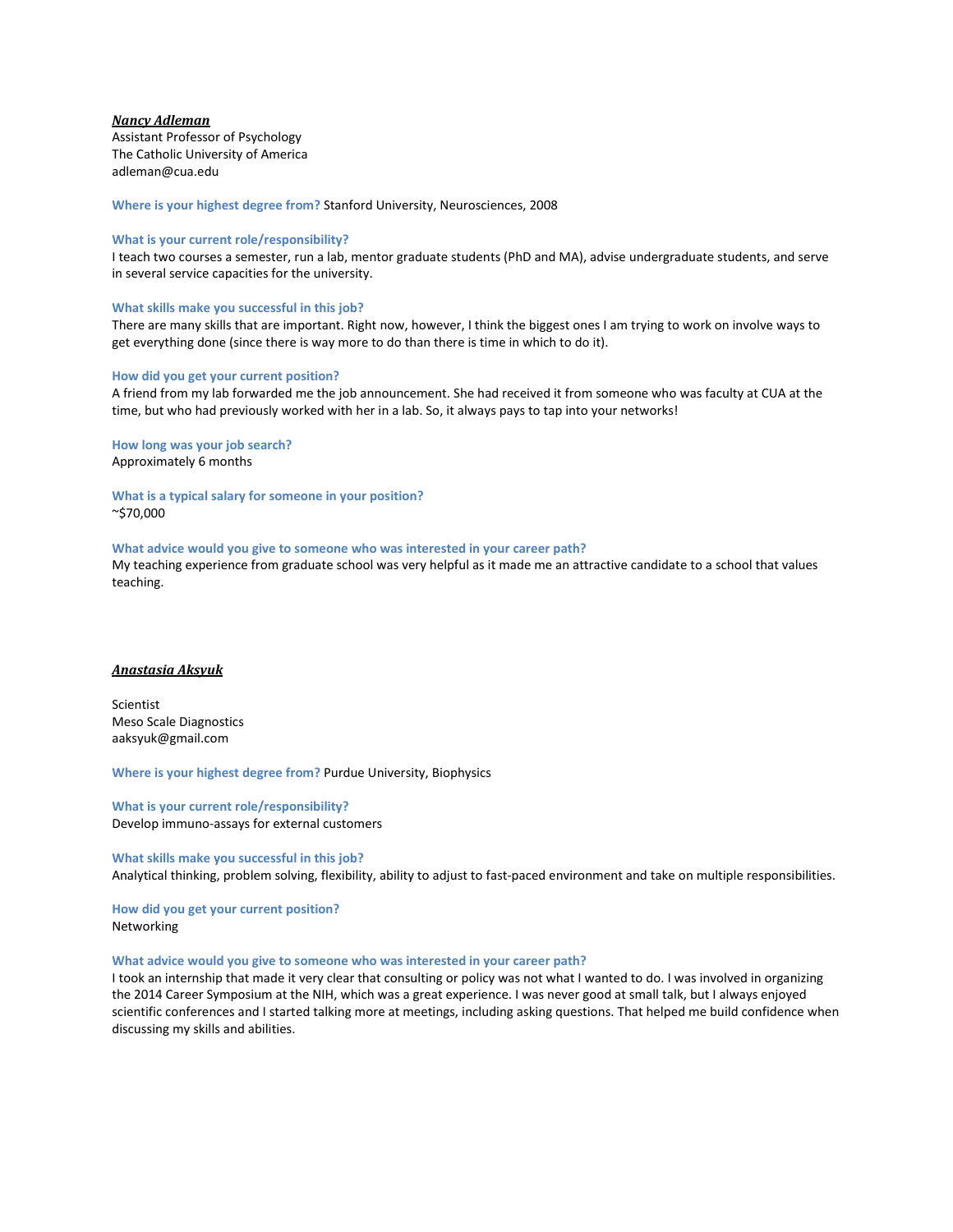***Nancy Adleman***
Assistant Professor of Psychology
The Catholic University of America
adleman@cua.edu

**Where is your highest degree from?** Stanford University, Neurosciences, 2008

**What is your current role/responsibility?**
I teach two courses a semester, run a lab, mentor graduate students (PhD and MA), advise undergraduate students, and serve in several service capacities for the university.

**What skills make you successful in this job?**
There are many skills that are important. Right now, however, I think the biggest ones I am trying to work on involve ways to get everything done (since there is way more to do than there is time in which to do it).

**How did you get your current position?**
A friend from my lab forwarded me the job announcement. She had received it from someone who was faculty at CUA at the time, but who had previously worked with her in a lab. So, it always pays to tap into your networks!

**How long was your job search?**
Approximately 6 months

**What is a typical salary for someone in your position?**
~$70,000

**What advice would you give to someone who was interested in your career path?**
My teaching experience from graduate school was very helpful as it made me an attractive candidate to a school that values teaching.

***Anastasia Aksyuk***

Scientist
Meso Scale Diagnostics
aaksyuk@gmail.com

**Where is your highest degree from?** Purdue University, Biophysics

**What is your current role/responsibility?**
Develop immuno-assays for external customers

**What skills make you successful in this job?**
Analytical thinking, problem solving, flexibility, ability to adjust to fast-paced environment and take on multiple responsibilities.

**How did you get your current position?**
Networking

**What advice would you give to someone who was interested in your career path?**
I took an internship that made it very clear that consulting or policy was not what I wanted to do. I was involved in organizing the 2014 Career Symposium at the NIH, which was a great experience. I was never good at small talk, but I always enjoyed scientific conferences and I started talking more at meetings, including asking questions. That helped me build confidence when discussing my skills and abilities.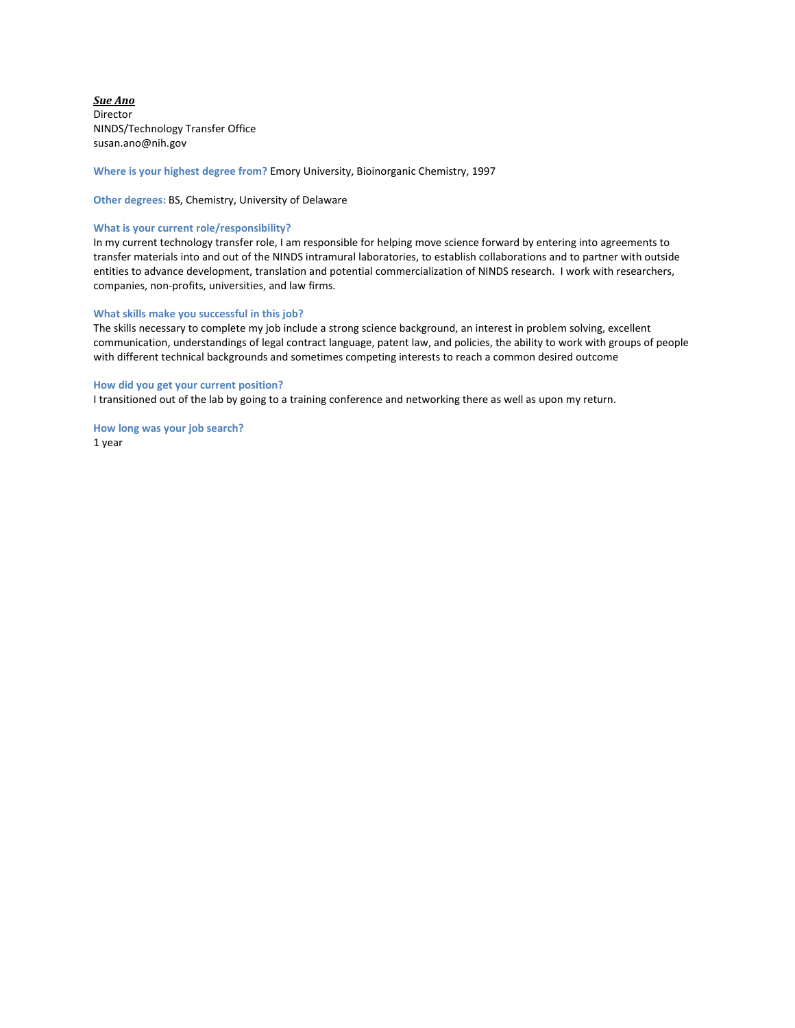***Sue Ano***
Director
NINDS/Technology Transfer Office
susan.ano@nih.gov

**Where is your highest degree from?** Emory University, Bioinorganic Chemistry, 1997

**Other degrees:** BS, Chemistry, University of Delaware

**What is your current role/responsibility?**
In my current technology transfer role, I am responsible for helping move science forward by entering into agreements to transfer materials into and out of the NINDS intramural laboratories, to establish collaborations and to partner with outside entities to advance development, translation and potential commercialization of NINDS research. I work with researchers, companies, non-profits, universities, and law firms.

**What skills make you successful in this job?**
The skills necessary to complete my job include a strong science background, an interest in problem solving, excellent communication, understandings of legal contract language, patent law, and policies, the ability to work with groups of people with different technical backgrounds and sometimes competing interests to reach a common desired outcome

**How did you get your current position?**
I transitioned out of the lab by going to a training conference and networking there as well as upon my return.

**How long was your job search?**
1 year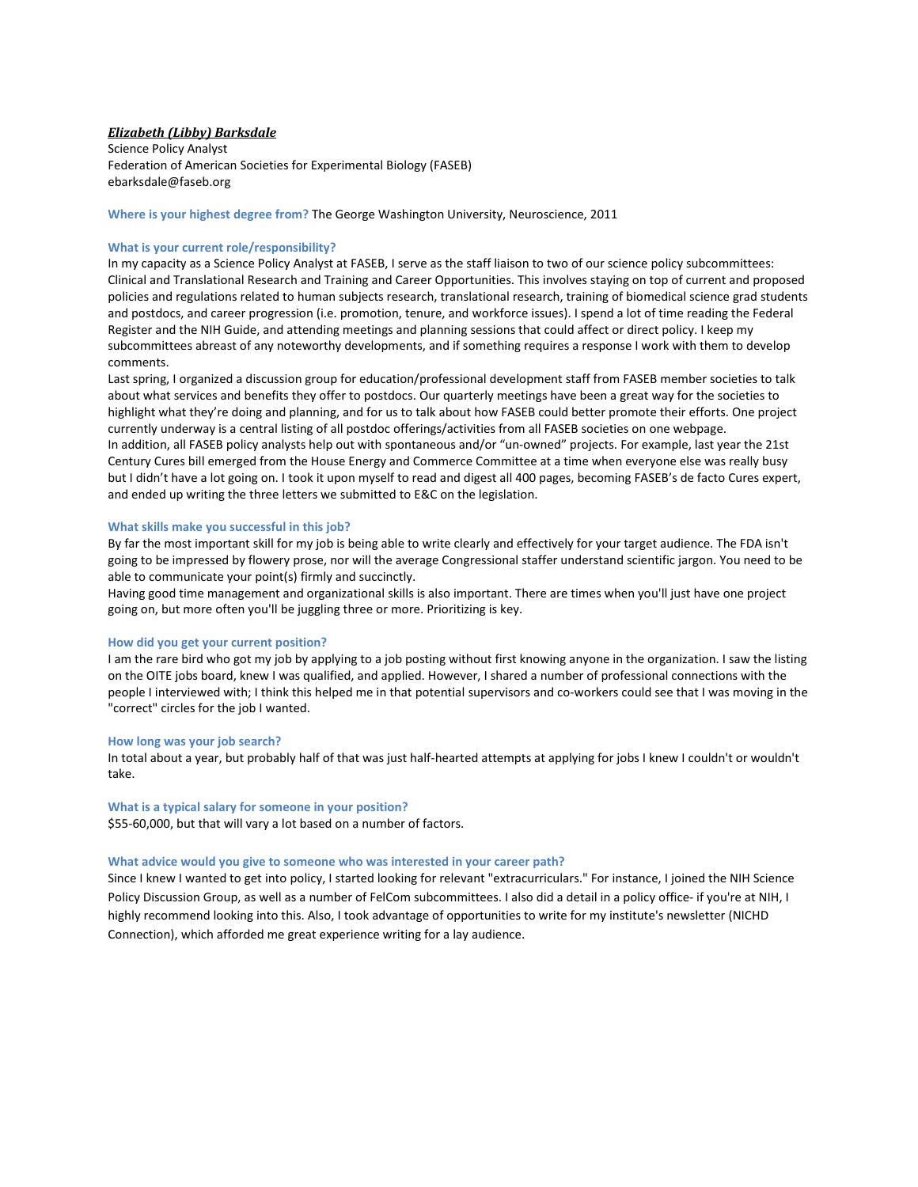***Elizabeth (Libby) Barksdale***

Science Policy Analyst
Federation of American Societies for Experimental Biology (FASEB)
ebarksdale@faseb.org

**Where is your highest degree from?** The George Washington University, Neuroscience, 2011

**What is your current role/responsibility?**

In my capacity as a Science Policy Analyst at FASEB, I serve as the staff liaison to two of our science policy subcommittees: Clinical and Translational Research and Training and Career Opportunities. This involves staying on top of current and proposed policies and regulations related to human subjects research, translational research, training of biomedical science grad students and postdocs, and career progression (i.e. promotion, tenure, and workforce issues). I spend a lot of time reading the Federal Register and the NIH Guide, and attending meetings and planning sessions that could affect or direct policy. I keep my subcommittees abreast of any noteworthy developments, and if something requires a response I work with them to develop comments.

Last spring, I organized a discussion group for education/professional development staff from FASEB member societies to talk about what services and benefits they offer to postdocs. Our quarterly meetings have been a great way for the societies to highlight what they're doing and planning, and for us to talk about how FASEB could better promote their efforts. One project currently underway is a central listing of all postdoc offerings/activities from all FASEB societies on one webpage.

In addition, all FASEB policy analysts help out with spontaneous and/or "un-owned" projects. For example, last year the 21st Century Cures bill emerged from the House Energy and Commerce Committee at a time when everyone else was really busy but I didn't have a lot going on. I took it upon myself to read and digest all 400 pages, becoming FASEB's de facto Cures expert, and ended up writing the three letters we submitted to E&C on the legislation.

**What skills make you successful in this job?**

By far the most important skill for my job is being able to write clearly and effectively for your target audience. The FDA isn't going to be impressed by flowery prose, nor will the average Congressional staffer understand scientific jargon. You need to be able to communicate your point(s) firmly and succinctly.

Having good time management and organizational skills is also important. There are times when you'll just have one project going on, but more often you'll be juggling three or more. Prioritizing is key.

**How did you get your current position?**

I am the rare bird who got my job by applying to a job posting without first knowing anyone in the organization. I saw the listing on the OITE jobs board, knew I was qualified, and applied. However, I shared a number of professional connections with the people I interviewed with; I think this helped me in that potential supervisors and co-workers could see that I was moving in the "correct" circles for the job I wanted.

**How long was your job search?**

In total about a year, but probably half of that was just half-hearted attempts at applying for jobs I knew I couldn't or wouldn't take.

**What is a typical salary for someone in your position?**

$55-60,000, but that will vary a lot based on a number of factors.

**What advice would you give to someone who was interested in your career path?**

Since I knew I wanted to get into policy, I started looking for relevant "extracurriculars." For instance, I joined the NIH Science Policy Discussion Group, as well as a number of FelCom subcommittees. I also did a detail in a policy office- if you're at NIH, I highly recommend looking into this. Also, I took advantage of opportunities to write for my institute's newsletter (NICHD Connection), which afforded me great experience writing for a lay audience.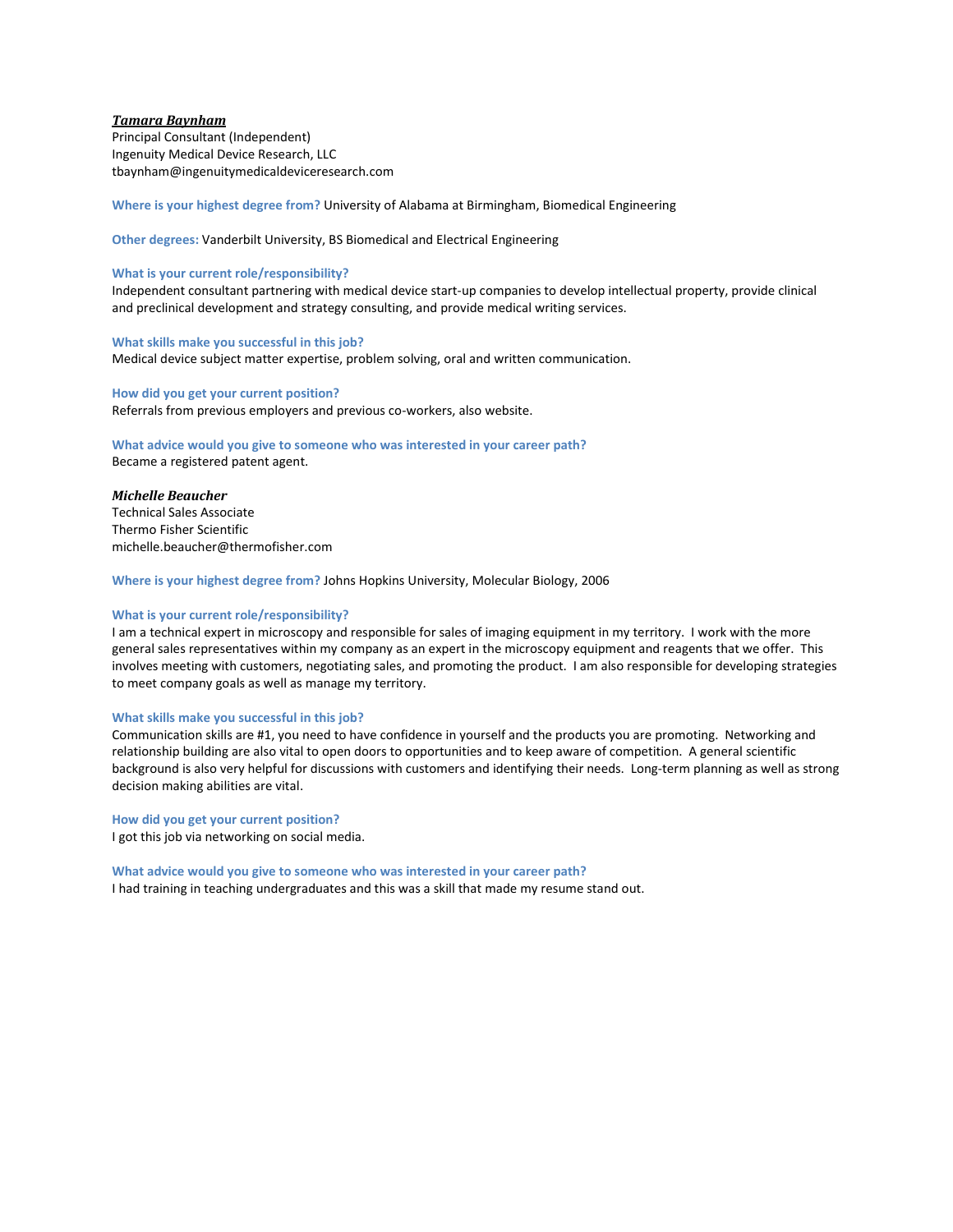***Tamara Baynham***
Principal Consultant (Independent)
Ingenuity Medical Device Research, LLC
tbaynham@ingenuitymedicaldeviceresearch.com

**Where is your highest degree from?** University of Alabama at Birmingham, Biomedical Engineering

**Other degrees:** Vanderbilt University, BS Biomedical and Electrical Engineering

**What is your current role/responsibility?**
Independent consultant partnering with medical device start-up companies to develop intellectual property, provide clinical and preclinical development and strategy consulting, and provide medical writing services.

**What skills make you successful in this job?**
Medical device subject matter expertise, problem solving, oral and written communication.

**How did you get your current position?**
Referrals from previous employers and previous co-workers, also website.

**What advice would you give to someone who was interested in your career path?**
Became a registered patent agent.

***Michelle Beaucher***
Technical Sales Associate
Thermo Fisher Scientific
michelle.beaucher@thermofisher.com

**Where is your highest degree from?** Johns Hopkins University, Molecular Biology, 2006

**What is your current role/responsibility?**
I am a technical expert in microscopy and responsible for sales of imaging equipment in my territory. I work with the more general sales representatives within my company as an expert in the microscopy equipment and reagents that we offer. This involves meeting with customers, negotiating sales, and promoting the product. I am also responsible for developing strategies to meet company goals as well as manage my territory.

**What skills make you successful in this job?**
Communication skills are #1, you need to have confidence in yourself and the products you are promoting. Networking and relationship building are also vital to open doors to opportunities and to keep aware of competition. A general scientific background is also very helpful for discussions with customers and identifying their needs. Long-term planning as well as strong decision making abilities are vital.

**How did you get your current position?**
I got this job via networking on social media.

**What advice would you give to someone who was interested in your career path?**
I had training in teaching undergraduates and this was a skill that made my resume stand out.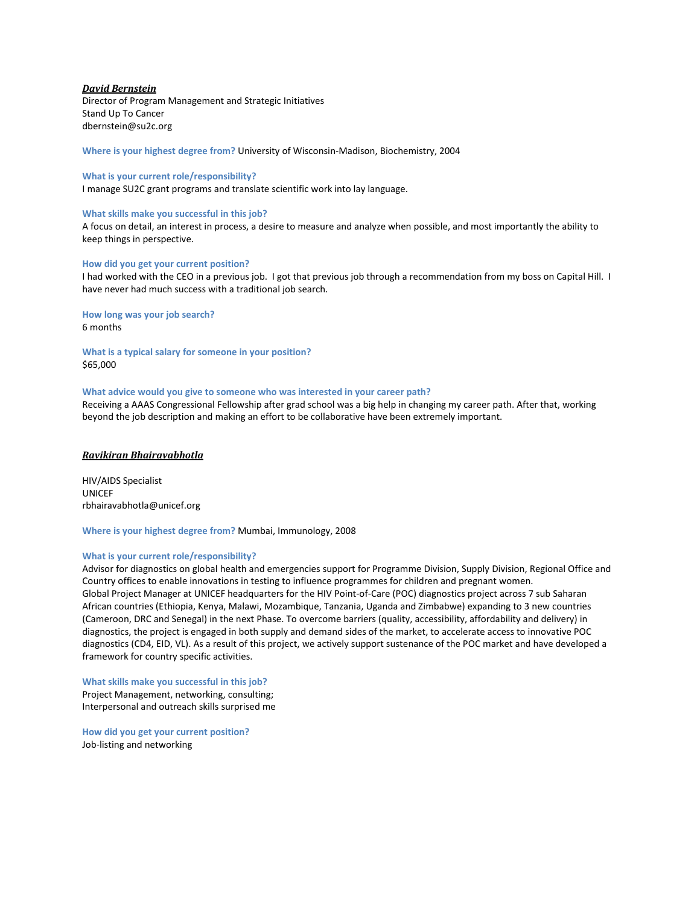***David Bernstein***

Director of Program Management and Strategic Initiatives
Stand Up To Cancer
dbernstein@su2c.org

**Where is your highest degree from?** University of Wisconsin-Madison, Biochemistry, 2004

**What is your current role/responsibility?**
I manage SU2C grant programs and translate scientific work into lay language.

**What skills make you successful in this job?**
A focus on detail, an interest in process, a desire to measure and analyze when possible, and most importantly the ability to keep things in perspective.

**How did you get your current position?**
I had worked with the CEO in a previous job. I got that previous job through a recommendation from my boss on Capital Hill. I have never had much success with a traditional job search.

**How long was your job search?**
6 months

**What is a typical salary for someone in your position?**
$65,000

**What advice would you give to someone who was interested in your career path?**
Receiving a AAAS Congressional Fellowship after grad school was a big help in changing my career path. After that, working beyond the job description and making an effort to be collaborative have been extremely important.

***Ravikiran Bhairavabhotla***

HIV/AIDS Specialist
UNICEF
rbhairavabhotla@unicef.org

**Where is your highest degree from?** Mumbai, Immunology, 2008

**What is your current role/responsibility?**
Advisor for diagnostics on global health and emergencies support for Programme Division, Supply Division, Regional Office and Country offices to enable innovations in testing to influence programmes for children and pregnant women.
Global Project Manager at UNICEF headquarters for the HIV Point-of-Care (POC) diagnostics project across 7 sub Saharan African countries (Ethiopia, Kenya, Malawi, Mozambique, Tanzania, Uganda and Zimbabwe) expanding to 3 new countries (Cameroon, DRC and Senegal) in the next Phase. To overcome barriers (quality, accessibility, affordability and delivery) in diagnostics, the project is engaged in both supply and demand sides of the market, to accelerate access to innovative POC diagnostics (CD4, EID, VL). As a result of this project, we actively support sustenance of the POC market and have developed a framework for country specific activities.

**What skills make you successful in this job?**
Project Management, networking, consulting;
Interpersonal and outreach skills surprised me

**How did you get your current position?**
Job-listing and networking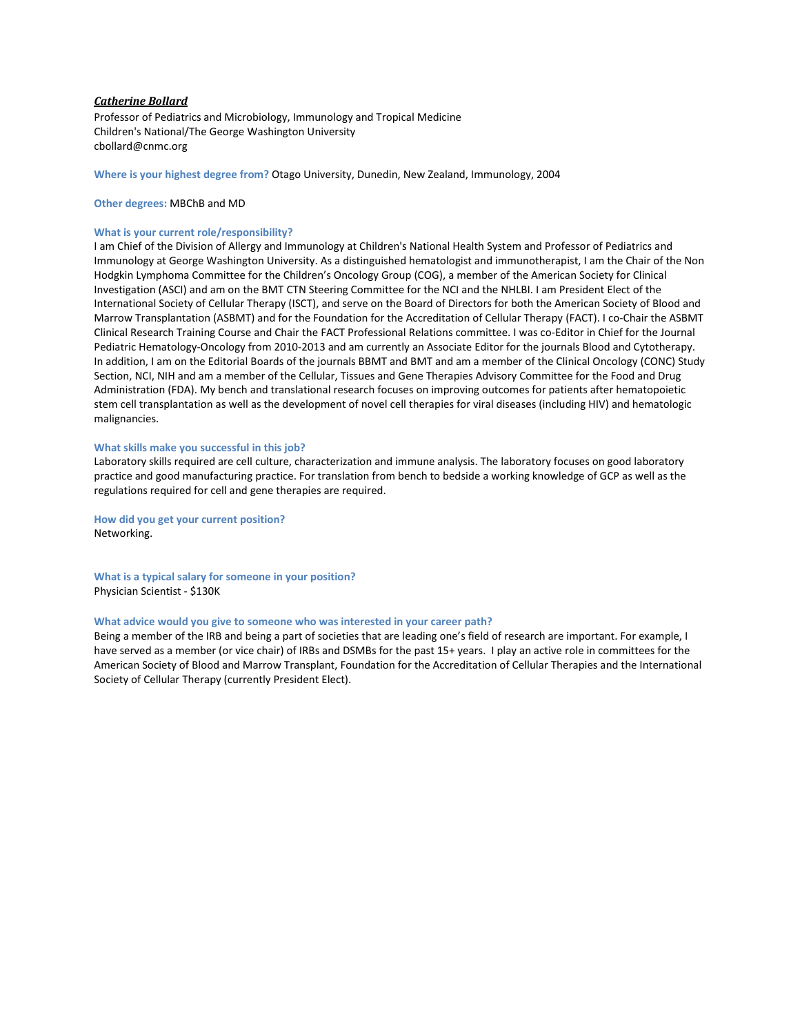***Catherine Bollard***

Professor of Pediatrics and Microbiology, Immunology and Tropical Medicine
Children's National/The George Washington University
cbollard@cnmc.org

**Where is your highest degree from?** Otago University, Dunedin, New Zealand, Immunology, 2004

**Other degrees:** MBChB and MD

**What is your current role/responsibility?**

I am Chief of the Division of Allergy and Immunology at Children's National Health System and Professor of Pediatrics and Immunology at George Washington University. As a distinguished hematologist and immunotherapist, I am the Chair of the Non Hodgkin Lymphoma Committee for the Children's Oncology Group (COG), a member of the American Society for Clinical Investigation (ASCI) and am on the BMT CTN Steering Committee for the NCI and the NHLBI. I am President Elect of the International Society of Cellular Therapy (ISCT), and serve on the Board of Directors for both the American Society of Blood and Marrow Transplantation (ASBMT) and for the Foundation for the Accreditation of Cellular Therapy (FACT). I co-Chair the ASBMT Clinical Research Training Course and Chair the FACT Professional Relations committee. I was co-Editor in Chief for the Journal Pediatric Hematology-Oncology from 2010-2013 and am currently an Associate Editor for the journals Blood and Cytotherapy. In addition, I am on the Editorial Boards of the journals BBMT and BMT and am a member of the Clinical Oncology (CONC) Study Section, NCI, NIH and am a member of the Cellular, Tissues and Gene Therapies Advisory Committee for the Food and Drug Administration (FDA). My bench and translational research focuses on improving outcomes for patients after hematopoietic stem cell transplantation as well as the development of novel cell therapies for viral diseases (including HIV) and hematologic malignancies.

**What skills make you successful in this job?**

Laboratory skills required are cell culture, characterization and immune analysis. The laboratory focuses on good laboratory practice and good manufacturing practice. For translation from bench to bedside a working knowledge of GCP as well as the regulations required for cell and gene therapies are required.

**How did you get your current position?**

Networking.

**What is a typical salary for someone in your position?**

Physician Scientist - $130K

**What advice would you give to someone who was interested in your career path?**

Being a member of the IRB and being a part of societies that are leading one's field of research are important. For example, I have served as a member (or vice chair) of IRBs and DSMBs for the past 15+ years. I play an active role in committees for the American Society of Blood and Marrow Transplant, Foundation for the Accreditation of Cellular Therapies and the International Society of Cellular Therapy (currently President Elect).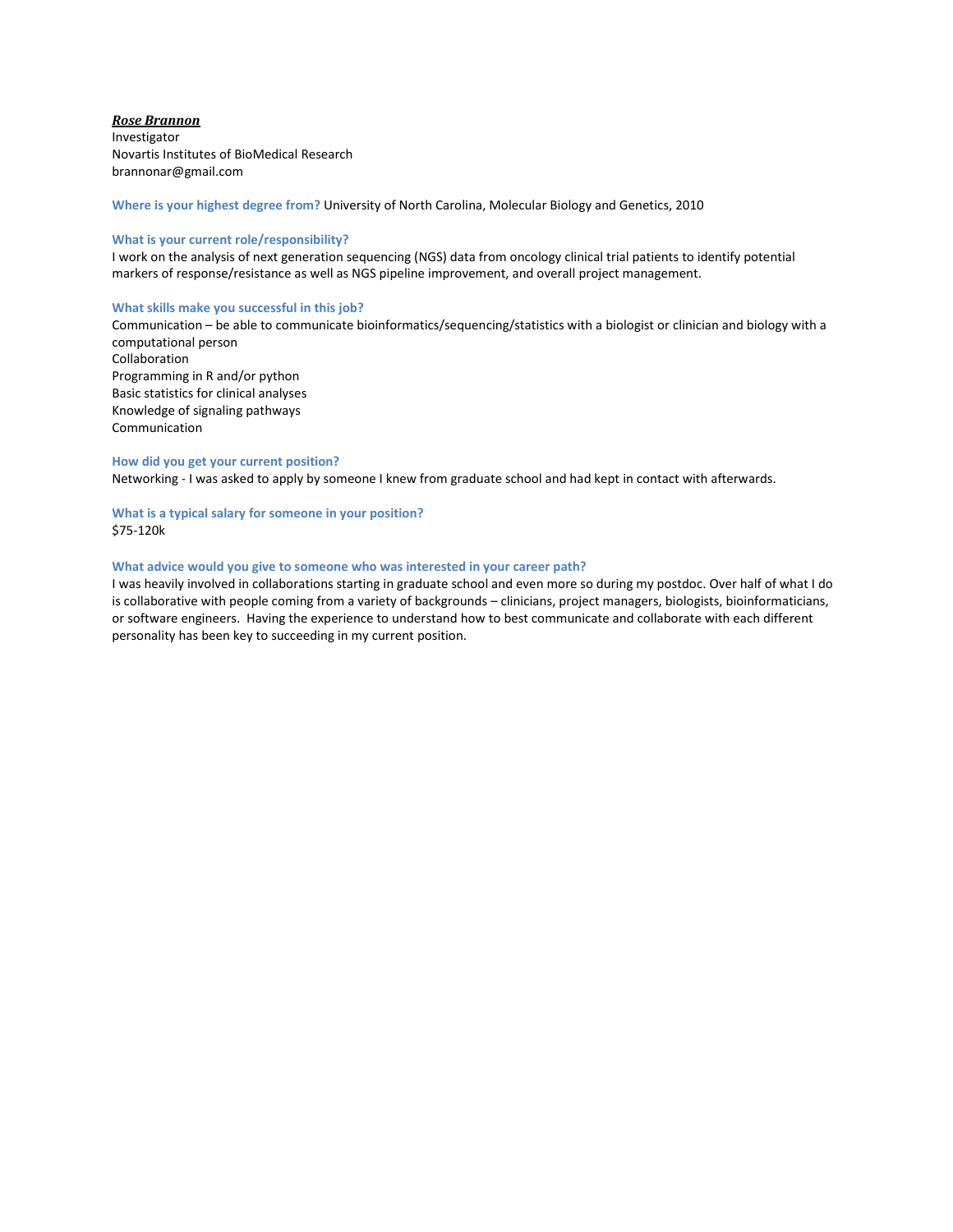***Rose Brannon***
Investigator
Novartis Institutes of BioMedical Research
brannonar@gmail.com

**Where is your highest degree from?** University of North Carolina, Molecular Biology and Genetics, 2010

**What is your current role/responsibility?**
I work on the analysis of next generation sequencing (NGS) data from oncology clinical trial patients to identify potential markers of response/resistance as well as NGS pipeline improvement, and overall project management.

**What skills make you successful in this job?**
Communication – be able to communicate bioinformatics/sequencing/statistics with a biologist or clinician and biology with a computational person
Collaboration
Programming in R and/or python
Basic statistics for clinical analyses
Knowledge of signaling pathways
Communication

**How did you get your current position?**
Networking - I was asked to apply by someone I knew from graduate school and had kept in contact with afterwards.

**What is a typical salary for someone in your position?**
$75-120k

**What advice would you give to someone who was interested in your career path?**
I was heavily involved in collaborations starting in graduate school and even more so during my postdoc. Over half of what I do is collaborative with people coming from a variety of backgrounds – clinicians, project managers, biologists, bioinformaticians, or software engineers. Having the experience to understand how to best communicate and collaborate with each different personality has been key to succeeding in my current position.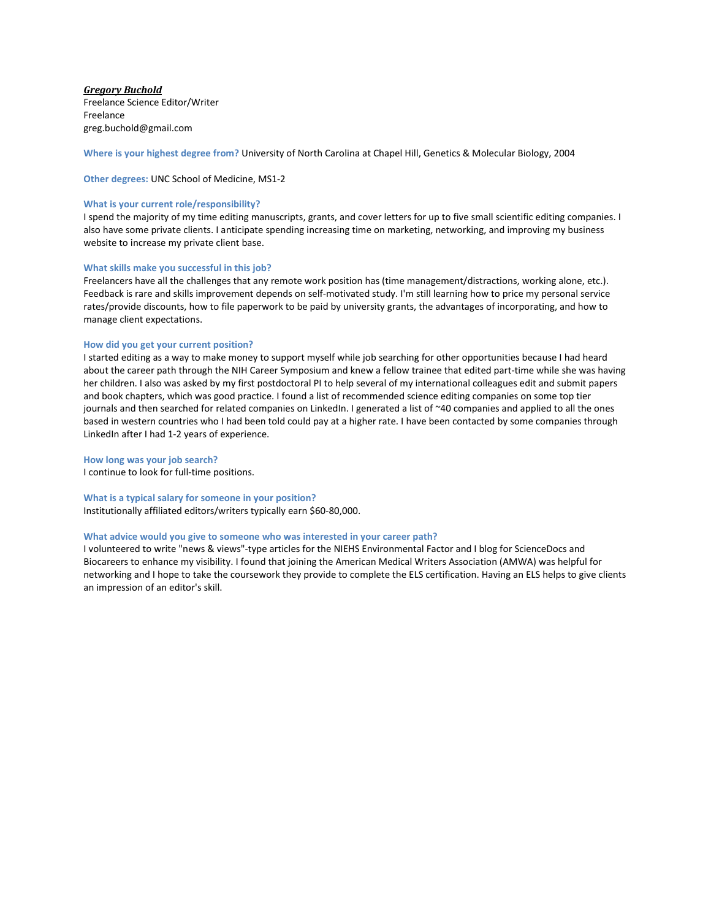***Gregory Buchold***
Freelance Science Editor/Writer
Freelance
greg.buchold@gmail.com

**Where is your highest degree from?** University of North Carolina at Chapel Hill, Genetics & Molecular Biology, 2004

**Other degrees:** UNC School of Medicine, MS1-2

**What is your current role/responsibility?**
I spend the majority of my time editing manuscripts, grants, and cover letters for up to five small scientific editing companies. I also have some private clients. I anticipate spending increasing time on marketing, networking, and improving my business website to increase my private client base.

**What skills make you successful in this job?**
Freelancers have all the challenges that any remote work position has (time management/distractions, working alone, etc.). Feedback is rare and skills improvement depends on self-motivated study. I'm still learning how to price my personal service rates/provide discounts, how to file paperwork to be paid by university grants, the advantages of incorporating, and how to manage client expectations.

**How did you get your current position?**
I started editing as a way to make money to support myself while job searching for other opportunities because I had heard about the career path through the NIH Career Symposium and knew a fellow trainee that edited part-time while she was having her children. I also was asked by my first postdoctoral PI to help several of my international colleagues edit and submit papers and book chapters, which was good practice. I found a list of recommended science editing companies on some top tier journals and then searched for related companies on LinkedIn. I generated a list of ~40 companies and applied to all the ones based in western countries who I had been told could pay at a higher rate. I have been contacted by some companies through LinkedIn after I had 1-2 years of experience.

**How long was your job search?**
I continue to look for full-time positions.

**What is a typical salary for someone in your position?**
Institutionally affiliated editors/writers typically earn $60-80,000.

**What advice would you give to someone who was interested in your career path?**
I volunteered to write "news & views"-type articles for the NIEHS Environmental Factor and I blog for ScienceDocs and Biocareers to enhance my visibility. I found that joining the American Medical Writers Association (AMWA) was helpful for networking and I hope to take the coursework they provide to complete the ELS certification. Having an ELS helps to give clients an impression of an editor's skill.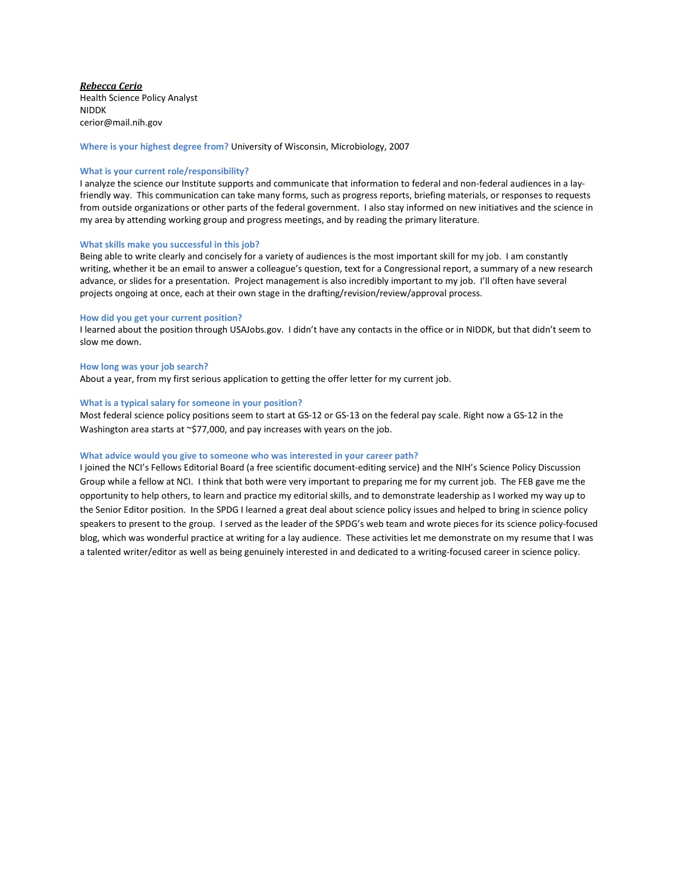***Rebecca Cerio***
Health Science Policy Analyst
NIDDK
cerior@mail.nih.gov

**Where is your highest degree from?** University of Wisconsin, Microbiology, 2007

**What is your current role/responsibility?**
I analyze the science our Institute supports and communicate that information to federal and non-federal audiences in a lay-friendly way. This communication can take many forms, such as progress reports, briefing materials, or responses to requests from outside organizations or other parts of the federal government. I also stay informed on new initiatives and the science in my area by attending working group and progress meetings, and by reading the primary literature.

**What skills make you successful in this job?**
Being able to write clearly and concisely for a variety of audiences is the most important skill for my job. I am constantly writing, whether it be an email to answer a colleague's question, text for a Congressional report, a summary of a new research advance, or slides for a presentation. Project management is also incredibly important to my job. I'll often have several projects ongoing at once, each at their own stage in the drafting/revision/review/approval process.

**How did you get your current position?**
I learned about the position through USAJobs.gov. I didn't have any contacts in the office or in NIDDK, but that didn't seem to slow me down.

**How long was your job search?**
About a year, from my first serious application to getting the offer letter for my current job.

**What is a typical salary for someone in your position?**
Most federal science policy positions seem to start at GS-12 or GS-13 on the federal pay scale. Right now a GS-12 in the Washington area starts at ~$77,000, and pay increases with years on the job.

**What advice would you give to someone who was interested in your career path?**
I joined the NCI's Fellows Editorial Board (a free scientific document-editing service) and the NIH's Science Policy Discussion Group while a fellow at NCI. I think that both were very important to preparing me for my current job. The FEB gave me the opportunity to help others, to learn and practice my editorial skills, and to demonstrate leadership as I worked my way up to the Senior Editor position. In the SPDG I learned a great deal about science policy issues and helped to bring in science policy speakers to present to the group. I served as the leader of the SPDG's web team and wrote pieces for its science policy-focused blog, which was wonderful practice at writing for a lay audience. These activities let me demonstrate on my resume that I was a talented writer/editor as well as being genuinely interested in and dedicated to a writing-focused career in science policy.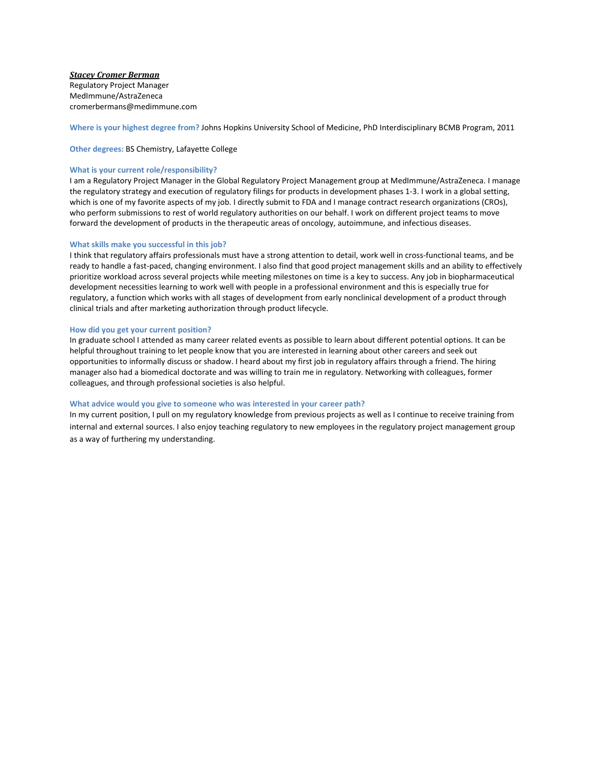***Stacey Cromer Berman***
Regulatory Project Manager
MedImmune/AstraZeneca
cromerbermans@medimmune.com

**Where is your highest degree from?** Johns Hopkins University School of Medicine, PhD Interdisciplinary BCMB Program, 2011

**Other degrees:** BS Chemistry, Lafayette College

**What is your current role/responsibility?**
I am a Regulatory Project Manager in the Global Regulatory Project Management group at MedImmune/AstraZeneca. I manage the regulatory strategy and execution of regulatory filings for products in development phases 1-3. I work in a global setting, which is one of my favorite aspects of my job. I directly submit to FDA and I manage contract research organizations (CROs), who perform submissions to rest of world regulatory authorities on our behalf. I work on different project teams to move forward the development of products in the therapeutic areas of oncology, autoimmune, and infectious diseases.

**What skills make you successful in this job?**
I think that regulatory affairs professionals must have a strong attention to detail, work well in cross-functional teams, and be ready to handle a fast-paced, changing environment. I also find that good project management skills and an ability to effectively prioritize workload across several projects while meeting milestones on time is a key to success. Any job in biopharmaceutical development necessities learning to work well with people in a professional environment and this is especially true for regulatory, a function which works with all stages of development from early nonclinical development of a product through clinical trials and after marketing authorization through product lifecycle.

**How did you get your current position?**
In graduate school I attended as many career related events as possible to learn about different potential options. It can be helpful throughout training to let people know that you are interested in learning about other careers and seek out opportunities to informally discuss or shadow. I heard about my first job in regulatory affairs through a friend. The hiring manager also had a biomedical doctorate and was willing to train me in regulatory. Networking with colleagues, former colleagues, and through professional societies is also helpful.

**What advice would you give to someone who was interested in your career path?**
In my current position, I pull on my regulatory knowledge from previous projects as well as I continue to receive training from internal and external sources. I also enjoy teaching regulatory to new employees in the regulatory project management group as a way of furthering my understanding.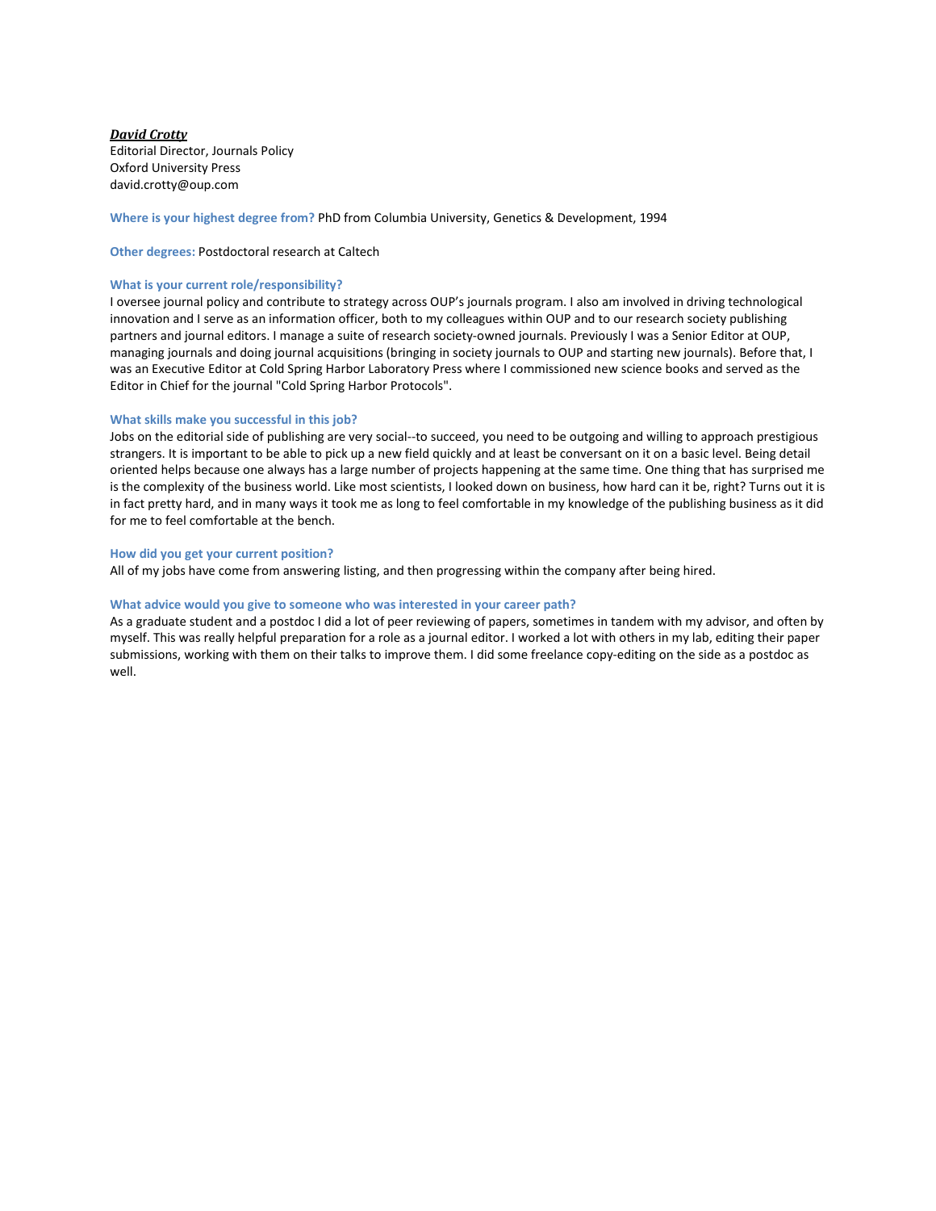***David Crotty***
Editorial Director, Journals Policy
Oxford University Press
david.crotty@oup.com

**Where is your highest degree from?** PhD from Columbia University, Genetics & Development, 1994

**Other degrees:** Postdoctoral research at Caltech

**What is your current role/responsibility?**
I oversee journal policy and contribute to strategy across OUP's journals program. I also am involved in driving technological innovation and I serve as an information officer, both to my colleagues within OUP and to our research society publishing partners and journal editors. I manage a suite of research society-owned journals. Previously I was a Senior Editor at OUP, managing journals and doing journal acquisitions (bringing in society journals to OUP and starting new journals). Before that, I was an Executive Editor at Cold Spring Harbor Laboratory Press where I commissioned new science books and served as the Editor in Chief for the journal "Cold Spring Harbor Protocols".

**What skills make you successful in this job?**
Jobs on the editorial side of publishing are very social--to succeed, you need to be outgoing and willing to approach prestigious strangers. It is important to be able to pick up a new field quickly and at least be conversant on it on a basic level. Being detail oriented helps because one always has a large number of projects happening at the same time. One thing that has surprised me is the complexity of the business world. Like most scientists, I looked down on business, how hard can it be, right? Turns out it is in fact pretty hard, and in many ways it took me as long to feel comfortable in my knowledge of the publishing business as it did for me to feel comfortable at the bench.

**How did you get your current position?**
All of my jobs have come from answering listing, and then progressing within the company after being hired.

**What advice would you give to someone who was interested in your career path?**
As a graduate student and a postdoc I did a lot of peer reviewing of papers, sometimes in tandem with my advisor, and often by myself. This was really helpful preparation for a role as a journal editor. I worked a lot with others in my lab, editing their paper submissions, working with them on their talks to improve them. I did some freelance copy-editing on the side as a postdoc as well.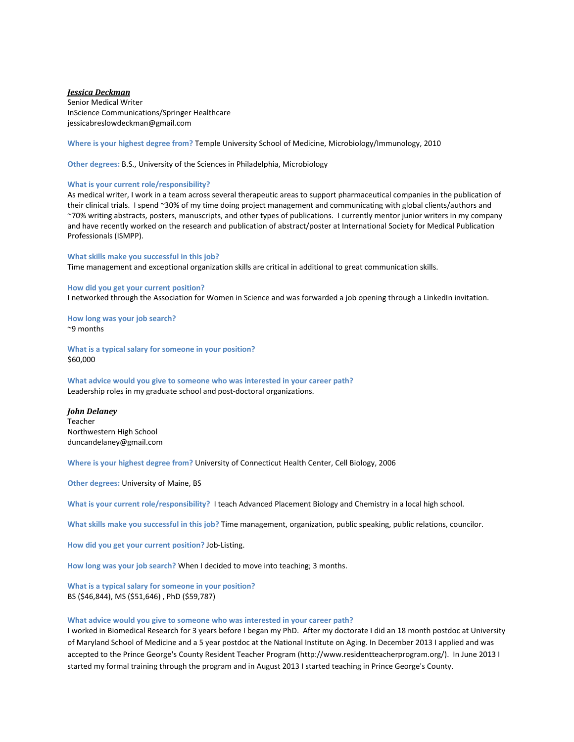***Jessica Deckman***
Senior Medical Writer
InScience Communications/Springer Healthcare
jessicabreslowdeckman@gmail.com

**Where is your highest degree from?** Temple University School of Medicine, Microbiology/Immunology, 2010

**Other degrees:** B.S., University of the Sciences in Philadelphia, Microbiology

**What is your current role/responsibility?**
As medical writer, I work in a team across several therapeutic areas to support pharmaceutical companies in the publication of their clinical trials. I spend ~30% of my time doing project management and communicating with global clients/authors and ~70% writing abstracts, posters, manuscripts, and other types of publications. I currently mentor junior writers in my company and have recently worked on the research and publication of abstract/poster at International Society for Medical Publication Professionals (ISMPP).

**What skills make you successful in this job?**
Time management and exceptional organization skills are critical in additional to great communication skills.

**How did you get your current position?**
I networked through the Association for Women in Science and was forwarded a job opening through a LinkedIn invitation.

**How long was your job search?**
~9 months

**What is a typical salary for someone in your position?**
$60,000

**What advice would you give to someone who was interested in your career path?**
Leadership roles in my graduate school and post-doctoral organizations.

***John Delaney***
Teacher
Northwestern High School
duncandelaney@gmail.com

**Where is your highest degree from?** University of Connecticut Health Center, Cell Biology, 2006

**Other degrees:** University of Maine, BS

**What is your current role/responsibility?** I teach Advanced Placement Biology and Chemistry in a local high school.

**What skills make you successful in this job?** Time management, organization, public speaking, public relations, councilor.

**How did you get your current position?** Job-Listing.

**How long was your job search?** When I decided to move into teaching; 3 months.

**What is a typical salary for someone in your position?**
BS ($46,844), MS ($51,646) , PhD ($59,787)

**What advice would you give to someone who was interested in your career path?**
I worked in Biomedical Research for 3 years before I began my PhD. After my doctorate I did an 18 month postdoc at University of Maryland School of Medicine and a 5 year postdoc at the National Institute on Aging. In December 2013 I applied and was accepted to the Prince George's County Resident Teacher Program (http://www.residentteacherprogram.org/). In June 2013 I started my formal training through the program and in August 2013 I started teaching in Prince George's County.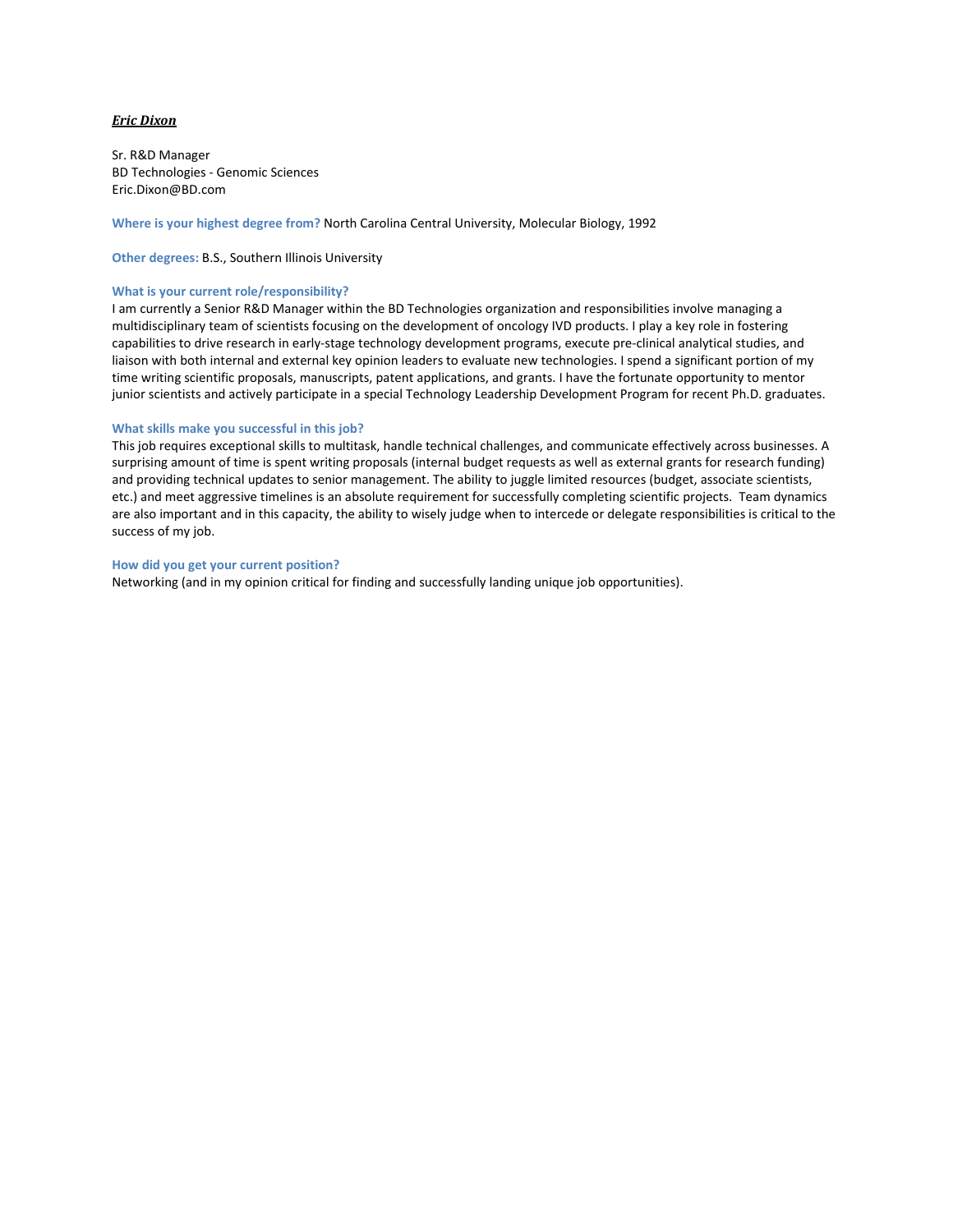***Eric Dixon***

Sr. R&D Manager
BD Technologies - Genomic Sciences
Eric.Dixon@BD.com

**Where is your highest degree from?** North Carolina Central University, Molecular Biology, 1992

**Other degrees:** B.S., Southern Illinois University

**What is your current role/responsibility?**

I am currently a Senior R&D Manager within the BD Technologies organization and responsibilities involve managing a multidisciplinary team of scientists focusing on the development of oncology IVD products. I play a key role in fostering capabilities to drive research in early-stage technology development programs, execute pre-clinical analytical studies, and liaison with both internal and external key opinion leaders to evaluate new technologies. I spend a significant portion of my time writing scientific proposals, manuscripts, patent applications, and grants. I have the fortunate opportunity to mentor junior scientists and actively participate in a special Technology Leadership Development Program for recent Ph.D. graduates.

**What skills make you successful in this job?**

This job requires exceptional skills to multitask, handle technical challenges, and communicate effectively across businesses. A surprising amount of time is spent writing proposals (internal budget requests as well as external grants for research funding) and providing technical updates to senior management. The ability to juggle limited resources (budget, associate scientists, etc.) and meet aggressive timelines is an absolute requirement for successfully completing scientific projects. Team dynamics are also important and in this capacity, the ability to wisely judge when to intercede or delegate responsibilities is critical to the success of my job.

**How did you get your current position?**

Networking (and in my opinion critical for finding and successfully landing unique job opportunities).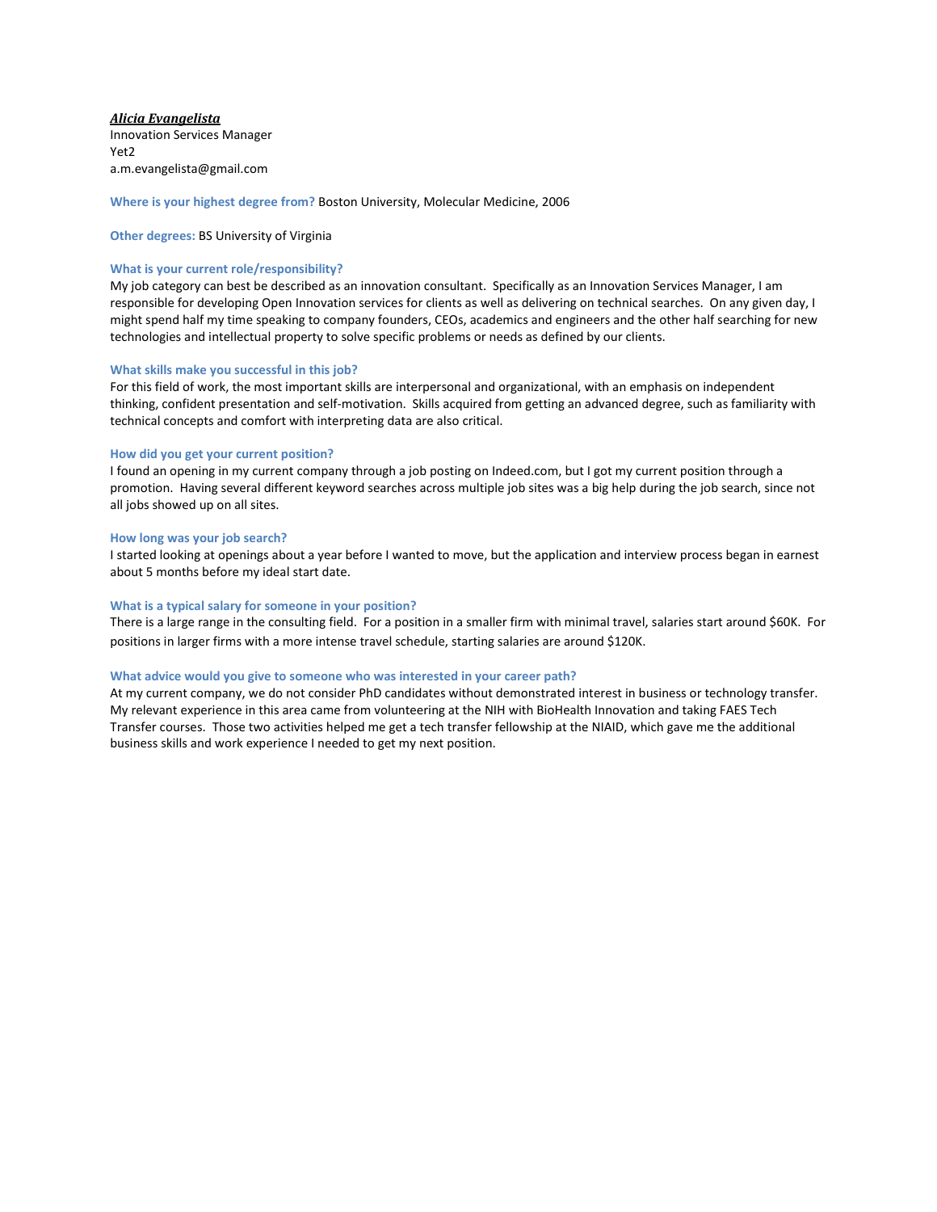***Alicia Evangelista***
Innovation Services Manager
Yet2
a.m.evangelista@gmail.com

**Where is your highest degree from?** Boston University, Molecular Medicine, 2006

**Other degrees:** BS University of Virginia

**What is your current role/responsibility?**
My job category can best be described as an innovation consultant. Specifically as an Innovation Services Manager, I am responsible for developing Open Innovation services for clients as well as delivering on technical searches. On any given day, I might spend half my time speaking to company founders, CEOs, academics and engineers and the other half searching for new technologies and intellectual property to solve specific problems or needs as defined by our clients.

**What skills make you successful in this job?**
For this field of work, the most important skills are interpersonal and organizational, with an emphasis on independent thinking, confident presentation and self-motivation. Skills acquired from getting an advanced degree, such as familiarity with technical concepts and comfort with interpreting data are also critical.

**How did you get your current position?**
I found an opening in my current company through a job posting on Indeed.com, but I got my current position through a promotion. Having several different keyword searches across multiple job sites was a big help during the job search, since not all jobs showed up on all sites.

**How long was your job search?**
I started looking at openings about a year before I wanted to move, but the application and interview process began in earnest about 5 months before my ideal start date.

**What is a typical salary for someone in your position?**
There is a large range in the consulting field. For a position in a smaller firm with minimal travel, salaries start around $60K. For positions in larger firms with a more intense travel schedule, starting salaries are around $120K.

**What advice would you give to someone who was interested in your career path?**
At my current company, we do not consider PhD candidates without demonstrated interest in business or technology transfer. My relevant experience in this area came from volunteering at the NIH with BioHealth Innovation and taking FAES Tech Transfer courses. Those two activities helped me get a tech transfer fellowship at the NIAID, which gave me the additional business skills and work experience I needed to get my next position.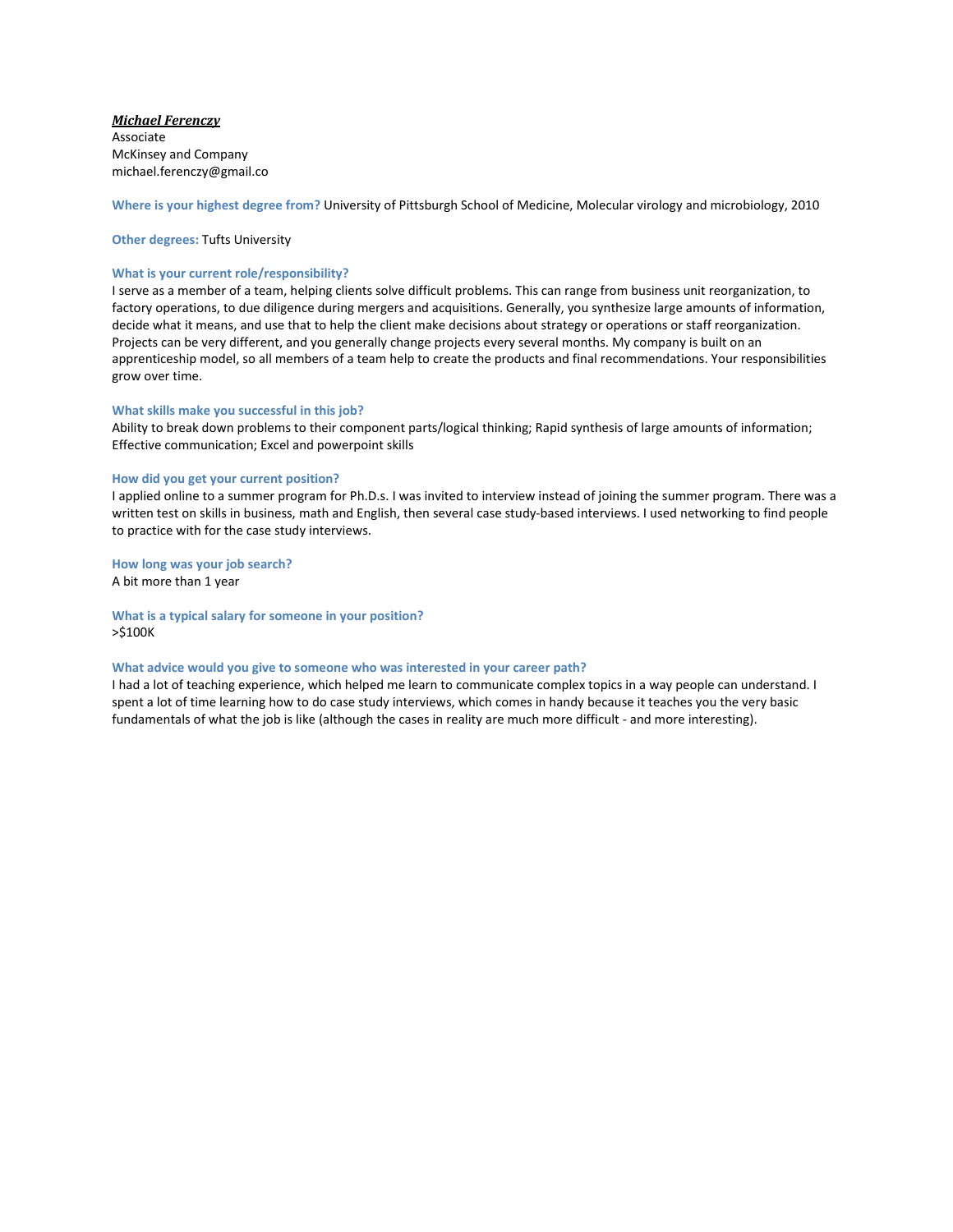***Michael Ferenczy***
Associate
McKinsey and Company
michael.ferenczy@gmail.co

**Where is your highest degree from?** University of Pittsburgh School of Medicine, Molecular virology and microbiology, 2010

**Other degrees:** Tufts University

**What is your current role/responsibility?**
I serve as a member of a team, helping clients solve difficult problems. This can range from business unit reorganization, to factory operations, to due diligence during mergers and acquisitions. Generally, you synthesize large amounts of information, decide what it means, and use that to help the client make decisions about strategy or operations or staff reorganization. Projects can be very different, and you generally change projects every several months. My company is built on an apprenticeship model, so all members of a team help to create the products and final recommendations. Your responsibilities grow over time.

**What skills make you successful in this job?**
Ability to break down problems to their component parts/logical thinking; Rapid synthesis of large amounts of information; Effective communication; Excel and powerpoint skills

**How did you get your current position?**
I applied online to a summer program for Ph.D.s. I was invited to interview instead of joining the summer program. There was a written test on skills in business, math and English, then several case study-based interviews. I used networking to find people to practice with for the case study interviews.

**How long was your job search?**
A bit more than 1 year

**What is a typical salary for someone in your position?**
>$100K

**What advice would you give to someone who was interested in your career path?**
I had a lot of teaching experience, which helped me learn to communicate complex topics in a way people can understand. I spent a lot of time learning how to do case study interviews, which comes in handy because it teaches you the very basic fundamentals of what the job is like (although the cases in reality are much more difficult - and more interesting).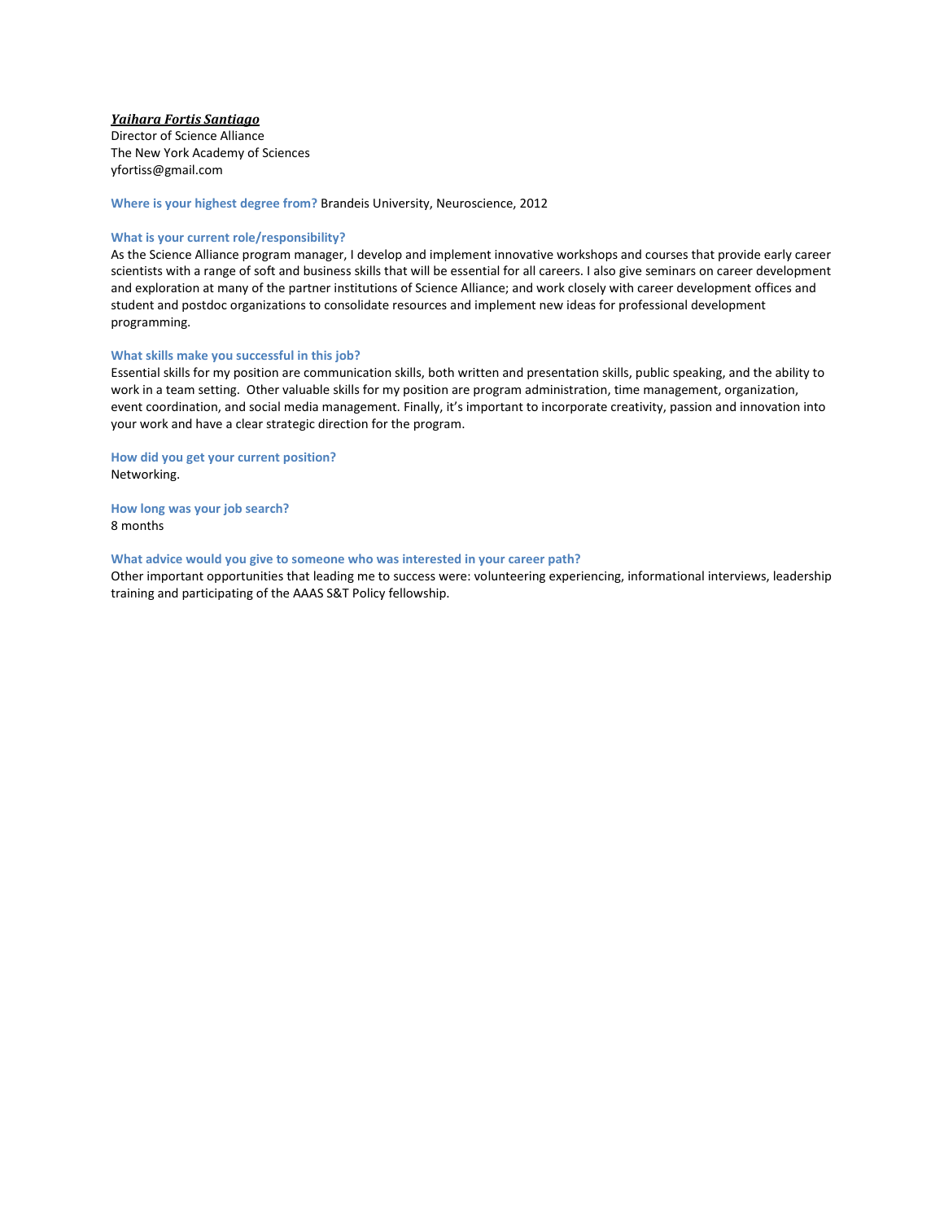***Yaihara Fortis Santiago***
Director of Science Alliance
The New York Academy of Sciences
yfortiss@gmail.com

**Where is your highest degree from?** Brandeis University, Neuroscience, 2012

**What is your current role/responsibility?**
As the Science Alliance program manager, I develop and implement innovative workshops and courses that provide early career scientists with a range of soft and business skills that will be essential for all careers. I also give seminars on career development and exploration at many of the partner institutions of Science Alliance; and work closely with career development offices and student and postdoc organizations to consolidate resources and implement new ideas for professional development programming.

**What skills make you successful in this job?**
Essential skills for my position are communication skills, both written and presentation skills, public speaking, and the ability to work in a team setting. Other valuable skills for my position are program administration, time management, organization, event coordination, and social media management. Finally, it's important to incorporate creativity, passion and innovation into your work and have a clear strategic direction for the program.

**How did you get your current position?**
Networking.

**How long was your job search?**
8 months

**What advice would you give to someone who was interested in your career path?**
Other important opportunities that leading me to success were: volunteering experiencing, informational interviews, leadership training and participating of the AAAS S&T Policy fellowship.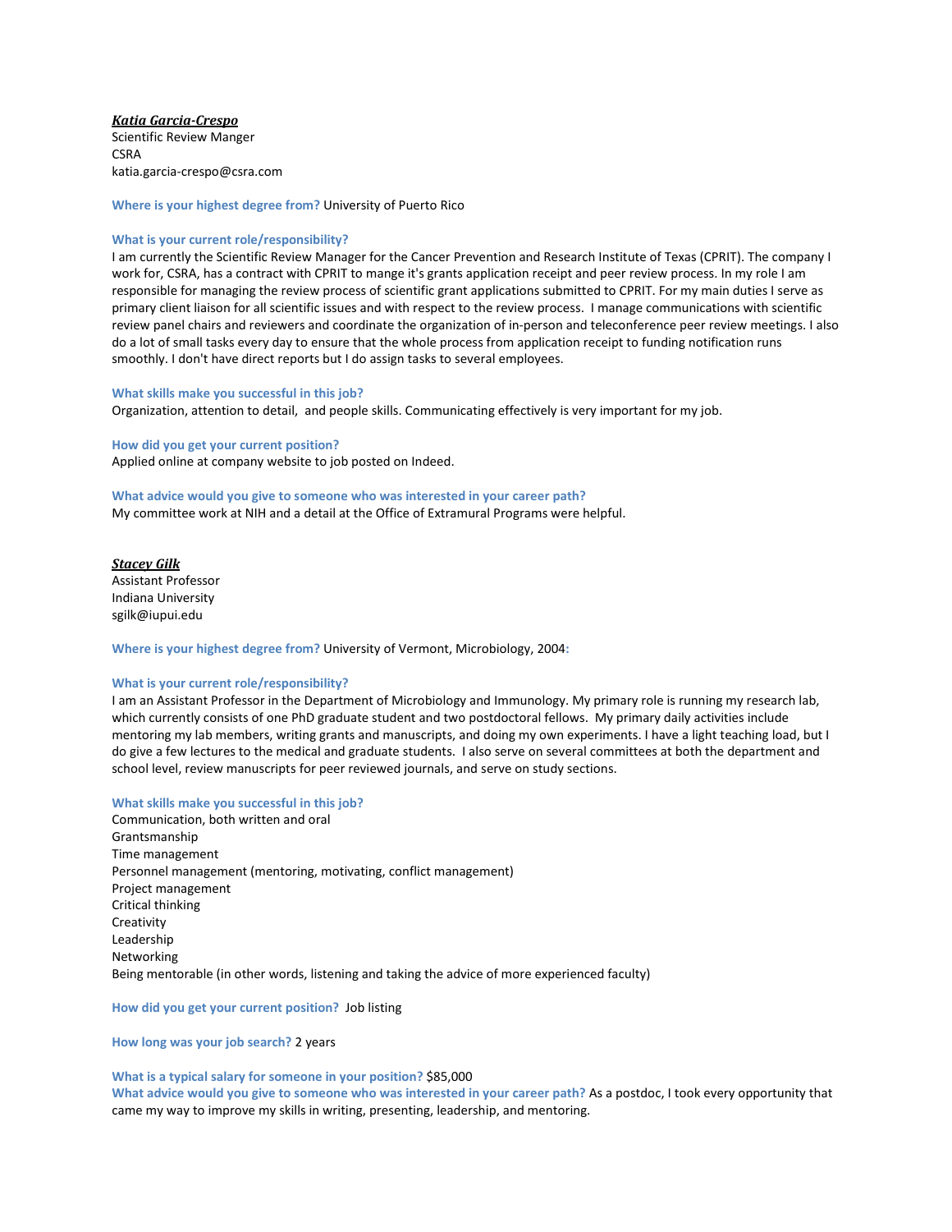***Katia Garcia-Crespo***
Scientific Review Manger
CSRA
katia.garcia-crespo@csra.com

**Where is your highest degree from?** University of Puerto Rico

**What is your current role/responsibility?**
I am currently the Scientific Review Manager for the Cancer Prevention and Research Institute of Texas (CPRIT). The company I work for, CSRA, has a contract with CPRIT to mange it's grants application receipt and peer review process. In my role I am responsible for managing the review process of scientific grant applications submitted to CPRIT. For my main duties I serve as primary client liaison for all scientific issues and with respect to the review process. I manage communications with scientific review panel chairs and reviewers and coordinate the organization of in-person and teleconference peer review meetings. I also do a lot of small tasks every day to ensure that the whole process from application receipt to funding notification runs smoothly. I don't have direct reports but I do assign tasks to several employees.

**What skills make you successful in this job?**
Organization, attention to detail, and people skills. Communicating effectively is very important for my job.

**How did you get your current position?**
Applied online at company website to job posted on Indeed.

**What advice would you give to someone who was interested in your career path?**
My committee work at NIH and a detail at the Office of Extramural Programs were helpful.

***Stacey Gilk***
Assistant Professor
Indiana University
sgilk@iupui.edu

**Where is your highest degree from?** University of Vermont, Microbiology, 2004:

**What is your current role/responsibility?**
I am an Assistant Professor in the Department of Microbiology and Immunology. My primary role is running my research lab, which currently consists of one PhD graduate student and two postdoctoral fellows. My primary daily activities include mentoring my lab members, writing grants and manuscripts, and doing my own experiments. I have a light teaching load, but I do give a few lectures to the medical and graduate students. I also serve on several committees at both the department and school level, review manuscripts for peer reviewed journals, and serve on study sections.

**What skills make you successful in this job?**
Communication, both written and oral
Grantsmanship
Time management
Personnel management (mentoring, motivating, conflict management)
Project management
Critical thinking
Creativity
Leadership
Networking
Being mentorable (in other words, listening and taking the advice of more experienced faculty)

**How did you get your current position?** Job listing

**How long was your job search?** 2 years

**What is a typical salary for someone in your position?** $85,000
**What advice would you give to someone who was interested in your career path?** As a postdoc, I took every opportunity that came my way to improve my skills in writing, presenting, leadership, and mentoring.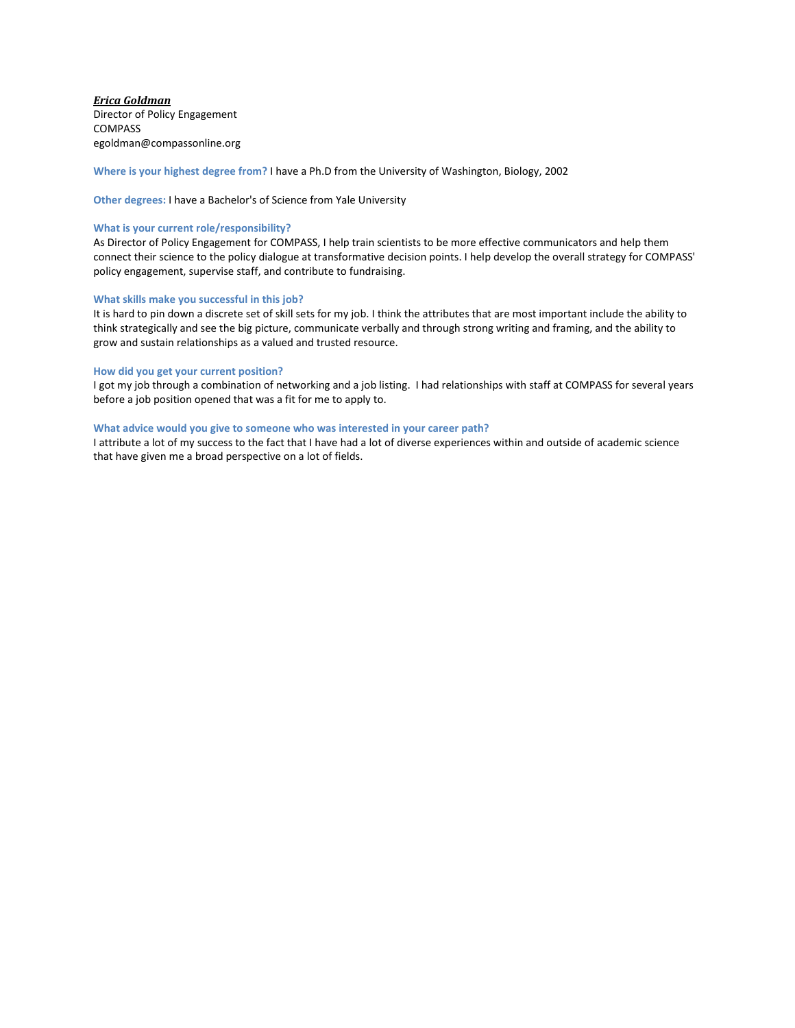***Erica Goldman***
Director of Policy Engagement
COMPASS
egoldman@compassonline.org

**Where is your highest degree from?** I have a Ph.D from the University of Washington, Biology, 2002

**Other degrees:** I have a Bachelor's of Science from Yale University

**What is your current role/responsibility?**
As Director of Policy Engagement for COMPASS, I help train scientists to be more effective communicators and help them connect their science to the policy dialogue at transformative decision points. I help develop the overall strategy for COMPASS' policy engagement, supervise staff, and contribute to fundraising.

**What skills make you successful in this job?**
It is hard to pin down a discrete set of skill sets for my job. I think the attributes that are most important include the ability to think strategically and see the big picture, communicate verbally and through strong writing and framing, and the ability to grow and sustain relationships as a valued and trusted resource.

**How did you get your current position?**
I got my job through a combination of networking and a job listing. I had relationships with staff at COMPASS for several years before a job position opened that was a fit for me to apply to.

**What advice would you give to someone who was interested in your career path?**
I attribute a lot of my success to the fact that I have had a lot of diverse experiences within and outside of academic science that have given me a broad perspective on a lot of fields.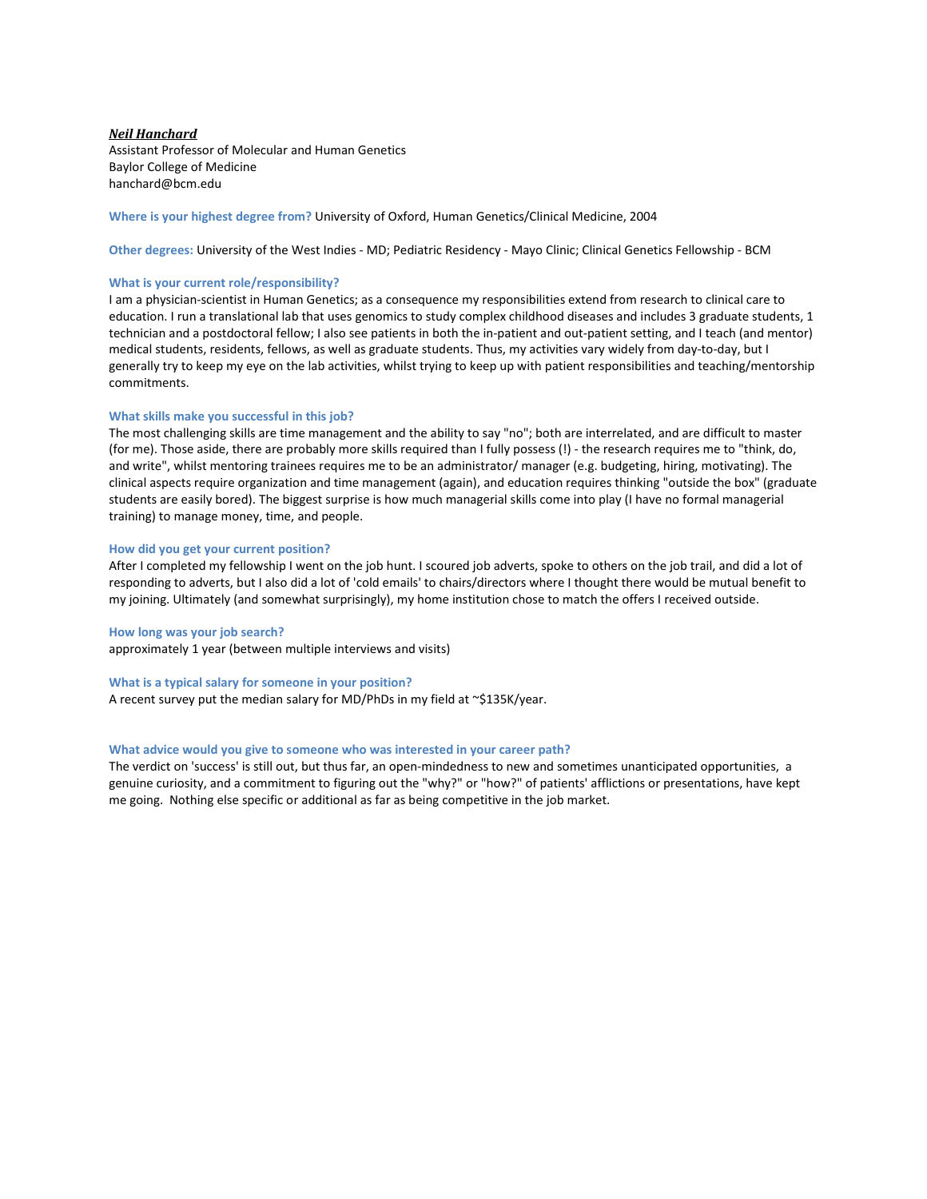***Neil Hanchard***
Assistant Professor of Molecular and Human Genetics
Baylor College of Medicine
hanchard@bcm.edu

**Where is your highest degree from?** University of Oxford, Human Genetics/Clinical Medicine, 2004

**Other degrees:** University of the West Indies - MD; Pediatric Residency - Mayo Clinic; Clinical Genetics Fellowship - BCM

**What is your current role/responsibility?**
I am a physician-scientist in Human Genetics; as a consequence my responsibilities extend from research to clinical care to education. I run a translational lab that uses genomics to study complex childhood diseases and includes 3 graduate students, 1 technician and a postdoctoral fellow; I also see patients in both the in-patient and out-patient setting, and I teach (and mentor) medical students, residents, fellows, as well as graduate students. Thus, my activities vary widely from day-to-day, but I generally try to keep my eye on the lab activities, whilst trying to keep up with patient responsibilities and teaching/mentorship commitments.

**What skills make you successful in this job?**
The most challenging skills are time management and the ability to say "no"; both are interrelated, and are difficult to master (for me). Those aside, there are probably more skills required than I fully possess (!) - the research requires me to "think, do, and write", whilst mentoring trainees requires me to be an administrator/ manager (e.g. budgeting, hiring, motivating). The clinical aspects require organization and time management (again), and education requires thinking "outside the box" (graduate students are easily bored). The biggest surprise is how much managerial skills come into play (I have no formal managerial training) to manage money, time, and people.

**How did you get your current position?**
After I completed my fellowship I went on the job hunt. I scoured job adverts, spoke to others on the job trail, and did a lot of responding to adverts, but I also did a lot of 'cold emails' to chairs/directors where I thought there would be mutual benefit to my joining. Ultimately (and somewhat surprisingly), my home institution chose to match the offers I received outside.

**How long was your job search?**
approximately 1 year (between multiple interviews and visits)

**What is a typical salary for someone in your position?**
A recent survey put the median salary for MD/PhDs in my field at ~$135K/year.

**What advice would you give to someone who was interested in your career path?**
The verdict on 'success' is still out, but thus far, an open-mindedness to new and sometimes unanticipated opportunities, a genuine curiosity, and a commitment to figuring out the "why?" or "how?" of patients' afflictions or presentations, have kept me going. Nothing else specific or additional as far as being competitive in the job market.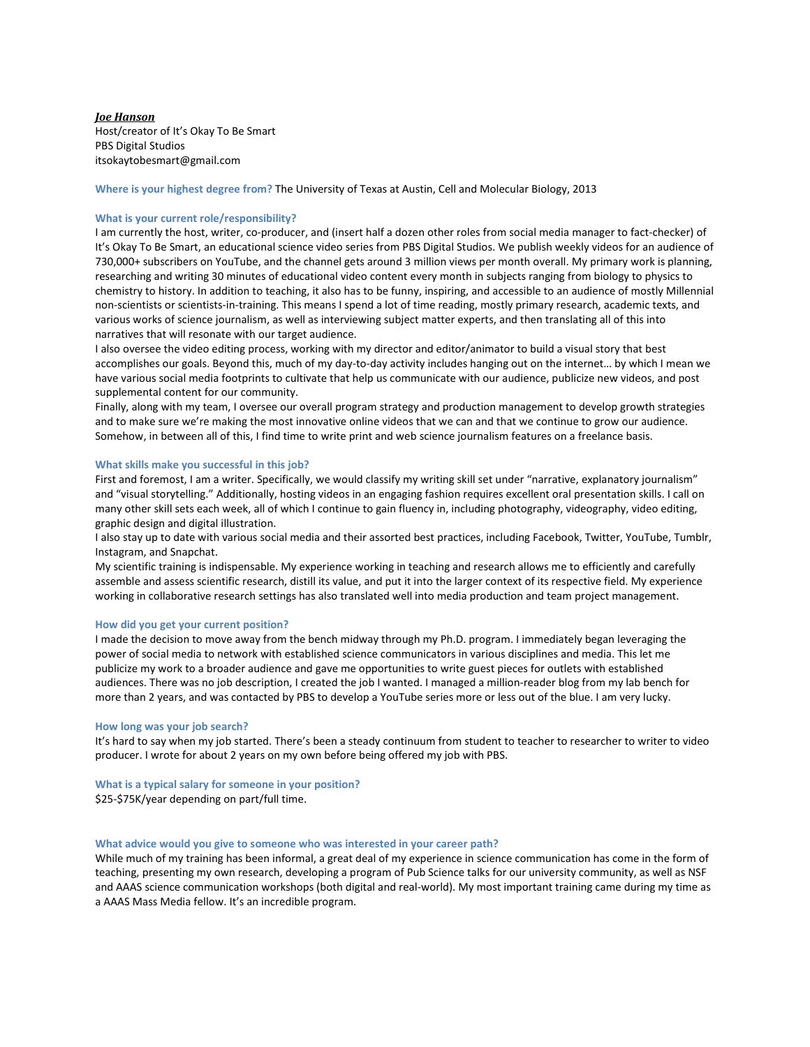***Joe Hanson***
Host/creator of It's Okay To Be Smart
PBS Digital Studios
itsokaytobesmart@gmail.com

**Where is your highest degree from?** The University of Texas at Austin, Cell and Molecular Biology, 2013

**What is your current role/responsibility?**
I am currently the host, writer, co-producer, and (insert half a dozen other roles from social media manager to fact-checker) of It's Okay To Be Smart, an educational science video series from PBS Digital Studios. We publish weekly videos for an audience of 730,000+ subscribers on YouTube, and the channel gets around 3 million views per month overall. My primary work is planning, researching and writing 30 minutes of educational video content every month in subjects ranging from biology to physics to chemistry to history. In addition to teaching, it also has to be funny, inspiring, and accessible to an audience of mostly Millennial non-scientists or scientists-in-training. This means I spend a lot of time reading, mostly primary research, academic texts, and various works of science journalism, as well as interviewing subject matter experts, and then translating all of this into narratives that will resonate with our target audience.
I also oversee the video editing process, working with my director and editor/animator to build a visual story that best accomplishes our goals. Beyond this, much of my day-to-day activity includes hanging out on the internet… by which I mean we have various social media footprints to cultivate that help us communicate with our audience, publicize new videos, and post supplemental content for our community.
Finally, along with my team, I oversee our overall program strategy and production management to develop growth strategies and to make sure we're making the most innovative online videos that we can and that we continue to grow our audience. Somehow, in between all of this, I find time to write print and web science journalism features on a freelance basis.

**What skills make you successful in this job?**
First and foremost, I am a writer. Specifically, we would classify my writing skill set under "narrative, explanatory journalism" and "visual storytelling." Additionally, hosting videos in an engaging fashion requires excellent oral presentation skills. I call on many other skill sets each week, all of which I continue to gain fluency in, including photography, videography, video editing, graphic design and digital illustration.
I also stay up to date with various social media and their assorted best practices, including Facebook, Twitter, YouTube, Tumblr, Instagram, and Snapchat.
My scientific training is indispensable. My experience working in teaching and research allows me to efficiently and carefully assemble and assess scientific research, distill its value, and put it into the larger context of its respective field. My experience working in collaborative research settings has also translated well into media production and team project management.

**How did you get your current position?**
I made the decision to move away from the bench midway through my Ph.D. program. I immediately began leveraging the power of social media to network with established science communicators in various disciplines and media. This let me publicize my work to a broader audience and gave me opportunities to write guest pieces for outlets with established audiences. There was no job description, I created the job I wanted. I managed a million-reader blog from my lab bench for more than 2 years, and was contacted by PBS to develop a YouTube series more or less out of the blue. I am very lucky.

**How long was your job search?**
It's hard to say when my job started. There's been a steady continuum from student to teacher to researcher to writer to video producer. I wrote for about 2 years on my own before being offered my job with PBS.

**What is a typical salary for someone in your position?**
$25-$75K/year depending on part/full time.

**What advice would you give to someone who was interested in your career path?**
While much of my training has been informal, a great deal of my experience in science communication has come in the form of teaching, presenting my own research, developing a program of Pub Science talks for our university community, as well as NSF and AAAS science communication workshops (both digital and real-world). My most important training came during my time as a AAAS Mass Media fellow. It's an incredible program.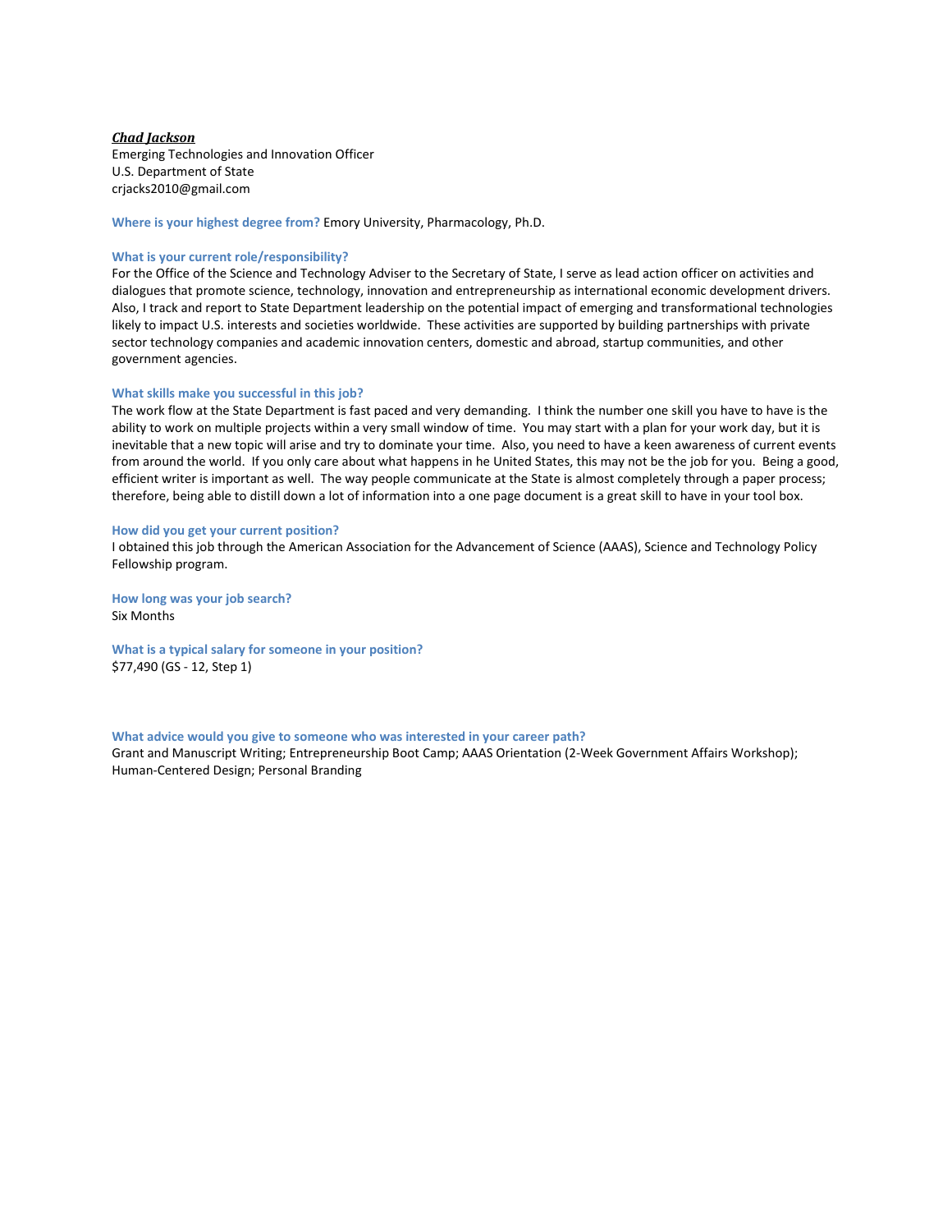***Chad Jackson***
Emerging Technologies and Innovation Officer
U.S. Department of State
crjacks2010@gmail.com

**Where is your highest degree from?** Emory University, Pharmacology, Ph.D.

**What is your current role/responsibility?**
For the Office of the Science and Technology Adviser to the Secretary of State, I serve as lead action officer on activities and dialogues that promote science, technology, innovation and entrepreneurship as international economic development drivers. Also, I track and report to State Department leadership on the potential impact of emerging and transformational technologies likely to impact U.S. interests and societies worldwide. These activities are supported by building partnerships with private sector technology companies and academic innovation centers, domestic and abroad, startup communities, and other government agencies.

**What skills make you successful in this job?**
The work flow at the State Department is fast paced and very demanding. I think the number one skill you have to have is the ability to work on multiple projects within a very small window of time. You may start with a plan for your work day, but it is inevitable that a new topic will arise and try to dominate your time. Also, you need to have a keen awareness of current events from around the world. If you only care about what happens in he United States, this may not be the job for you. Being a good, efficient writer is important as well. The way people communicate at the State is almost completely through a paper process; therefore, being able to distill down a lot of information into a one page document is a great skill to have in your tool box.

**How did you get your current position?**
I obtained this job through the American Association for the Advancement of Science (AAAS), Science and Technology Policy Fellowship program.

**How long was your job search?**
Six Months

**What is a typical salary for someone in your position?**
$77,490 (GS - 12, Step 1)

**What advice would you give to someone who was interested in your career path?**
Grant and Manuscript Writing; Entrepreneurship Boot Camp; AAAS Orientation (2-Week Government Affairs Workshop); Human-Centered Design; Personal Branding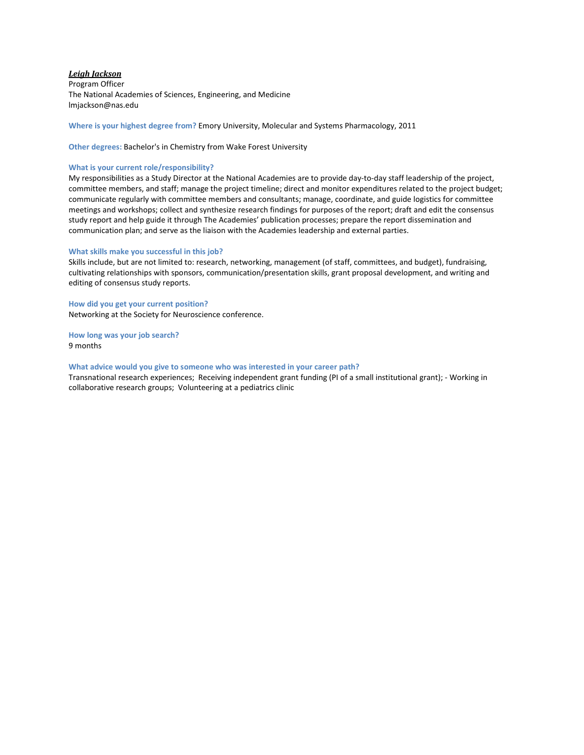***Leigh Jackson***
Program Officer
The National Academies of Sciences, Engineering, and Medicine
lmjackson@nas.edu

**Where is your highest degree from?** Emory University, Molecular and Systems Pharmacology, 2011

**Other degrees:** Bachelor's in Chemistry from Wake Forest University

**What is your current role/responsibility?**
My responsibilities as a Study Director at the National Academies are to provide day-to-day staff leadership of the project, committee members, and staff; manage the project timeline; direct and monitor expenditures related to the project budget; communicate regularly with committee members and consultants; manage, coordinate, and guide logistics for committee meetings and workshops; collect and synthesize research findings for purposes of the report; draft and edit the consensus study report and help guide it through The Academies' publication processes; prepare the report dissemination and communication plan; and serve as the liaison with the Academies leadership and external parties.

**What skills make you successful in this job?**
Skills include, but are not limited to: research, networking, management (of staff, committees, and budget), fundraising, cultivating relationships with sponsors, communication/presentation skills, grant proposal development, and writing and editing of consensus study reports.

**How did you get your current position?**
Networking at the Society for Neuroscience conference.

**How long was your job search?**
9 months

**What advice would you give to someone who was interested in your career path?**
Transnational research experiences;  Receiving independent grant funding (PI of a small institutional grant); - Working in collaborative research groups;  Volunteering at a pediatrics clinic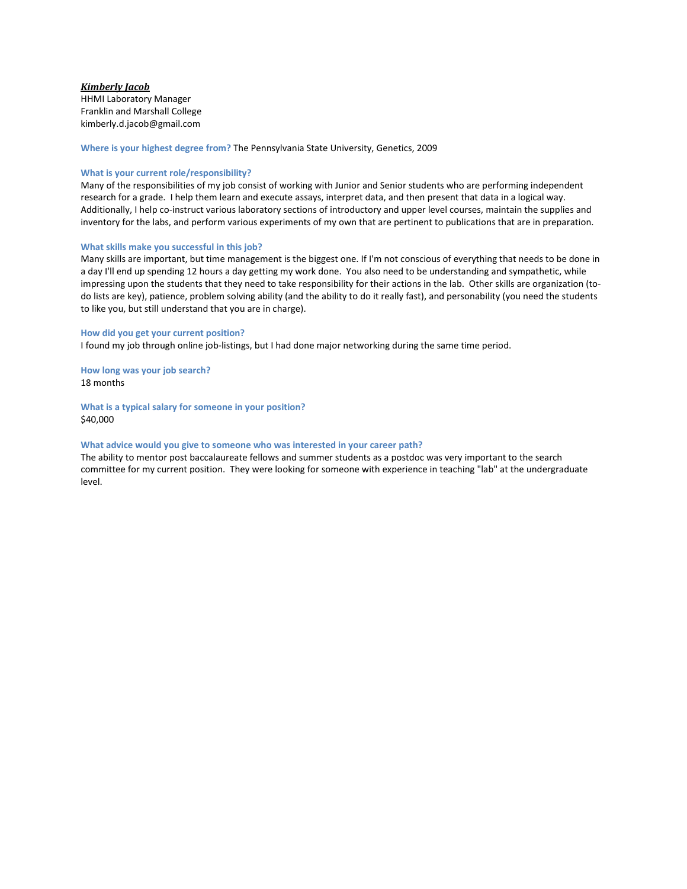***Kimberly Jacob***
HHMI Laboratory Manager
Franklin and Marshall College
kimberly.d.jacob@gmail.com

**Where is your highest degree from?** The Pennsylvania State University, Genetics, 2009

**What is your current role/responsibility?**
Many of the responsibilities of my job consist of working with Junior and Senior students who are performing independent research for a grade. I help them learn and execute assays, interpret data, and then present that data in a logical way. Additionally, I help co-instruct various laboratory sections of introductory and upper level courses, maintain the supplies and inventory for the labs, and perform various experiments of my own that are pertinent to publications that are in preparation.

**What skills make you successful in this job?**
Many skills are important, but time management is the biggest one. If I'm not conscious of everything that needs to be done in a day I'll end up spending 12 hours a day getting my work done. You also need to be understanding and sympathetic, while impressing upon the students that they need to take responsibility for their actions in the lab. Other skills are organization (to-do lists are key), patience, problem solving ability (and the ability to do it really fast), and personability (you need the students to like you, but still understand that you are in charge).

**How did you get your current position?**
I found my job through online job-listings, but I had done major networking during the same time period.

**How long was your job search?**
18 months

**What is a typical salary for someone in your position?**
$40,000

**What advice would you give to someone who was interested in your career path?**
The ability to mentor post baccalaureate fellows and summer students as a postdoc was very important to the search committee for my current position. They were looking for someone with experience in teaching "lab" at the undergraduate level.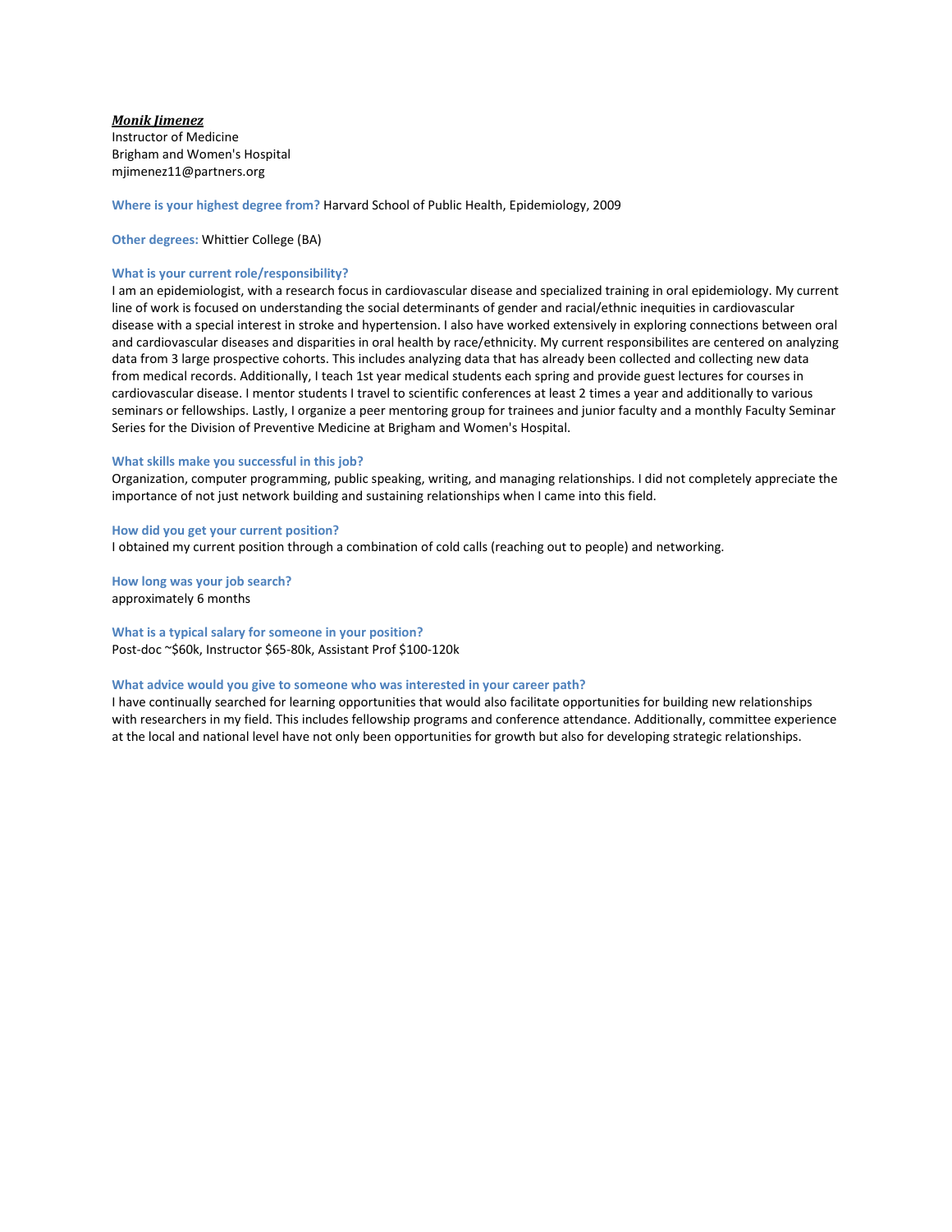***Monik Jimenez***
Instructor of Medicine
Brigham and Women's Hospital
mjimenez11@partners.org

**Where is your highest degree from?** Harvard School of Public Health, Epidemiology, 2009

**Other degrees:** Whittier College (BA)

**What is your current role/responsibility?**
I am an epidemiologist, with a research focus in cardiovascular disease and specialized training in oral epidemiology. My current line of work is focused on understanding the social determinants of gender and racial/ethnic inequities in cardiovascular disease with a special interest in stroke and hypertension. I also have worked extensively in exploring connections between oral and cardiovascular diseases and disparities in oral health by race/ethnicity. My current responsibilites are centered on analyzing data from 3 large prospective cohorts. This includes analyzing data that has already been collected and collecting new data from medical records. Additionally, I teach 1st year medical students each spring and provide guest lectures for courses in cardiovascular disease. I mentor students I travel to scientific conferences at least 2 times a year and additionally to various seminars or fellowships. Lastly, I organize a peer mentoring group for trainees and junior faculty and a monthly Faculty Seminar Series for the Division of Preventive Medicine at Brigham and Women's Hospital.

**What skills make you successful in this job?**
Organization, computer programming, public speaking, writing, and managing relationships. I did not completely appreciate the importance of not just network building and sustaining relationships when I came into this field.

**How did you get your current position?**
I obtained my current position through a combination of cold calls (reaching out to people) and networking.

**How long was your job search?**
approximately 6 months

**What is a typical salary for someone in your position?**
Post-doc ~$60k, Instructor $65-80k, Assistant Prof $100-120k

**What advice would you give to someone who was interested in your career path?**
I have continually searched for learning opportunities that would also facilitate opportunities for building new relationships with researchers in my field. This includes fellowship programs and conference attendance. Additionally, committee experience at the local and national level have not only been opportunities for growth but also for developing strategic relationships.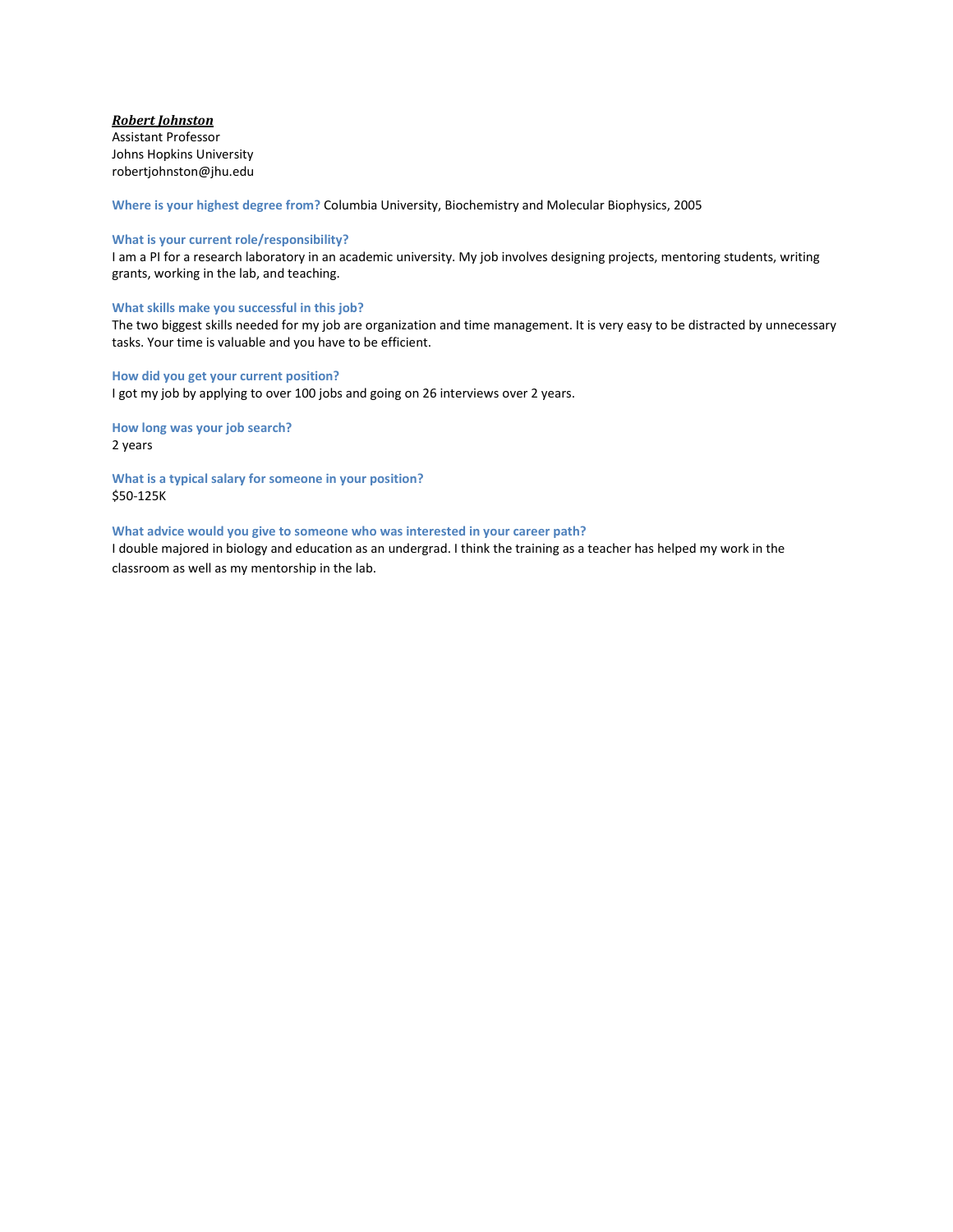***Robert Johnston***
Assistant Professor
Johns Hopkins University
robertjohnston@jhu.edu

**Where is your highest degree from?** Columbia University, Biochemistry and Molecular Biophysics, 2005

**What is your current role/responsibility?**
I am a PI for a research laboratory in an academic university. My job involves designing projects, mentoring students, writing grants, working in the lab, and teaching.

**What skills make you successful in this job?**
The two biggest skills needed for my job are organization and time management. It is very easy to be distracted by unnecessary tasks. Your time is valuable and you have to be efficient.

**How did you get your current position?**
I got my job by applying to over 100 jobs and going on 26 interviews over 2 years.

**How long was your job search?**
2 years

**What is a typical salary for someone in your position?**
$50-125K

**What advice would you give to someone who was interested in your career path?**
I double majored in biology and education as an undergrad. I think the training as a teacher has helped my work in the classroom as well as my mentorship in the lab.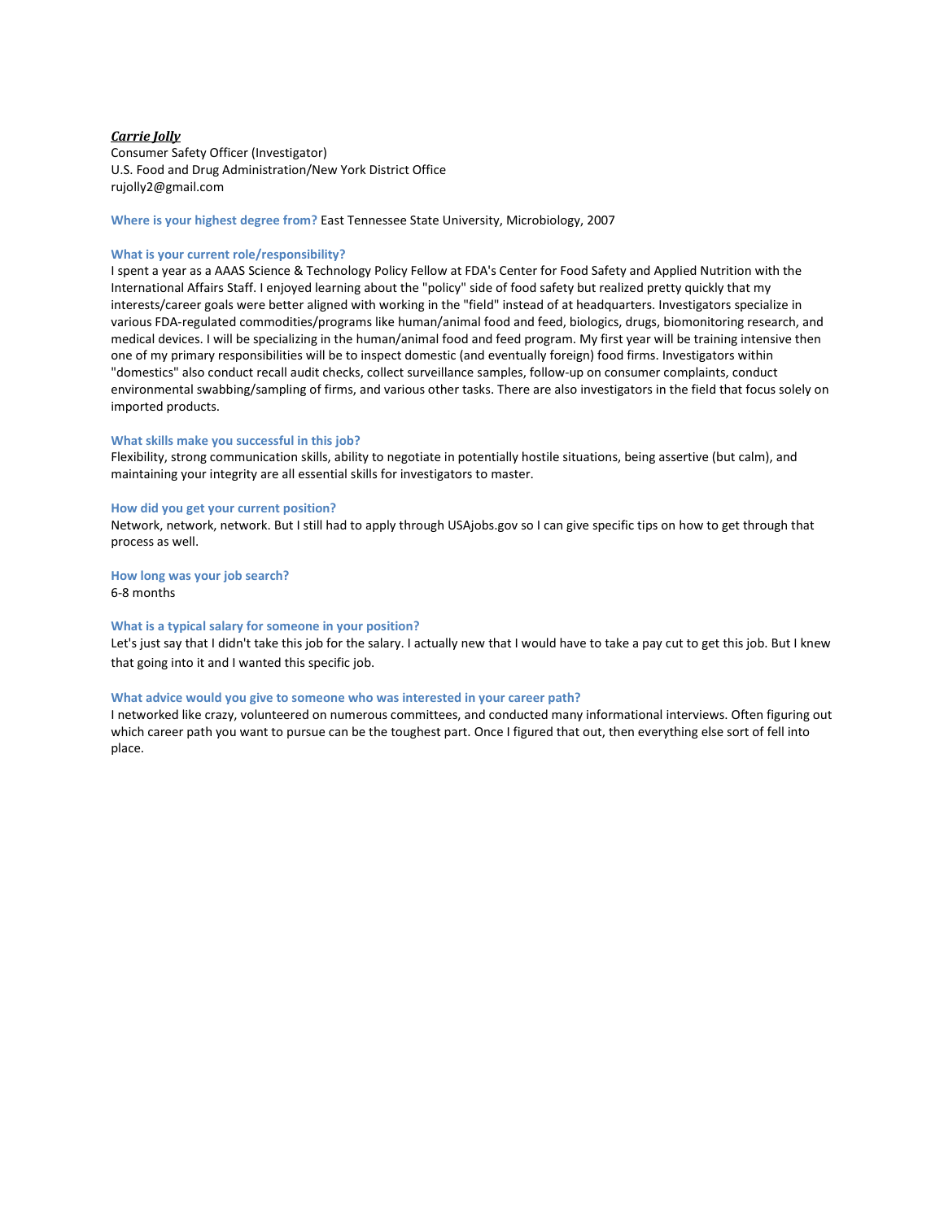***Carrie Jolly***
Consumer Safety Officer (Investigator)
U.S. Food and Drug Administration/New York District Office
rujolly2@gmail.com

**Where is your highest degree from?** East Tennessee State University, Microbiology, 2007

**What is your current role/responsibility?**
I spent a year as a AAAS Science & Technology Policy Fellow at FDA's Center for Food Safety and Applied Nutrition with the International Affairs Staff. I enjoyed learning about the "policy" side of food safety but realized pretty quickly that my interests/career goals were better aligned with working in the "field" instead of at headquarters. Investigators specialize in various FDA-regulated commodities/programs like human/animal food and feed, biologics, drugs, biomonitoring research, and medical devices. I will be specializing in the human/animal food and feed program. My first year will be training intensive then one of my primary responsibilities will be to inspect domestic (and eventually foreign) food firms. Investigators within "domestics" also conduct recall audit checks, collect surveillance samples, follow-up on consumer complaints, conduct environmental swabbing/sampling of firms, and various other tasks. There are also investigators in the field that focus solely on imported products.

**What skills make you successful in this job?**
Flexibility, strong communication skills, ability to negotiate in potentially hostile situations, being assertive (but calm), and maintaining your integrity are all essential skills for investigators to master.

**How did you get your current position?**
Network, network, network. But I still had to apply through USAjobs.gov so I can give specific tips on how to get through that process as well.

**How long was your job search?**
6-8 months

**What is a typical salary for someone in your position?**
Let's just say that I didn't take this job for the salary. I actually new that I would have to take a pay cut to get this job. But I knew that going into it and I wanted this specific job.

**What advice would you give to someone who was interested in your career path?**
I networked like crazy, volunteered on numerous committees, and conducted many informational interviews. Often figuring out which career path you want to pursue can be the toughest part. Once I figured that out, then everything else sort of fell into place.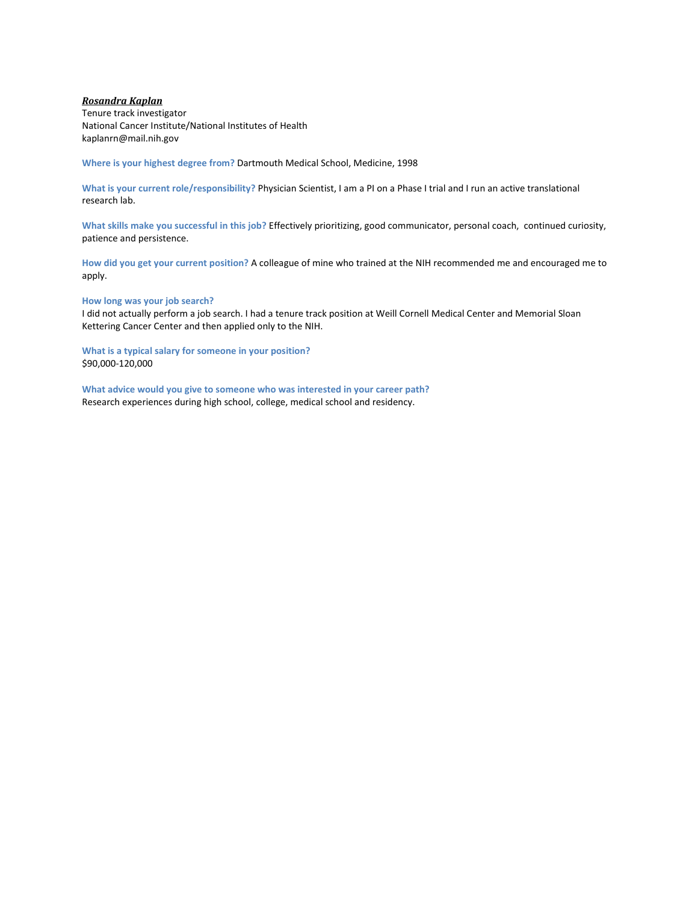***Rosandra Kaplan***
Tenure track investigator
National Cancer Institute/National Institutes of Health
kaplanrn@mail.nih.gov

**Where is your highest degree from?** Dartmouth Medical School, Medicine, 1998

**What is your current role/responsibility?** Physician Scientist, I am a PI on a Phase I trial and I run an active translational research lab.

**What skills make you successful in this job?** Effectively prioritizing, good communicator, personal coach, continued curiosity, patience and persistence.

**How did you get your current position?** A colleague of mine who trained at the NIH recommended me and encouraged me to apply.

**How long was your job search?**
I did not actually perform a job search. I had a tenure track position at Weill Cornell Medical Center and Memorial Sloan Kettering Cancer Center and then applied only to the NIH.

**What is a typical salary for someone in your position?**
$90,000-120,000

**What advice would you give to someone who was interested in your career path?**
Research experiences during high school, college, medical school and residency.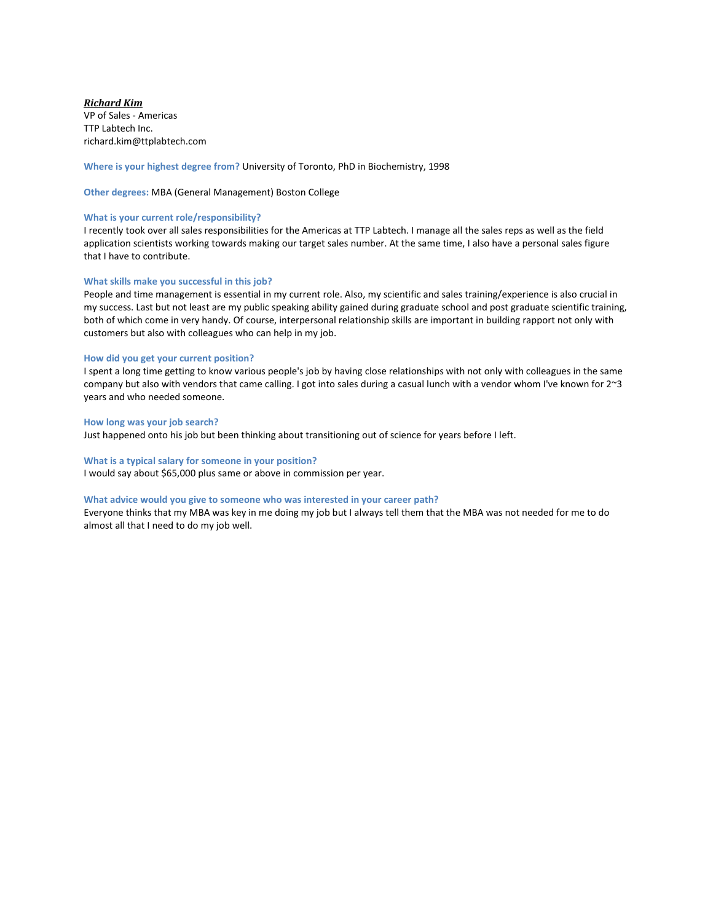***Richard Kim***
VP of Sales - Americas
TTP Labtech Inc.
richard.kim@ttplabtech.com

**Where is your highest degree from?** University of Toronto, PhD in Biochemistry, 1998

**Other degrees:** MBA (General Management) Boston College

**What is your current role/responsibility?**
I recently took over all sales responsibilities for the Americas at TTP Labtech. I manage all the sales reps as well as the field application scientists working towards making our target sales number. At the same time, I also have a personal sales figure that I have to contribute.

**What skills make you successful in this job?**
People and time management is essential in my current role. Also, my scientific and sales training/experience is also crucial in my success. Last but not least are my public speaking ability gained during graduate school and post graduate scientific training, both of which come in very handy. Of course, interpersonal relationship skills are important in building rapport not only with customers but also with colleagues who can help in my job.

**How did you get your current position?**
I spent a long time getting to know various people's job by having close relationships with not only with colleagues in the same company but also with vendors that came calling. I got into sales during a casual lunch with a vendor whom I've known for 2~3 years and who needed someone.

**How long was your job search?**
Just happened onto his job but been thinking about transitioning out of science for years before I left.

**What is a typical salary for someone in your position?**
I would say about $65,000 plus same or above in commission per year.

**What advice would you give to someone who was interested in your career path?**
Everyone thinks that my MBA was key in me doing my job but I always tell them that the MBA was not needed for me to do almost all that I need to do my job well.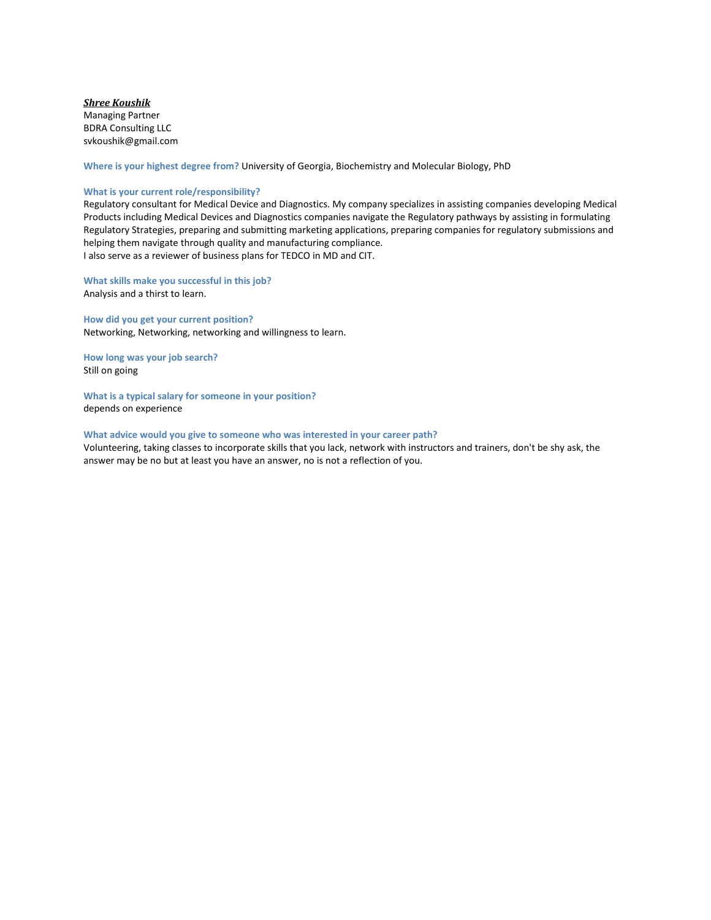***Shree Koushik***
Managing Partner
BDRA Consulting LLC
svkoushik@gmail.com

**Where is your highest degree from?** University of Georgia, Biochemistry and Molecular Biology, PhD

**What is your current role/responsibility?**
Regulatory consultant for Medical Device and Diagnostics. My company specializes in assisting companies developing Medical Products including Medical Devices and Diagnostics companies navigate the Regulatory pathways by assisting in formulating Regulatory Strategies, preparing and submitting marketing applications, preparing companies for regulatory submissions and helping them navigate through quality and manufacturing compliance.
I also serve as a reviewer of business plans for TEDCO in MD and CIT.

**What skills make you successful in this job?**
Analysis and a thirst to learn.

**How did you get your current position?**
Networking, Networking, networking and willingness to learn.

**How long was your job search?**
Still on going

**What is a typical salary for someone in your position?**
depends on experience

**What advice would you give to someone who was interested in your career path?**
Volunteering, taking classes to incorporate skills that you lack, network with instructors and trainers, don't be shy ask, the answer may be no but at least you have an answer, no is not a reflection of you.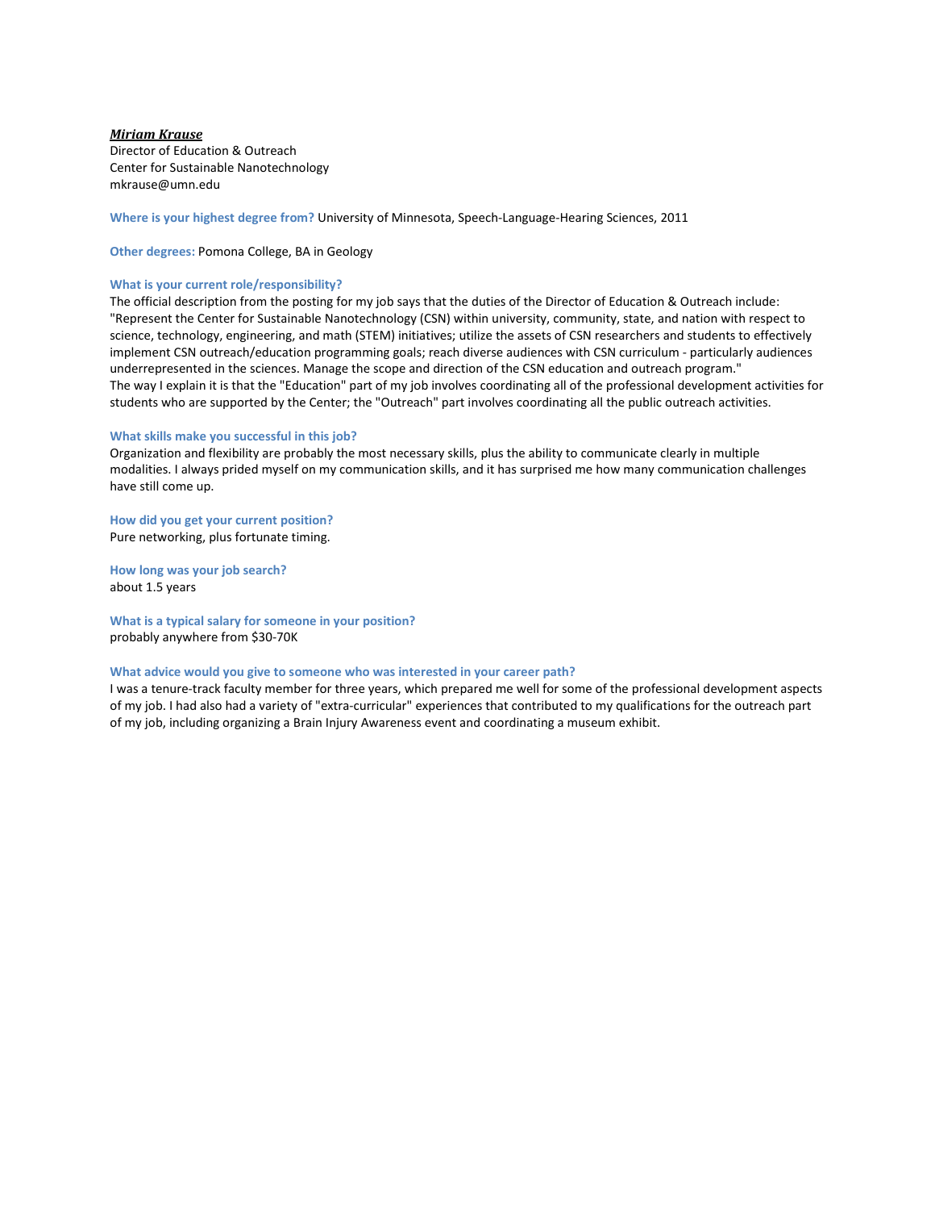***Miriam Krause***
Director of Education & Outreach
Center for Sustainable Nanotechnology
mkrause@umn.edu

**Where is your highest degree from?** University of Minnesota, Speech-Language-Hearing Sciences, 2011

**Other degrees:** Pomona College, BA in Geology

**What is your current role/responsibility?**
The official description from the posting for my job says that the duties of the Director of Education & Outreach include: "Represent the Center for Sustainable Nanotechnology (CSN) within university, community, state, and nation with respect to science, technology, engineering, and math (STEM) initiatives; utilize the assets of CSN researchers and students to effectively implement CSN outreach/education programming goals; reach diverse audiences with CSN curriculum - particularly audiences underrepresented in the sciences. Manage the scope and direction of the CSN education and outreach program."
The way I explain it is that the "Education" part of my job involves coordinating all of the professional development activities for students who are supported by the Center; the "Outreach" part involves coordinating all the public outreach activities.

**What skills make you successful in this job?**
Organization and flexibility are probably the most necessary skills, plus the ability to communicate clearly in multiple modalities. I always prided myself on my communication skills, and it has surprised me how many communication challenges have still come up.

**How did you get your current position?**
Pure networking, plus fortunate timing.

**How long was your job search?**
about 1.5 years

**What is a typical salary for someone in your position?**
probably anywhere from $30-70K

**What advice would you give to someone who was interested in your career path?**
I was a tenure-track faculty member for three years, which prepared me well for some of the professional development aspects of my job. I had also had a variety of "extra-curricular" experiences that contributed to my qualifications for the outreach part of my job, including organizing a Brain Injury Awareness event and coordinating a museum exhibit.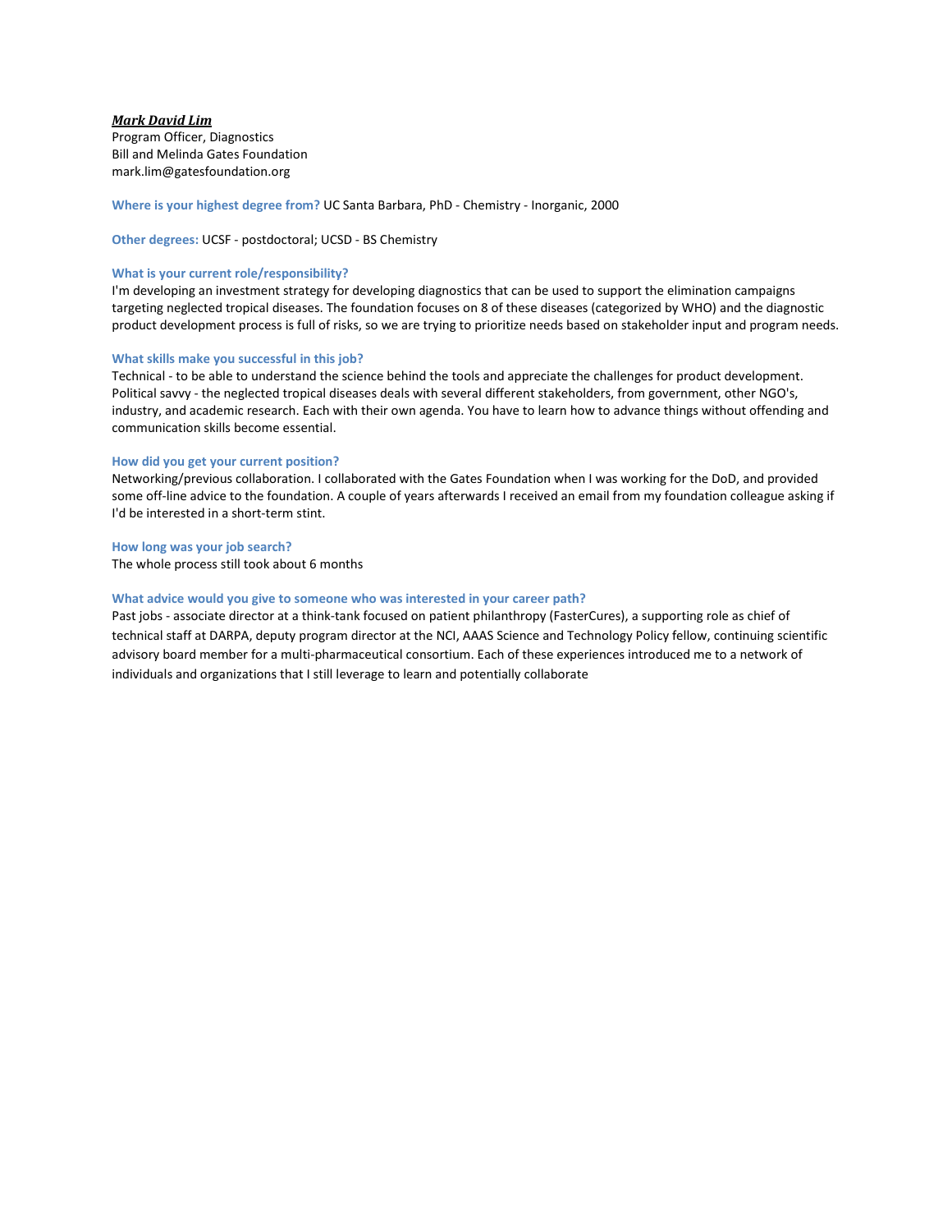***Mark David Lim***
Program Officer, Diagnostics
Bill and Melinda Gates Foundation
mark.lim@gatesfoundation.org

**Where is your highest degree from?** UC Santa Barbara, PhD - Chemistry - Inorganic, 2000

**Other degrees:** UCSF - postdoctoral; UCSD - BS Chemistry

**What is your current role/responsibility?**
I'm developing an investment strategy for developing diagnostics that can be used to support the elimination campaigns targeting neglected tropical diseases. The foundation focuses on 8 of these diseases (categorized by WHO) and the diagnostic product development process is full of risks, so we are trying to prioritize needs based on stakeholder input and program needs.

**What skills make you successful in this job?**
Technical - to be able to understand the science behind the tools and appreciate the challenges for product development. Political savvy - the neglected tropical diseases deals with several different stakeholders, from government, other NGO's, industry, and academic research. Each with their own agenda. You have to learn how to advance things without offending and communication skills become essential.

**How did you get your current position?**
Networking/previous collaboration. I collaborated with the Gates Foundation when I was working for the DoD, and provided some off-line advice to the foundation. A couple of years afterwards I received an email from my foundation colleague asking if I'd be interested in a short-term stint.

**How long was your job search?**
The whole process still took about 6 months

**What advice would you give to someone who was interested in your career path?**
Past jobs - associate director at a think-tank focused on patient philanthropy (FasterCures), a supporting role as chief of technical staff at DARPA, deputy program director at the NCI, AAAS Science and Technology Policy fellow, continuing scientific advisory board member for a multi-pharmaceutical consortium. Each of these experiences introduced me to a network of individuals and organizations that I still leverage to learn and potentially collaborate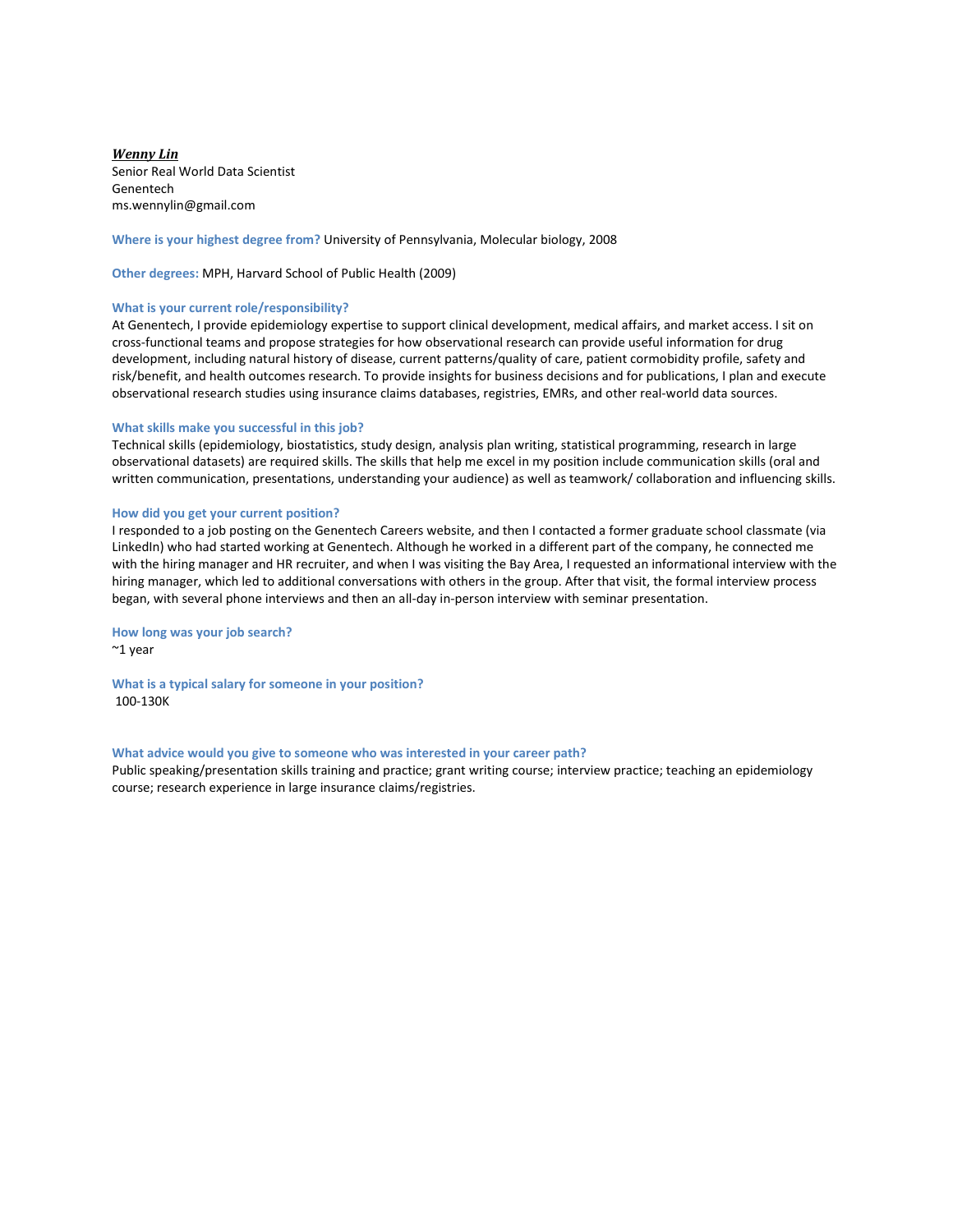***Wenny Lin***
Senior Real World Data Scientist
Genentech
ms.wennylin@gmail.com

**Where is your highest degree from?** University of Pennsylvania, Molecular biology, 2008

**Other degrees:** MPH, Harvard School of Public Health (2009)

**What is your current role/responsibility?**
At Genentech, I provide epidemiology expertise to support clinical development, medical affairs, and market access. I sit on cross-functional teams and propose strategies for how observational research can provide useful information for drug development, including natural history of disease, current patterns/quality of care, patient cormobidity profile, safety and risk/benefit, and health outcomes research. To provide insights for business decisions and for publications, I plan and execute observational research studies using insurance claims databases, registries, EMRs, and other real-world data sources.

**What skills make you successful in this job?**
Technical skills (epidemiology, biostatistics, study design, analysis plan writing, statistical programming, research in large observational datasets) are required skills. The skills that help me excel in my position include communication skills (oral and written communication, presentations, understanding your audience) as well as teamwork/ collaboration and influencing skills.

**How did you get your current position?**
I responded to a job posting on the Genentech Careers website, and then I contacted a former graduate school classmate (via LinkedIn) who had started working at Genentech. Although he worked in a different part of the company, he connected me with the hiring manager and HR recruiter, and when I was visiting the Bay Area, I requested an informational interview with the hiring manager, which led to additional conversations with others in the group. After that visit, the formal interview process began, with several phone interviews and then an all-day in-person interview with seminar presentation.

**How long was your job search?**
~1 year

**What is a typical salary for someone in your position?**
100-130K

**What advice would you give to someone who was interested in your career path?**
Public speaking/presentation skills training and practice; grant writing course; interview practice; teaching an epidemiology course; research experience in large insurance claims/registries.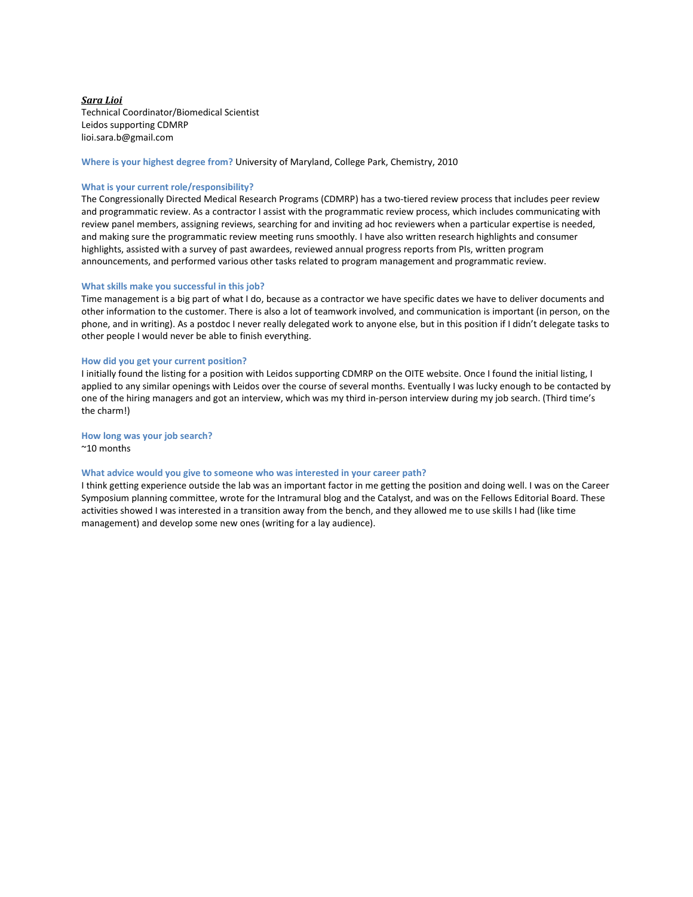***Sara Lioi***
Technical Coordinator/Biomedical Scientist
Leidos supporting CDMRP
lioi.sara.b@gmail.com

**Where is your highest degree from?** University of Maryland, College Park, Chemistry, 2010

**What is your current role/responsibility?**
The Congressionally Directed Medical Research Programs (CDMRP) has a two-tiered review process that includes peer review and programmatic review. As a contractor I assist with the programmatic review process, which includes communicating with review panel members, assigning reviews, searching for and inviting ad hoc reviewers when a particular expertise is needed, and making sure the programmatic review meeting runs smoothly. I have also written research highlights and consumer highlights, assisted with a survey of past awardees, reviewed annual progress reports from PIs, written program announcements, and performed various other tasks related to program management and programmatic review.

**What skills make you successful in this job?**
Time management is a big part of what I do, because as a contractor we have specific dates we have to deliver documents and other information to the customer. There is also a lot of teamwork involved, and communication is important (in person, on the phone, and in writing). As a postdoc I never really delegated work to anyone else, but in this position if I didn't delegate tasks to other people I would never be able to finish everything.

**How did you get your current position?**
I initially found the listing for a position with Leidos supporting CDMRP on the OITE website. Once I found the initial listing, I applied to any similar openings with Leidos over the course of several months. Eventually I was lucky enough to be contacted by one of the hiring managers and got an interview, which was my third in-person interview during my job search. (Third time's the charm!)

**How long was your job search?**
~10 months

**What advice would you give to someone who was interested in your career path?**
I think getting experience outside the lab was an important factor in me getting the position and doing well. I was on the Career Symposium planning committee, wrote for the Intramural blog and the Catalyst, and was on the Fellows Editorial Board. These activities showed I was interested in a transition away from the bench, and they allowed me to use skills I had (like time management) and develop some new ones (writing for a lay audience).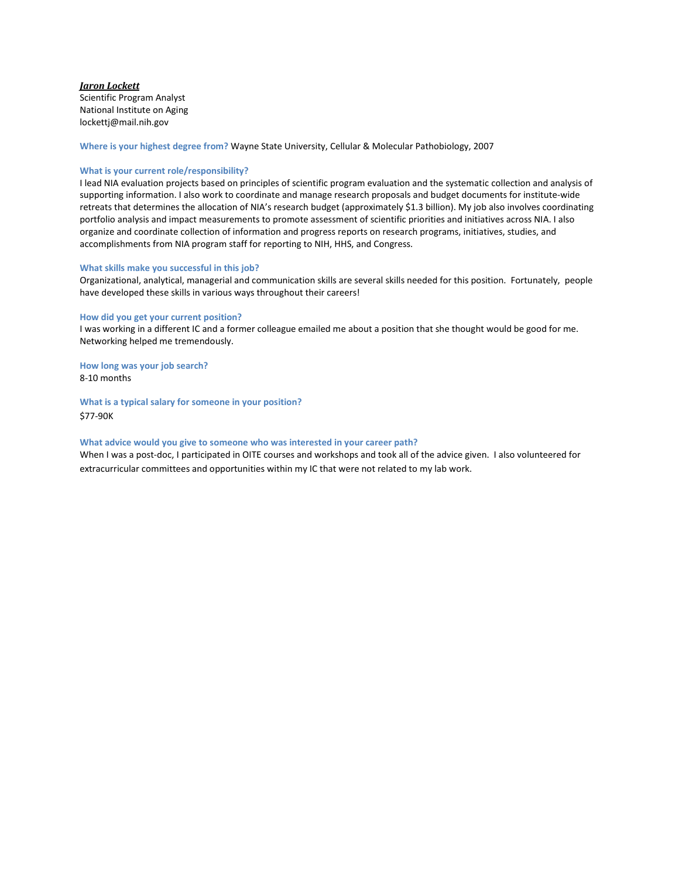***Jaron Lockett***
Scientific Program Analyst
National Institute on Aging
lockettj@mail.nih.gov

**Where is your highest degree from?** Wayne State University, Cellular & Molecular Pathobiology, 2007

**What is your current role/responsibility?**
I lead NIA evaluation projects based on principles of scientific program evaluation and the systematic collection and analysis of supporting information. I also work to coordinate and manage research proposals and budget documents for institute-wide retreats that determines the allocation of NIA's research budget (approximately $1.3 billion). My job also involves coordinating portfolio analysis and impact measurements to promote assessment of scientific priorities and initiatives across NIA. I also organize and coordinate collection of information and progress reports on research programs, initiatives, studies, and accomplishments from NIA program staff for reporting to NIH, HHS, and Congress.

**What skills make you successful in this job?**
Organizational, analytical, managerial and communication skills are several skills needed for this position. Fortunately, people have developed these skills in various ways throughout their careers!

**How did you get your current position?**
I was working in a different IC and a former colleague emailed me about a position that she thought would be good for me. Networking helped me tremendously.

**How long was your job search?**
8-10 months

**What is a typical salary for someone in your position?**
$77-90K

**What advice would you give to someone who was interested in your career path?**
When I was a post-doc, I participated in OITE courses and workshops and took all of the advice given. I also volunteered for extracurricular committees and opportunities within my IC that were not related to my lab work.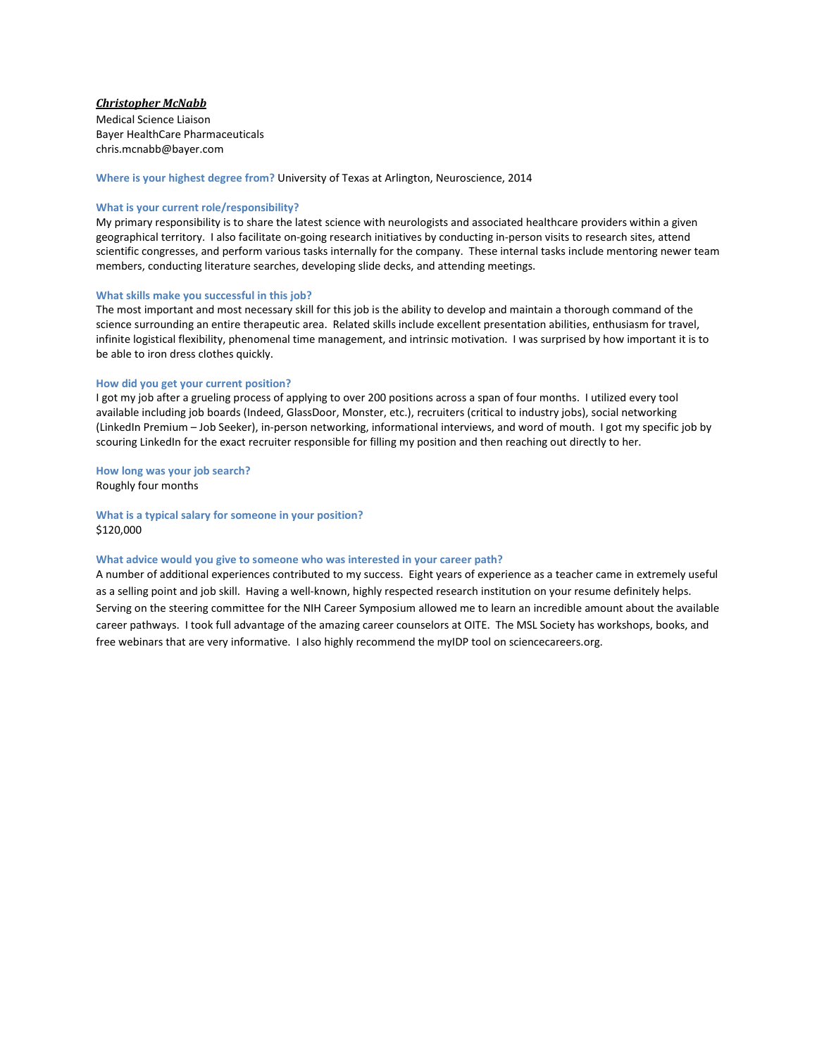***Christopher McNabb***

Medical Science Liaison
Bayer HealthCare Pharmaceuticals
chris.mcnabb@bayer.com

**Where is your highest degree from?** University of Texas at Arlington, Neuroscience, 2014

**What is your current role/responsibility?**

My primary responsibility is to share the latest science with neurologists and associated healthcare providers within a given geographical territory. I also facilitate on-going research initiatives by conducting in-person visits to research sites, attend scientific congresses, and perform various tasks internally for the company. These internal tasks include mentoring newer team members, conducting literature searches, developing slide decks, and attending meetings.

**What skills make you successful in this job?**

The most important and most necessary skill for this job is the ability to develop and maintain a thorough command of the science surrounding an entire therapeutic area. Related skills include excellent presentation abilities, enthusiasm for travel, infinite logistical flexibility, phenomenal time management, and intrinsic motivation. I was surprised by how important it is to be able to iron dress clothes quickly.

**How did you get your current position?**

I got my job after a grueling process of applying to over 200 positions across a span of four months. I utilized every tool available including job boards (Indeed, GlassDoor, Monster, etc.), recruiters (critical to industry jobs), social networking (LinkedIn Premium – Job Seeker), in-person networking, informational interviews, and word of mouth. I got my specific job by scouring LinkedIn for the exact recruiter responsible for filling my position and then reaching out directly to her.

**How long was your job search?**

Roughly four months

**What is a typical salary for someone in your position?**

$120,000

**What advice would you give to someone who was interested in your career path?**

A number of additional experiences contributed to my success. Eight years of experience as a teacher came in extremely useful as a selling point and job skill. Having a well-known, highly respected research institution on your resume definitely helps. Serving on the steering committee for the NIH Career Symposium allowed me to learn an incredible amount about the available career pathways. I took full advantage of the amazing career counselors at OITE. The MSL Society has workshops, books, and free webinars that are very informative. I also highly recommend the myIDP tool on sciencecareers.org.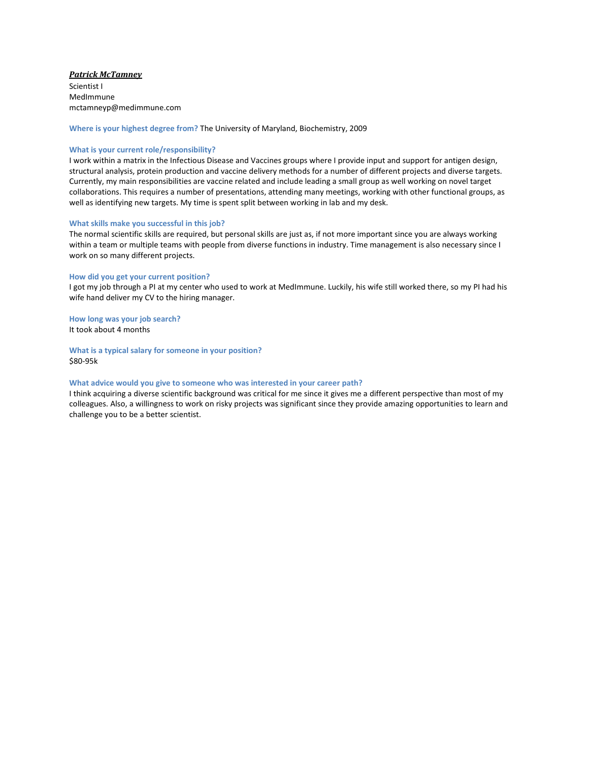***Patrick McTamney***

Scientist I
MedImmune
mctamneyp@medimmune.com

**Where is your highest degree from?** The University of Maryland, Biochemistry, 2009

**What is your current role/responsibility?**

I work within a matrix in the Infectious Disease and Vaccines groups where I provide input and support for antigen design, structural analysis, protein production and vaccine delivery methods for a number of different projects and diverse targets. Currently, my main responsibilities are vaccine related and include leading a small group as well working on novel target collaborations. This requires a number of presentations, attending many meetings, working with other functional groups, as well as identifying new targets. My time is spent split between working in lab and my desk.

**What skills make you successful in this job?**

The normal scientific skills are required, but personal skills are just as, if not more important since you are always working within a team or multiple teams with people from diverse functions in industry. Time management is also necessary since I work on so many different projects.

**How did you get your current position?**

I got my job through a PI at my center who used to work at MedImmune. Luckily, his wife still worked there, so my PI had his wife hand deliver my CV to the hiring manager.

**How long was your job search?**

It took about 4 months

**What is a typical salary for someone in your position?**

$80-95k

**What advice would you give to someone who was interested in your career path?**

I think acquiring a diverse scientific background was critical for me since it gives me a different perspective than most of my colleagues. Also, a willingness to work on risky projects was significant since they provide amazing opportunities to learn and challenge you to be a better scientist.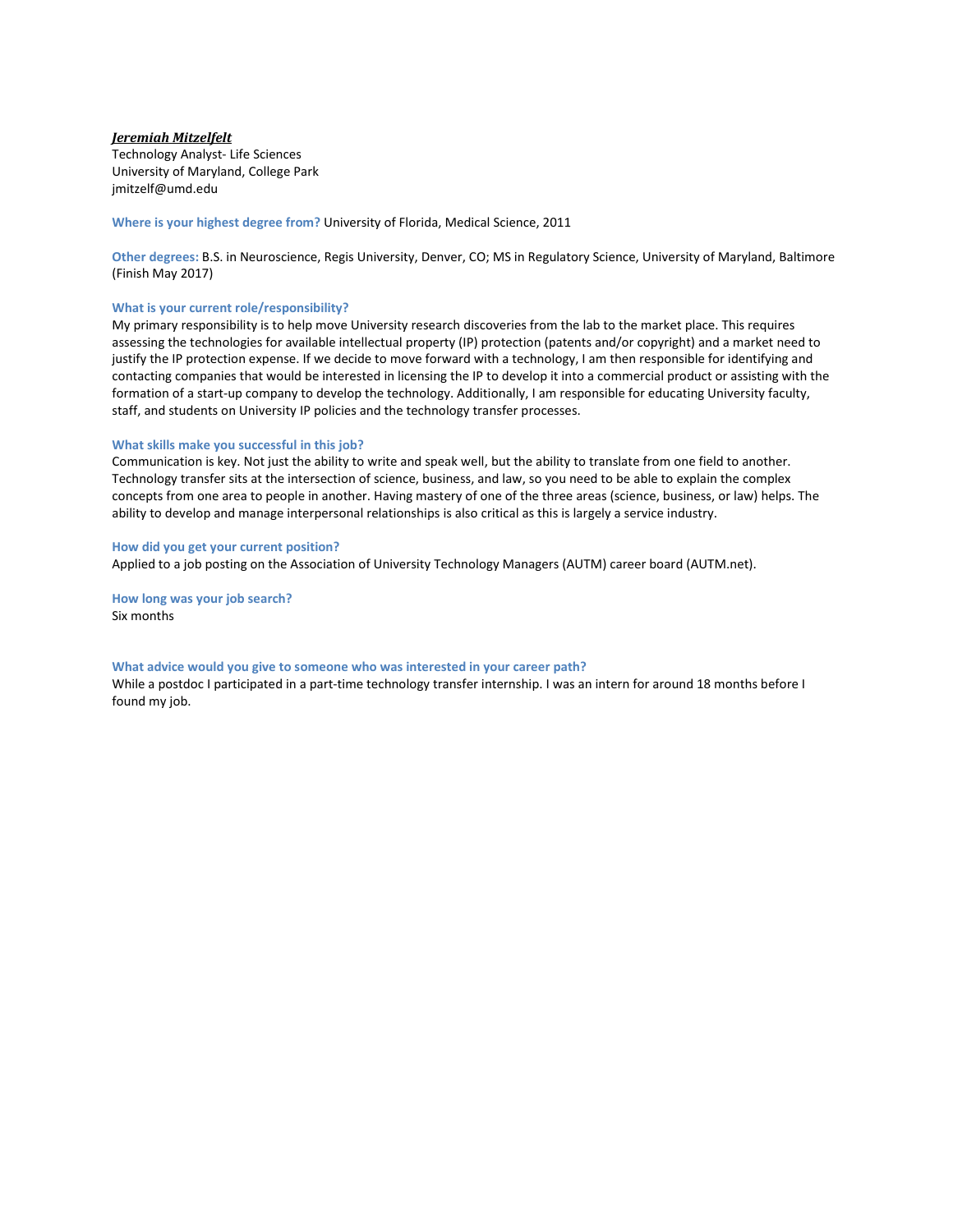***Jeremiah Mitzelfelt***
Technology Analyst- Life Sciences
University of Maryland, College Park
jmitzelf@umd.edu

**Where is your highest degree from?** University of Florida, Medical Science, 2011

**Other degrees:** B.S. in Neuroscience, Regis University, Denver, CO; MS in Regulatory Science, University of Maryland, Baltimore (Finish May 2017)

**What is your current role/responsibility?**

My primary responsibility is to help move University research discoveries from the lab to the market place. This requires assessing the technologies for available intellectual property (IP) protection (patents and/or copyright) and a market need to justify the IP protection expense. If we decide to move forward with a technology, I am then responsible for identifying and contacting companies that would be interested in licensing the IP to develop it into a commercial product or assisting with the formation of a start-up company to develop the technology. Additionally, I am responsible for educating University faculty, staff, and students on University IP policies and the technology transfer processes.

**What skills make you successful in this job?**

Communication is key. Not just the ability to write and speak well, but the ability to translate from one field to another. Technology transfer sits at the intersection of science, business, and law, so you need to be able to explain the complex concepts from one area to people in another. Having mastery of one of the three areas (science, business, or law) helps. The ability to develop and manage interpersonal relationships is also critical as this is largely a service industry.

**How did you get your current position?**

Applied to a job posting on the Association of University Technology Managers (AUTM) career board (AUTM.net).

**How long was your job search?**

Six months

**What advice would you give to someone who was interested in your career path?**

While a postdoc I participated in a part-time technology transfer internship. I was an intern for around 18 months before I found my job.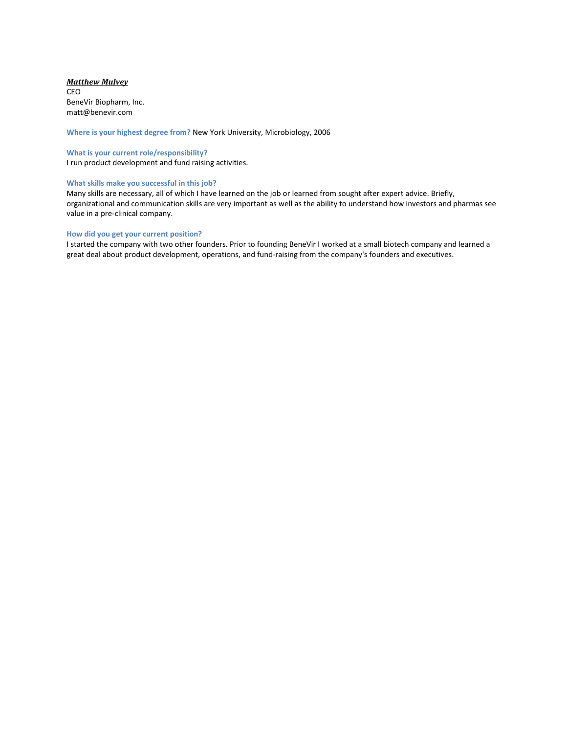***Matthew Mulvey***
CEO
BeneVir Biopharm, Inc.
matt@benevir.com

**Where is your highest degree from?** New York University, Microbiology, 2006

**What is your current role/responsibility?**
I run product development and fund raising activities.

**What skills make you successful in this job?**
Many skills are necessary, all of which I have learned on the job or learned from sought after expert advice. Briefly, organizational and communication skills are very important as well as the ability to understand how investors and pharmas see value in a pre-clinical company.

**How did you get your current position?**
I started the company with two other founders. Prior to founding BeneVir I worked at a small biotech company and learned a great deal about product development, operations, and fund-raising from the company's founders and executives.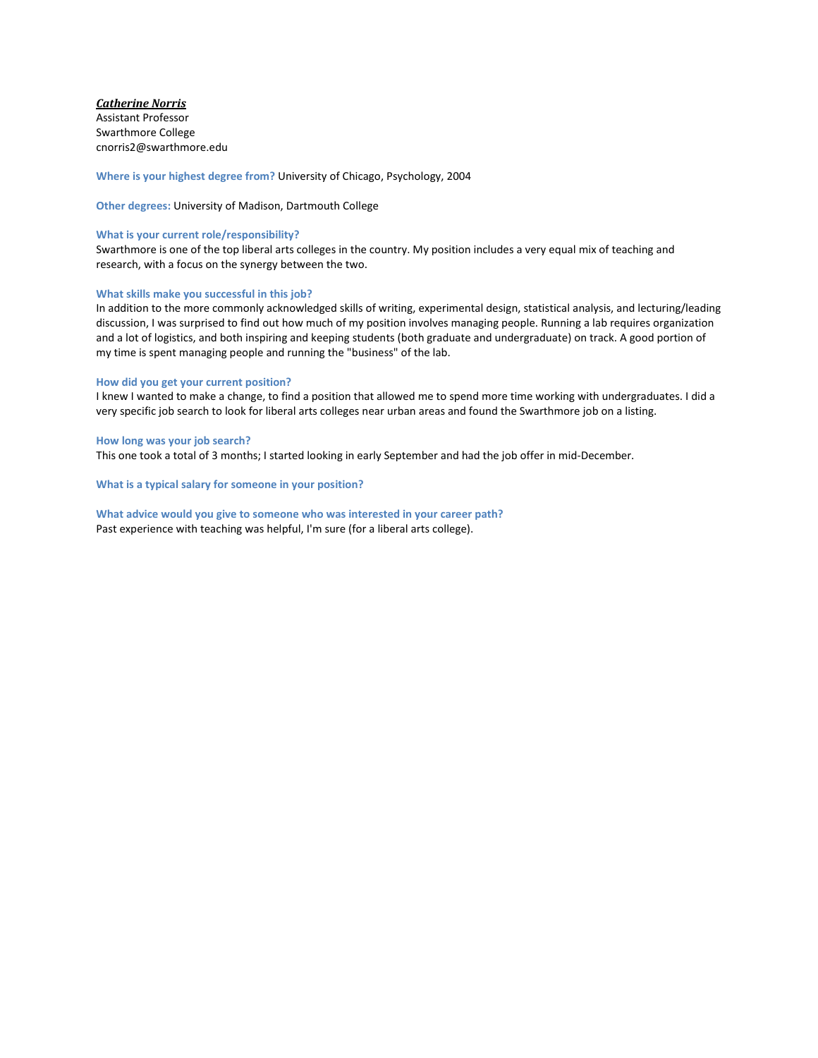***Catherine Norris***
Assistant Professor
Swarthmore College
cnorris2@swarthmore.edu

**Where is your highest degree from?** University of Chicago, Psychology, 2004

**Other degrees:** University of Madison, Dartmouth College

**What is your current role/responsibility?**
Swarthmore is one of the top liberal arts colleges in the country. My position includes a very equal mix of teaching and research, with a focus on the synergy between the two.

**What skills make you successful in this job?**
In addition to the more commonly acknowledged skills of writing, experimental design, statistical analysis, and lecturing/leading discussion, I was surprised to find out how much of my position involves managing people. Running a lab requires organization and a lot of logistics, and both inspiring and keeping students (both graduate and undergraduate) on track. A good portion of my time is spent managing people and running the "business" of the lab.

**How did you get your current position?**
I knew I wanted to make a change, to find a position that allowed me to spend more time working with undergraduates. I did a very specific job search to look for liberal arts colleges near urban areas and found the Swarthmore job on a listing.

**How long was your job search?**
This one took a total of 3 months; I started looking in early September and had the job offer in mid-December.

**What is a typical salary for someone in your position?**

**What advice would you give to someone who was interested in your career path?**
Past experience with teaching was helpful, I'm sure (for a liberal arts college).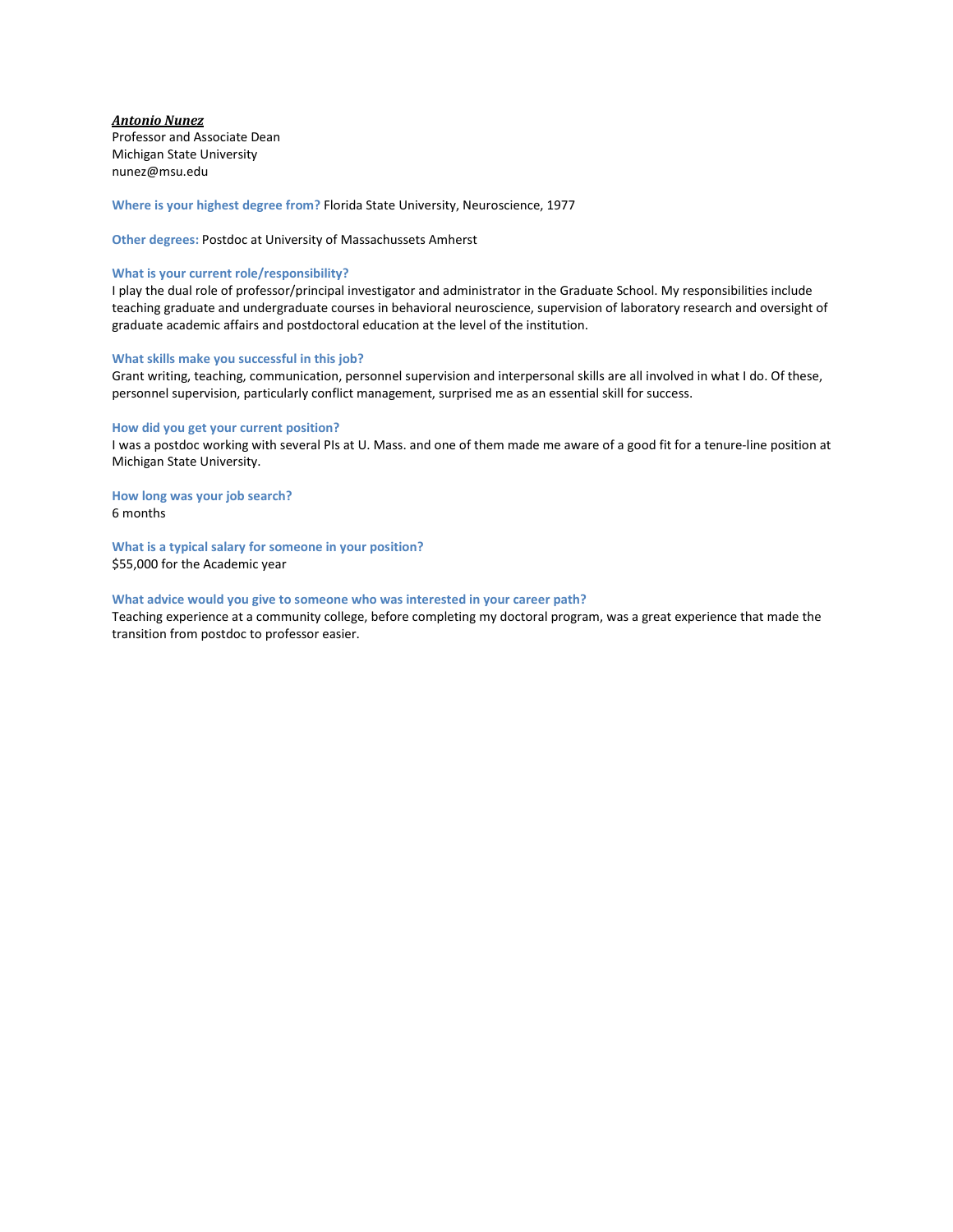***Antonio Nunez***
Professor and Associate Dean
Michigan State University
nunez@msu.edu

**Where is your highest degree from?** Florida State University, Neuroscience, 1977

**Other degrees:** Postdoc at University of Massachussets Amherst

**What is your current role/responsibility?**
I play the dual role of professor/principal investigator and administrator in the Graduate School. My responsibilities include teaching graduate and undergraduate courses in behavioral neuroscience, supervision of laboratory research and oversight of graduate academic affairs and postdoctoral education at the level of the institution.

**What skills make you successful in this job?**
Grant writing, teaching, communication, personnel supervision and interpersonal skills are all involved in what I do. Of these, personnel supervision, particularly conflict management, surprised me as an essential skill for success.

**How did you get your current position?**
I was a postdoc working with several PIs at U. Mass. and one of them made me aware of a good fit for a tenure-line position at Michigan State University.

**How long was your job search?**
6 months

**What is a typical salary for someone in your position?**
$55,000 for the Academic year

**What advice would you give to someone who was interested in your career path?**
Teaching experience at a community college, before completing my doctoral program, was a great experience that made the transition from postdoc to professor easier.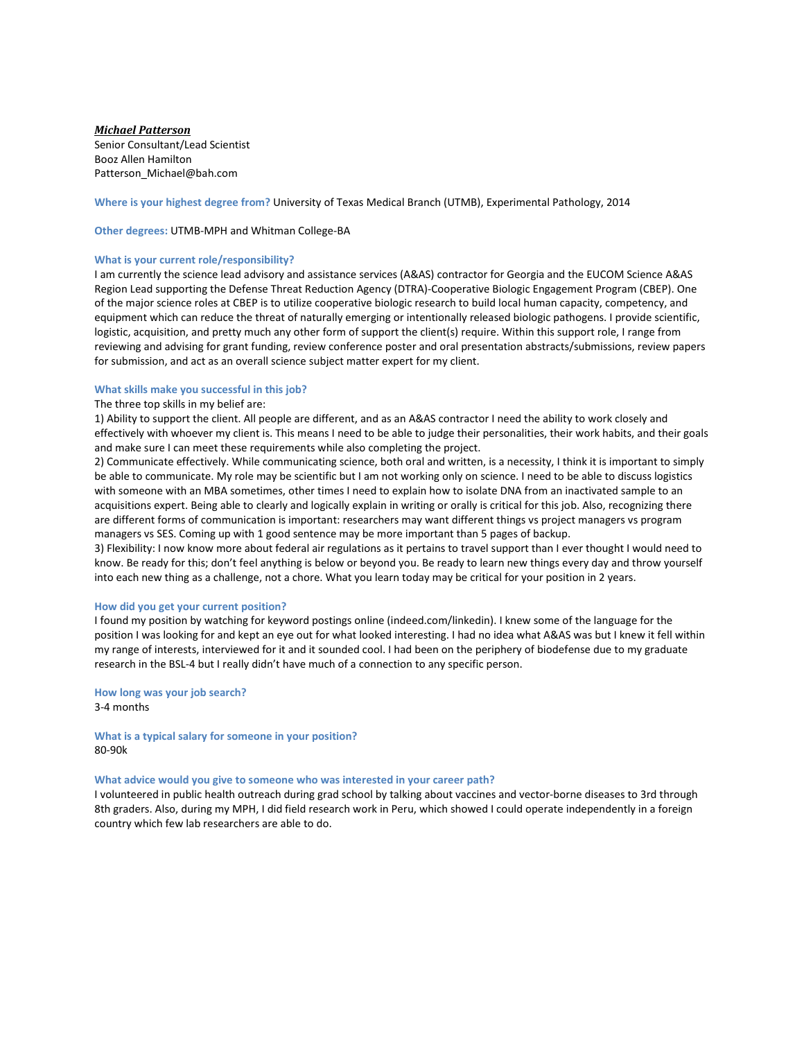***Michael Patterson***
Senior Consultant/Lead Scientist
Booz Allen Hamilton
Patterson_Michael@bah.com

**Where is your highest degree from?** University of Texas Medical Branch (UTMB), Experimental Pathology, 2014

**Other degrees:** UTMB-MPH and Whitman College-BA

**What is your current role/responsibility?**

I am currently the science lead advisory and assistance services (A&AS) contractor for Georgia and the EUCOM Science A&AS Region Lead supporting the Defense Threat Reduction Agency (DTRA)-Cooperative Biologic Engagement Program (CBEP). One of the major science roles at CBEP is to utilize cooperative biologic research to build local human capacity, competency, and equipment which can reduce the threat of naturally emerging or intentionally released biologic pathogens. I provide scientific, logistic, acquisition, and pretty much any other form of support the client(s) require. Within this support role, I range from reviewing and advising for grant funding, review conference poster and oral presentation abstracts/submissions, review papers for submission, and act as an overall science subject matter expert for my client.

**What skills make you successful in this job?**

The three top skills in my belief are:

1) Ability to support the client. All people are different, and as an A&AS contractor I need the ability to work closely and effectively with whoever my client is. This means I need to be able to judge their personalities, their work habits, and their goals and make sure I can meet these requirements while also completing the project.

2) Communicate effectively. While communicating science, both oral and written, is a necessity, I think it is important to simply be able to communicate. My role may be scientific but I am not working only on science. I need to be able to discuss logistics with someone with an MBA sometimes, other times I need to explain how to isolate DNA from an inactivated sample to an acquisitions expert. Being able to clearly and logically explain in writing or orally is critical for this job. Also, recognizing there are different forms of communication is important: researchers may want different things vs project managers vs program managers vs SES. Coming up with 1 good sentence may be more important than 5 pages of backup.

3) Flexibility: I now know more about federal air regulations as it pertains to travel support than I ever thought I would need to know. Be ready for this; don't feel anything is below or beyond you. Be ready to learn new things every day and throw yourself into each new thing as a challenge, not a chore. What you learn today may be critical for your position in 2 years.

**How did you get your current position?**

I found my position by watching for keyword postings online (indeed.com/linkedin). I knew some of the language for the position I was looking for and kept an eye out for what looked interesting. I had no idea what A&AS was but I knew it fell within my range of interests, interviewed for it and it sounded cool. I had been on the periphery of biodefense due to my graduate research in the BSL-4 but I really didn't have much of a connection to any specific person.

**How long was your job search?**

3-4 months

**What is a typical salary for someone in your position?**

80-90k

**What advice would you give to someone who was interested in your career path?**

I volunteered in public health outreach during grad school by talking about vaccines and vector-borne diseases to 3rd through 8th graders. Also, during my MPH, I did field research work in Peru, which showed I could operate independently in a foreign country which few lab researchers are able to do.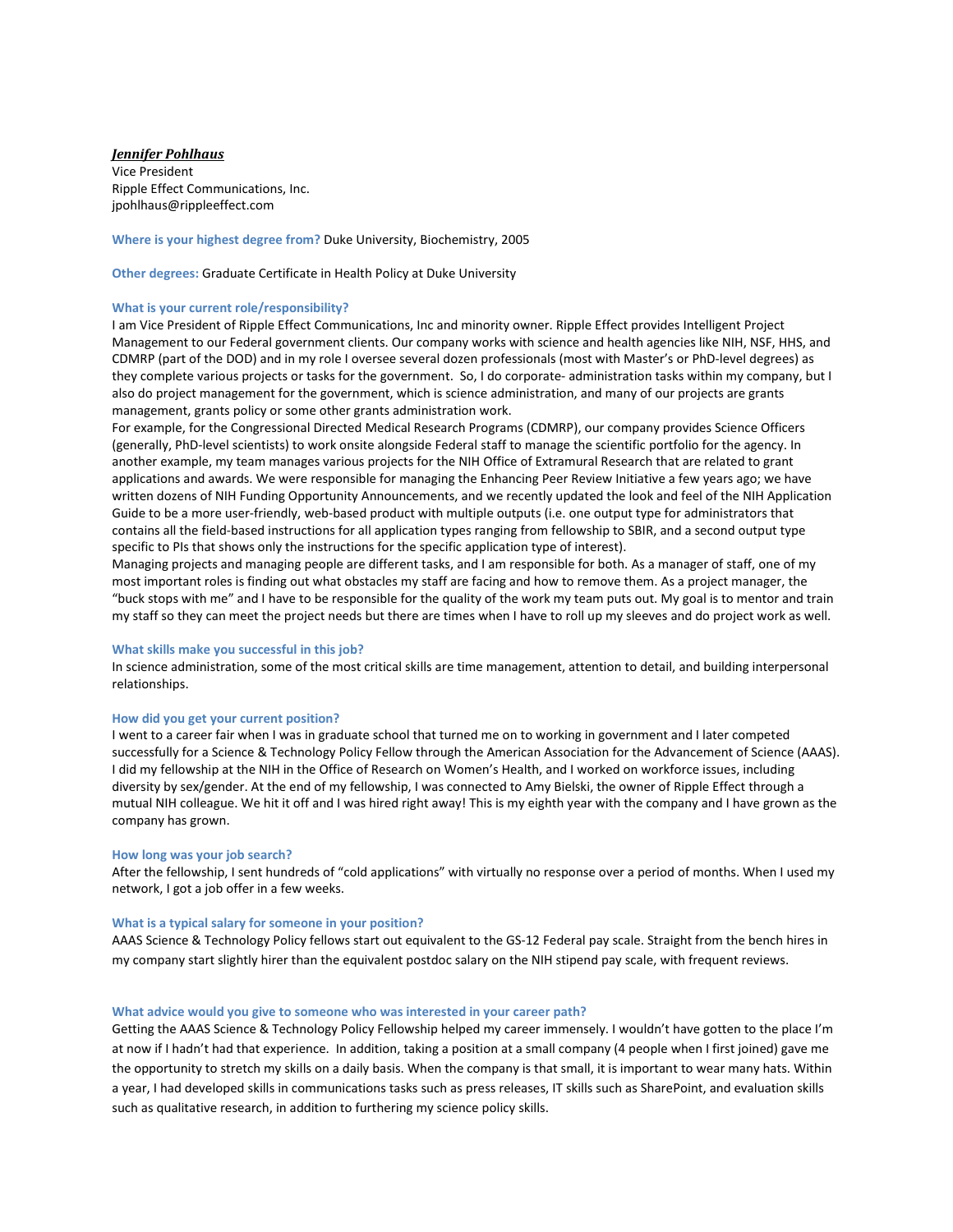***Jennifer Pohlhaus***
Vice President
Ripple Effect Communications, Inc.
jpohlhaus@rippleeffect.com

**Where is your highest degree from?** Duke University, Biochemistry, 2005

**Other degrees:** Graduate Certificate in Health Policy at Duke University

**What is your current role/responsibility?**

I am Vice President of Ripple Effect Communications, Inc and minority owner. Ripple Effect provides Intelligent Project Management to our Federal government clients. Our company works with science and health agencies like NIH, NSF, HHS, and CDMRP (part of the DOD) and in my role I oversee several dozen professionals (most with Master's or PhD-level degrees) as they complete various projects or tasks for the government. So, I do corporate- administration tasks within my company, but I also do project management for the government, which is science administration, and many of our projects are grants management, grants policy or some other grants administration work.

For example, for the Congressional Directed Medical Research Programs (CDMRP), our company provides Science Officers (generally, PhD-level scientists) to work onsite alongside Federal staff to manage the scientific portfolio for the agency. In another example, my team manages various projects for the NIH Office of Extramural Research that are related to grant applications and awards. We were responsible for managing the Enhancing Peer Review Initiative a few years ago; we have written dozens of NIH Funding Opportunity Announcements, and we recently updated the look and feel of the NIH Application Guide to be a more user-friendly, web-based product with multiple outputs (i.e. one output type for administrators that contains all the field-based instructions for all application types ranging from fellowship to SBIR, and a second output type specific to PIs that shows only the instructions for the specific application type of interest).

Managing projects and managing people are different tasks, and I am responsible for both. As a manager of staff, one of my most important roles is finding out what obstacles my staff are facing and how to remove them. As a project manager, the "buck stops with me" and I have to be responsible for the quality of the work my team puts out. My goal is to mentor and train my staff so they can meet the project needs but there are times when I have to roll up my sleeves and do project work as well.

**What skills make you successful in this job?**

In science administration, some of the most critical skills are time management, attention to detail, and building interpersonal relationships.

**How did you get your current position?**

I went to a career fair when I was in graduate school that turned me on to working in government and I later competed successfully for a Science & Technology Policy Fellow through the American Association for the Advancement of Science (AAAS). I did my fellowship at the NIH in the Office of Research on Women's Health, and I worked on workforce issues, including diversity by sex/gender. At the end of my fellowship, I was connected to Amy Bielski, the owner of Ripple Effect through a mutual NIH colleague. We hit it off and I was hired right away! This is my eighth year with the company and I have grown as the company has grown.

**How long was your job search?**

After the fellowship, I sent hundreds of "cold applications" with virtually no response over a period of months. When I used my network, I got a job offer in a few weeks.

**What is a typical salary for someone in your position?**

AAAS Science & Technology Policy fellows start out equivalent to the GS-12 Federal pay scale. Straight from the bench hires in my company start slightly hirer than the equivalent postdoc salary on the NIH stipend pay scale, with frequent reviews.

**What advice would you give to someone who was interested in your career path?**

Getting the AAAS Science & Technology Policy Fellowship helped my career immensely. I wouldn't have gotten to the place I'm at now if I hadn't had that experience. In addition, taking a position at a small company (4 people when I first joined) gave me the opportunity to stretch my skills on a daily basis. When the company is that small, it is important to wear many hats. Within a year, I had developed skills in communications tasks such as press releases, IT skills such as SharePoint, and evaluation skills such as qualitative research, in addition to furthering my science policy skills.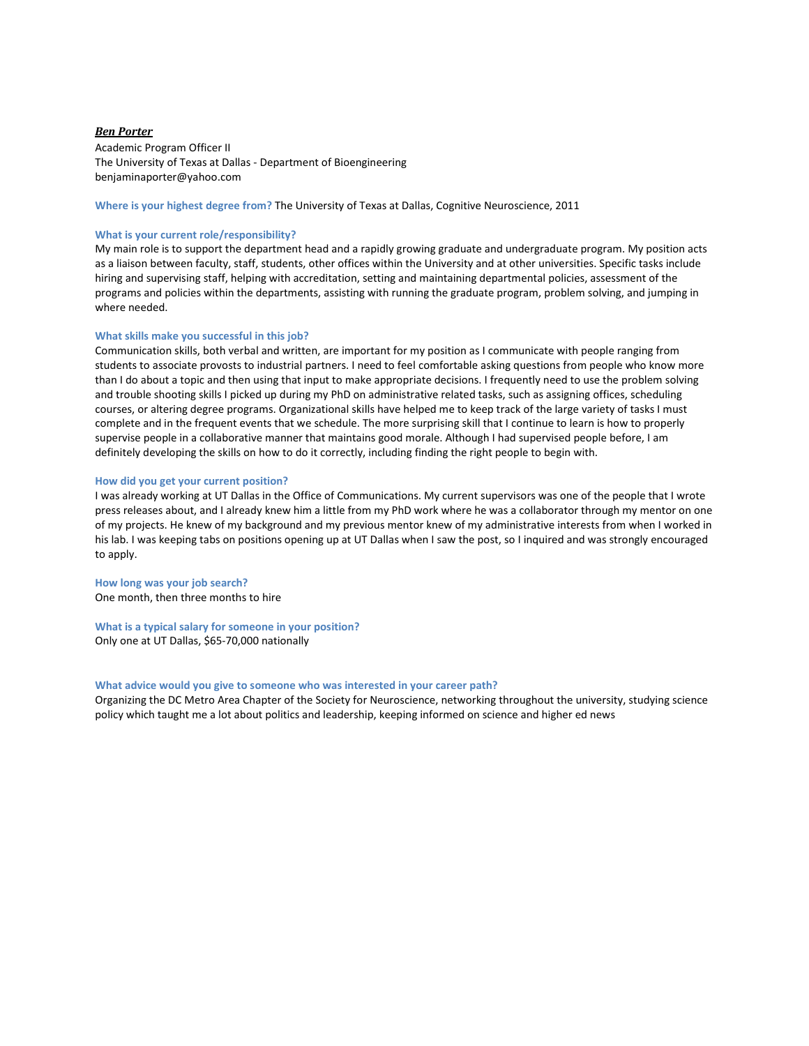***Ben Porter***

Academic Program Officer II
The University of Texas at Dallas - Department of Bioengineering
benjaminaporter@yahoo.com

**Where is your highest degree from?** The University of Texas at Dallas, Cognitive Neuroscience, 2011

**What is your current role/responsibility?**

My main role is to support the department head and a rapidly growing graduate and undergraduate program. My position acts as a liaison between faculty, staff, students, other offices within the University and at other universities. Specific tasks include hiring and supervising staff, helping with accreditation, setting and maintaining departmental policies, assessment of the programs and policies within the departments, assisting with running the graduate program, problem solving, and jumping in where needed.

**What skills make you successful in this job?**

Communication skills, both verbal and written, are important for my position as I communicate with people ranging from students to associate provosts to industrial partners. I need to feel comfortable asking questions from people who know more than I do about a topic and then using that input to make appropriate decisions. I frequently need to use the problem solving and trouble shooting skills I picked up during my PhD on administrative related tasks, such as assigning offices, scheduling courses, or altering degree programs. Organizational skills have helped me to keep track of the large variety of tasks I must complete and in the frequent events that we schedule. The more surprising skill that I continue to learn is how to properly supervise people in a collaborative manner that maintains good morale. Although I had supervised people before, I am definitely developing the skills on how to do it correctly, including finding the right people to begin with.

**How did you get your current position?**

I was already working at UT Dallas in the Office of Communications. My current supervisors was one of the people that I wrote press releases about, and I already knew him a little from my PhD work where he was a collaborator through my mentor on one of my projects. He knew of my background and my previous mentor knew of my administrative interests from when I worked in his lab. I was keeping tabs on positions opening up at UT Dallas when I saw the post, so I inquired and was strongly encouraged to apply.

**How long was your job search?**

One month, then three months to hire

**What is a typical salary for someone in your position?**

Only one at UT Dallas, $65-70,000 nationally

**What advice would you give to someone who was interested in your career path?**

Organizing the DC Metro Area Chapter of the Society for Neuroscience, networking throughout the university, studying science policy which taught me a lot about politics and leadership, keeping informed on science and higher ed news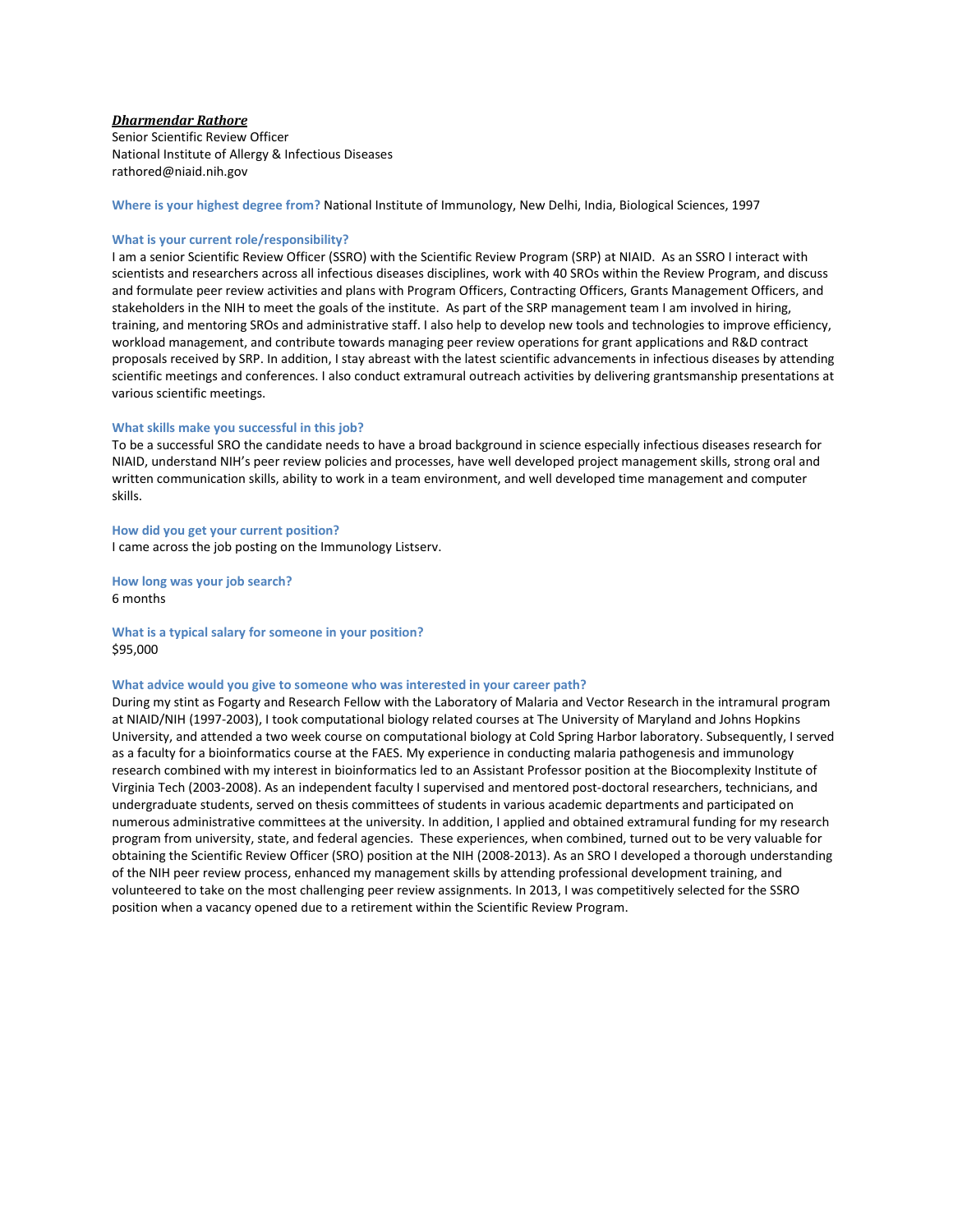***Dharmendar Rathore***
Senior Scientific Review Officer
National Institute of Allergy & Infectious Diseases
rathored@niaid.nih.gov

**Where is your highest degree from?** National Institute of Immunology, New Delhi, India, Biological Sciences, 1997

**What is your current role/responsibility?**
I am a senior Scientific Review Officer (SSRO) with the Scientific Review Program (SRP) at NIAID. As an SSRO I interact with scientists and researchers across all infectious diseases disciplines, work with 40 SROs within the Review Program, and discuss and formulate peer review activities and plans with Program Officers, Contracting Officers, Grants Management Officers, and stakeholders in the NIH to meet the goals of the institute. As part of the SRP management team I am involved in hiring, training, and mentoring SROs and administrative staff. I also help to develop new tools and technologies to improve efficiency, workload management, and contribute towards managing peer review operations for grant applications and R&D contract proposals received by SRP. In addition, I stay abreast with the latest scientific advancements in infectious diseases by attending scientific meetings and conferences. I also conduct extramural outreach activities by delivering grantsmanship presentations at various scientific meetings.

**What skills make you successful in this job?**
To be a successful SRO the candidate needs to have a broad background in science especially infectious diseases research for NIAID, understand NIH's peer review policies and processes, have well developed project management skills, strong oral and written communication skills, ability to work in a team environment, and well developed time management and computer skills.

**How did you get your current position?**
I came across the job posting on the Immunology Listserv.

**How long was your job search?**
6 months

**What is a typical salary for someone in your position?**
$95,000

**What advice would you give to someone who was interested in your career path?**
During my stint as Fogarty and Research Fellow with the Laboratory of Malaria and Vector Research in the intramural program at NIAID/NIH (1997-2003), I took computational biology related courses at The University of Maryland and Johns Hopkins University, and attended a two week course on computational biology at Cold Spring Harbor laboratory. Subsequently, I served as a faculty for a bioinformatics course at the FAES. My experience in conducting malaria pathogenesis and immunology research combined with my interest in bioinformatics led to an Assistant Professor position at the Biocomplexity Institute of Virginia Tech (2003-2008). As an independent faculty I supervised and mentored post-doctoral researchers, technicians, and undergraduate students, served on thesis committees of students in various academic departments and participated on numerous administrative committees at the university. In addition, I applied and obtained extramural funding for my research program from university, state, and federal agencies. These experiences, when combined, turned out to be very valuable for obtaining the Scientific Review Officer (SRO) position at the NIH (2008-2013). As an SRO I developed a thorough understanding of the NIH peer review process, enhanced my management skills by attending professional development training, and volunteered to take on the most challenging peer review assignments. In 2013, I was competitively selected for the SSRO position when a vacancy opened due to a retirement within the Scientific Review Program.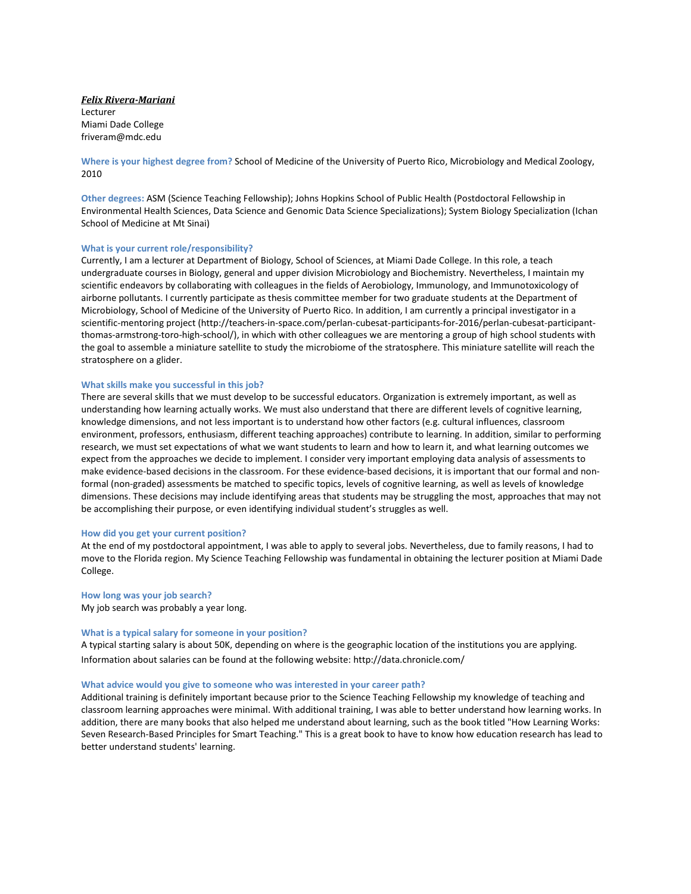***Felix Rivera-Mariani***
Lecturer
Miami Dade College
friveram@mdc.edu

**Where is your highest degree from?** School of Medicine of the University of Puerto Rico, Microbiology and Medical Zoology, 2010

**Other degrees:** ASM (Science Teaching Fellowship); Johns Hopkins School of Public Health (Postdoctoral Fellowship in Environmental Health Sciences, Data Science and Genomic Data Science Specializations); System Biology Specialization (Ichan School of Medicine at Mt Sinai)

**What is your current role/responsibility?**
Currently, I am a lecturer at Department of Biology, School of Sciences, at Miami Dade College. In this role, a teach undergraduate courses in Biology, general and upper division Microbiology and Biochemistry. Nevertheless, I maintain my scientific endeavors by collaborating with colleagues in the fields of Aerobiology, Immunology, and Immunotoxicology of airborne pollutants. I currently participate as thesis committee member for two graduate students at the Department of Microbiology, School of Medicine of the University of Puerto Rico. In addition, I am currently a principal investigator in a scientific-mentoring project (http://teachers-in-space.com/perlan-cubesat-participants-for-2016/perlan-cubesat-participant-thomas-armstrong-toro-high-school/), in which with other colleagues we are mentoring a group of high school students with the goal to assemble a miniature satellite to study the microbiome of the stratosphere. This miniature satellite will reach the stratosphere on a glider.

**What skills make you successful in this job?**
There are several skills that we must develop to be successful educators. Organization is extremely important, as well as understanding how learning actually works. We must also understand that there are different levels of cognitive learning, knowledge dimensions, and not less important is to understand how other factors (e.g. cultural influences, classroom environment, professors, enthusiasm, different teaching approaches) contribute to learning. In addition, similar to performing research, we must set expectations of what we want students to learn and how to learn it, and what learning outcomes we expect from the approaches we decide to implement. I consider very important employing data analysis of assessments to make evidence-based decisions in the classroom. For these evidence-based decisions, it is important that our formal and non-formal (non-graded) assessments be matched to specific topics, levels of cognitive learning, as well as levels of knowledge dimensions. These decisions may include identifying areas that students may be struggling the most, approaches that may not be accomplishing their purpose, or even identifying individual student's struggles as well.

**How did you get your current position?**
At the end of my postdoctoral appointment, I was able to apply to several jobs. Nevertheless, due to family reasons, I had to move to the Florida region. My Science Teaching Fellowship was fundamental in obtaining the lecturer position at Miami Dade College.

**How long was your job search?**
My job search was probably a year long.

**What is a typical salary for someone in your position?**
A typical starting salary is about 50K, depending on where is the geographic location of the institutions you are applying. Information about salaries can be found at the following website: http://data.chronicle.com/

**What advice would you give to someone who was interested in your career path?**
Additional training is definitely important because prior to the Science Teaching Fellowship my knowledge of teaching and classroom learning approaches were minimal. With additional training, I was able to better understand how learning works. In addition, there are many books that also helped me understand about learning, such as the book titled "How Learning Works: Seven Research-Based Principles for Smart Teaching." This is a great book to have to know how education research has lead to better understand students' learning.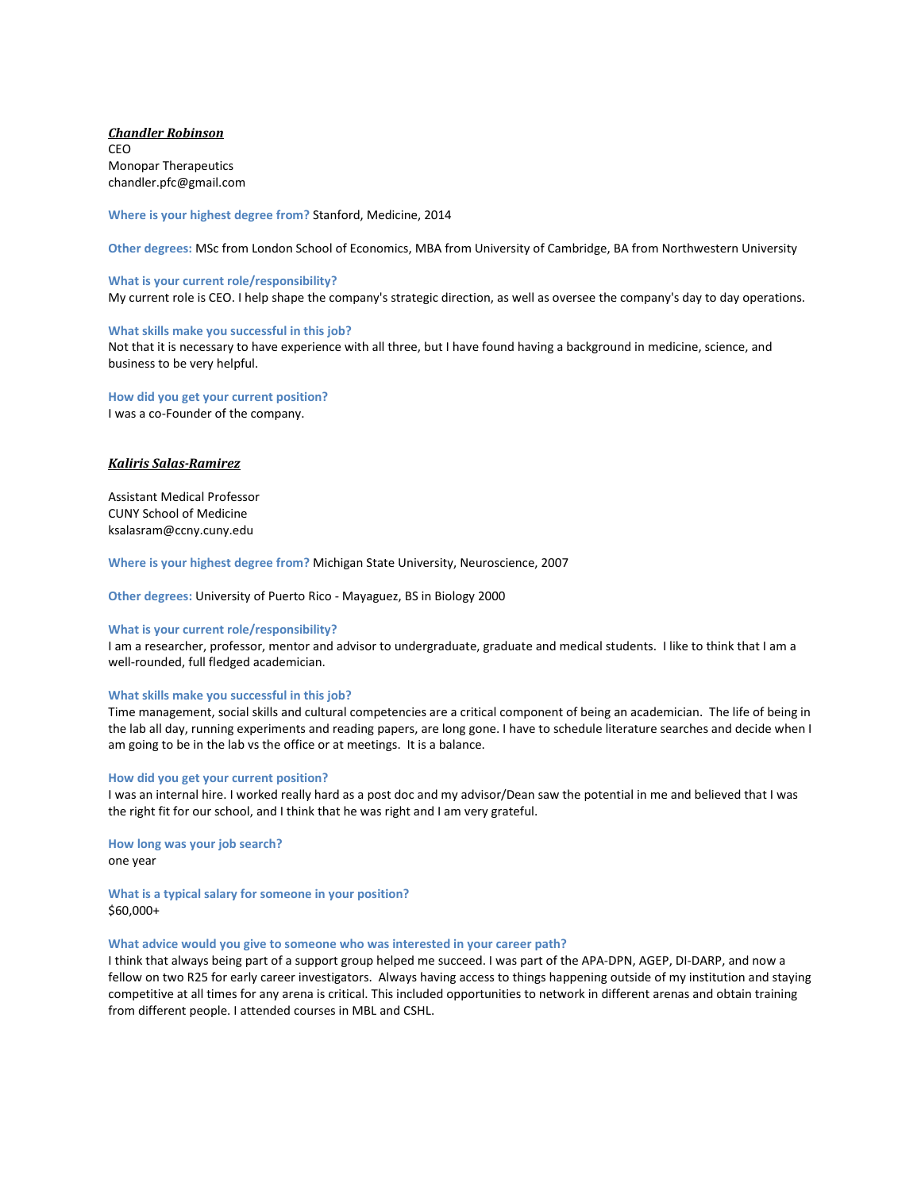***Chandler Robinson***
CEO
Monopar Therapeutics
chandler.pfc@gmail.com

**Where is your highest degree from?** Stanford, Medicine, 2014

**Other degrees:** MSc from London School of Economics, MBA from University of Cambridge, BA from Northwestern University

**What is your current role/responsibility?**
My current role is CEO. I help shape the company's strategic direction, as well as oversee the company's day to day operations.

**What skills make you successful in this job?**
Not that it is necessary to have experience with all three, but I have found having a background in medicine, science, and business to be very helpful.

**How did you get your current position?**
I was a co-Founder of the company.

***Kaliris Salas-Ramirez***

Assistant Medical Professor
CUNY School of Medicine
ksalasram@ccny.cuny.edu

**Where is your highest degree from?** Michigan State University, Neuroscience, 2007

**Other degrees:** University of Puerto Rico - Mayaguez, BS in Biology 2000

**What is your current role/responsibility?**
I am a researcher, professor, mentor and advisor to undergraduate, graduate and medical students. I like to think that I am a well-rounded, full fledged academician.

**What skills make you successful in this job?**
Time management, social skills and cultural competencies are a critical component of being an academician. The life of being in the lab all day, running experiments and reading papers, are long gone. I have to schedule literature searches and decide when I am going to be in the lab vs the office or at meetings. It is a balance.

**How did you get your current position?**
I was an internal hire. I worked really hard as a post doc and my advisor/Dean saw the potential in me and believed that I was the right fit for our school, and I think that he was right and I am very grateful.

**How long was your job search?**
one year

**What is a typical salary for someone in your position?**
$60,000+

**What advice would you give to someone who was interested in your career path?**
I think that always being part of a support group helped me succeed. I was part of the APA-DPN, AGEP, DI-DARP, and now a fellow on two R25 for early career investigators. Always having access to things happening outside of my institution and staying competitive at all times for any arena is critical. This included opportunities to network in different arenas and obtain training from different people. I attended courses in MBL and CSHL.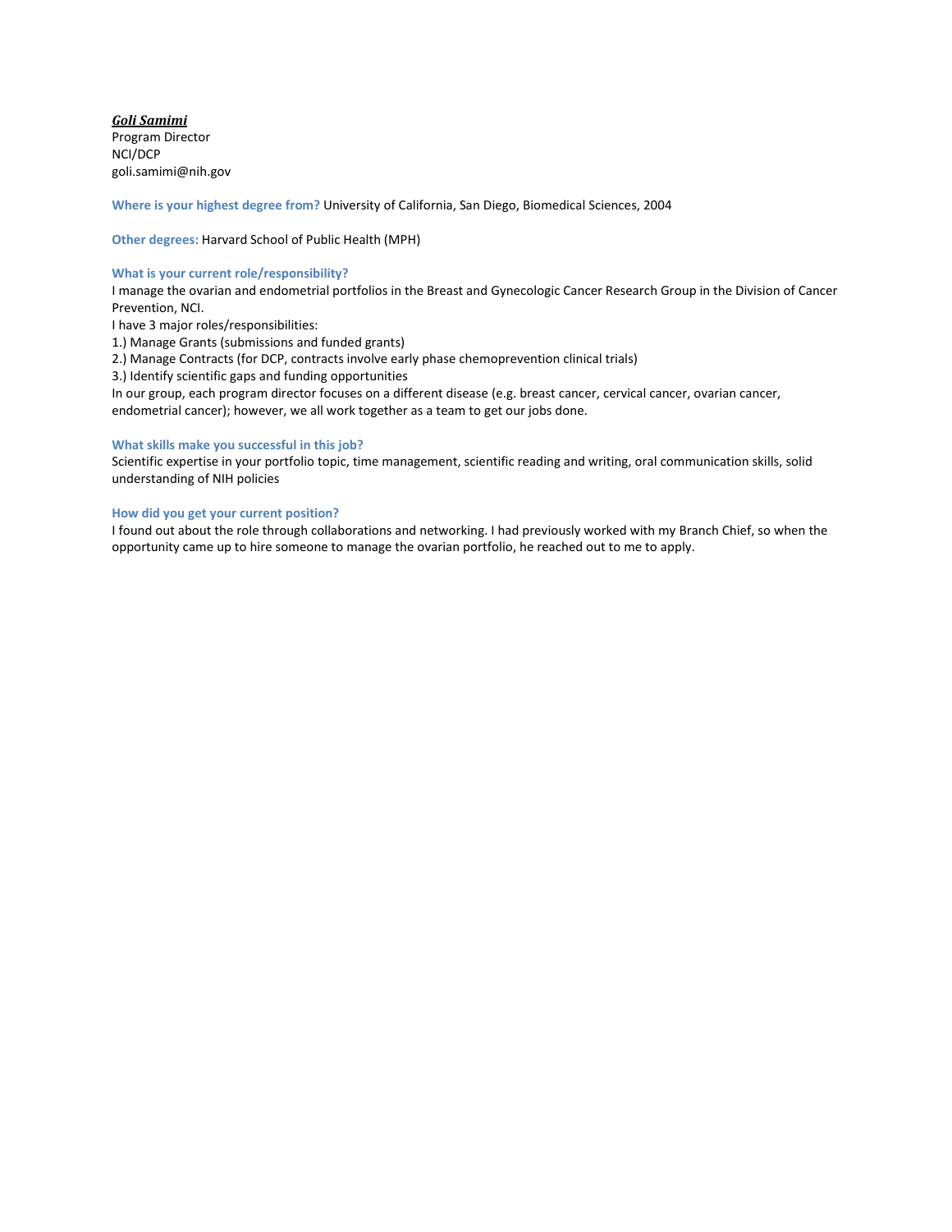***Goli Samimi***

Program Director
NCI/DCP
goli.samimi@nih.gov

**Where is your highest degree from?** University of California, San Diego, Biomedical Sciences, 2004

**Other degrees:** Harvard School of Public Health (MPH)

**What is your current role/responsibility?**

I manage the ovarian and endometrial portfolios in the Breast and Gynecologic Cancer Research Group in the Division of Cancer Prevention, NCI.

I have 3 major roles/responsibilities:

1.) Manage Grants (submissions and funded grants)
2.) Manage Contracts (for DCP, contracts involve early phase chemoprevention clinical trials)
3.) Identify scientific gaps and funding opportunities

In our group, each program director focuses on a different disease (e.g. breast cancer, cervical cancer, ovarian cancer, endometrial cancer); however, we all work together as a team to get our jobs done.

**What skills make you successful in this job?**

Scientific expertise in your portfolio topic, time management, scientific reading and writing, oral communication skills, solid understanding of NIH policies

**How did you get your current position?**

I found out about the role through collaborations and networking. I had previously worked with my Branch Chief, so when the opportunity came up to hire someone to manage the ovarian portfolio, he reached out to me to apply.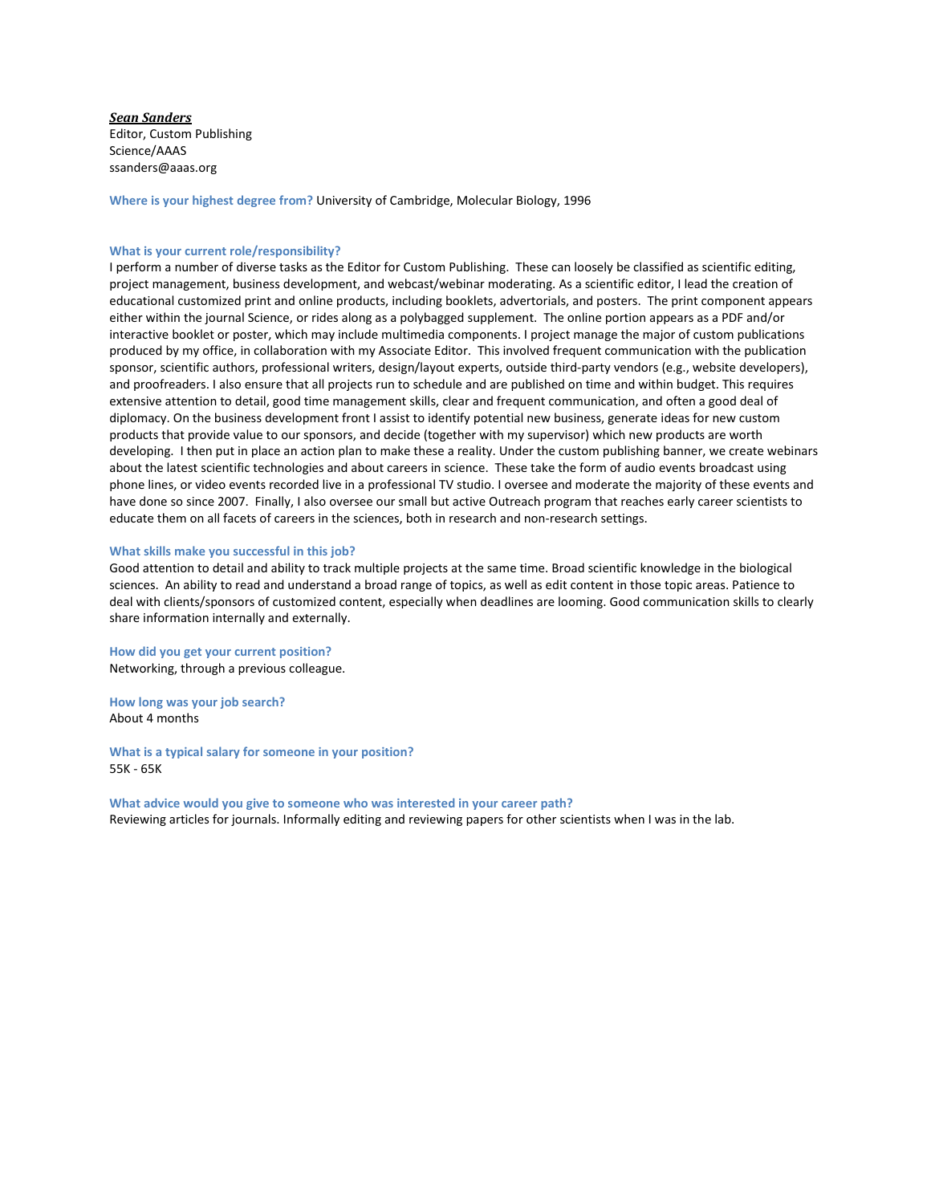***Sean Sanders***
Editor, Custom Publishing
Science/AAAS
ssanders@aaas.org

**Where is your highest degree from?** University of Cambridge, Molecular Biology, 1996

**What is your current role/responsibility?**
I perform a number of diverse tasks as the Editor for Custom Publishing. These can loosely be classified as scientific editing, project management, business development, and webcast/webinar moderating. As a scientific editor, I lead the creation of educational customized print and online products, including booklets, advertorials, and posters. The print component appears either within the journal Science, or rides along as a polybagged supplement. The online portion appears as a PDF and/or interactive booklet or poster, which may include multimedia components. I project manage the major of custom publications produced by my office, in collaboration with my Associate Editor. This involved frequent communication with the publication sponsor, scientific authors, professional writers, design/layout experts, outside third-party vendors (e.g., website developers), and proofreaders. I also ensure that all projects run to schedule and are published on time and within budget. This requires extensive attention to detail, good time management skills, clear and frequent communication, and often a good deal of diplomacy. On the business development front I assist to identify potential new business, generate ideas for new custom products that provide value to our sponsors, and decide (together with my supervisor) which new products are worth developing. I then put in place an action plan to make these a reality. Under the custom publishing banner, we create webinars about the latest scientific technologies and about careers in science. These take the form of audio events broadcast using phone lines, or video events recorded live in a professional TV studio. I oversee and moderate the majority of these events and have done so since 2007. Finally, I also oversee our small but active Outreach program that reaches early career scientists to educate them on all facets of careers in the sciences, both in research and non-research settings.

**What skills make you successful in this job?**
Good attention to detail and ability to track multiple projects at the same time. Broad scientific knowledge in the biological sciences. An ability to read and understand a broad range of topics, as well as edit content in those topic areas. Patience to deal with clients/sponsors of customized content, especially when deadlines are looming. Good communication skills to clearly share information internally and externally.

**How did you get your current position?**
Networking, through a previous colleague.

**How long was your job search?**
About 4 months

**What is a typical salary for someone in your position?**
55K - 65K

**What advice would you give to someone who was interested in your career path?**
Reviewing articles for journals. Informally editing and reviewing papers for other scientists when I was in the lab.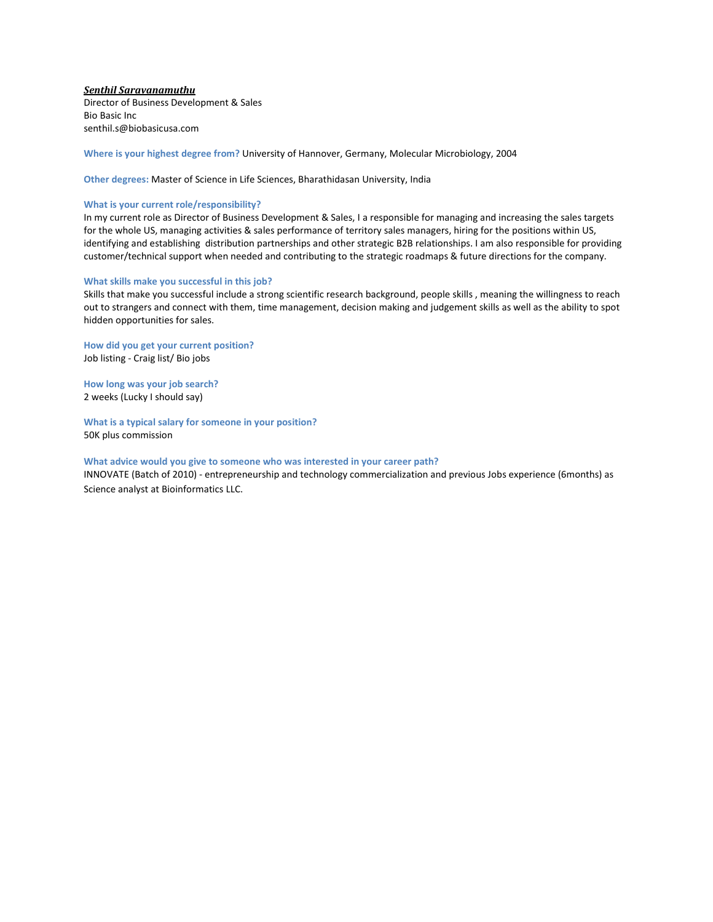***Senthil Saravanamuthu***
Director of Business Development & Sales
Bio Basic Inc
senthil.s@biobasicusa.com

**Where is your highest degree from?** University of Hannover, Germany, Molecular Microbiology, 2004

**Other degrees:** Master of Science in Life Sciences, Bharathidasan University, India

**What is your current role/responsibility?**
In my current role as Director of Business Development & Sales, I a responsible for managing and increasing the sales targets for the whole US, managing activities & sales performance of territory sales managers, hiring for the positions within US, identifying and establishing distribution partnerships and other strategic B2B relationships. I am also responsible for providing customer/technical support when needed and contributing to the strategic roadmaps & future directions for the company.

**What skills make you successful in this job?**
Skills that make you successful include a strong scientific research background, people skills , meaning the willingness to reach out to strangers and connect with them, time management, decision making and judgement skills as well as the ability to spot hidden opportunities for sales.

**How did you get your current position?**
Job listing - Craig list/ Bio jobs

**How long was your job search?**
2 weeks (Lucky I should say)

**What is a typical salary for someone in your position?**
50K plus commission

**What advice would you give to someone who was interested in your career path?**
INNOVATE (Batch of 2010) - entrepreneurship and technology commercialization and previous Jobs experience (6months) as Science analyst at Bioinformatics LLC.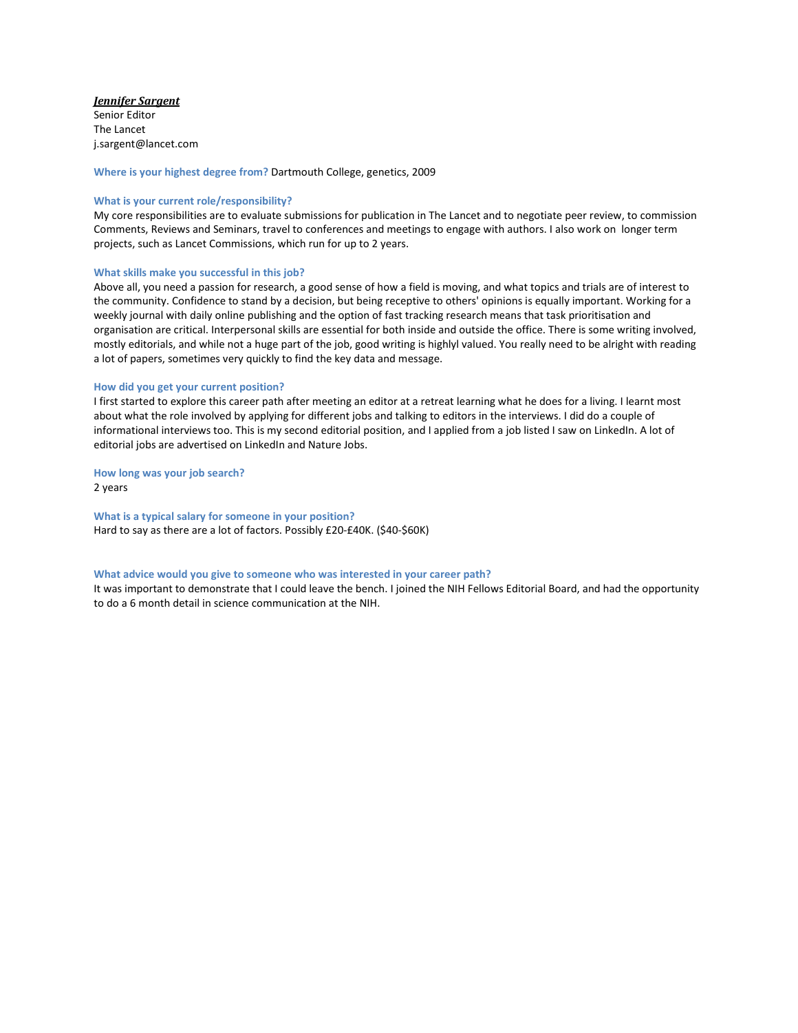***Jennifer Sargent***
Senior Editor
The Lancet
j.sargent@lancet.com

**Where is your highest degree from?** Dartmouth College, genetics, 2009

**What is your current role/responsibility?**
My core responsibilities are to evaluate submissions for publication in The Lancet and to negotiate peer review, to commission Comments, Reviews and Seminars, travel to conferences and meetings to engage with authors. I also work on longer term projects, such as Lancet Commissions, which run for up to 2 years.

**What skills make you successful in this job?**
Above all, you need a passion for research, a good sense of how a field is moving, and what topics and trials are of interest to the community. Confidence to stand by a decision, but being receptive to others' opinions is equally important. Working for a weekly journal with daily online publishing and the option of fast tracking research means that task prioritisation and organisation are critical. Interpersonal skills are essential for both inside and outside the office. There is some writing involved, mostly editorials, and while not a huge part of the job, good writing is highlyl valued. You really need to be alright with reading a lot of papers, sometimes very quickly to find the key data and message.

**How did you get your current position?**
I first started to explore this career path after meeting an editor at a retreat learning what he does for a living. I learnt most about what the role involved by applying for different jobs and talking to editors in the interviews. I did do a couple of informational interviews too. This is my second editorial position, and I applied from a job listed I saw on LinkedIn. A lot of editorial jobs are advertised on LinkedIn and Nature Jobs.

**How long was your job search?**
2 years

**What is a typical salary for someone in your position?**
Hard to say as there are a lot of factors. Possibly £20-£40K. ($40-$60K)

**What advice would you give to someone who was interested in your career path?**
It was important to demonstrate that I could leave the bench. I joined the NIH Fellows Editorial Board, and had the opportunity to do a 6 month detail in science communication at the NIH.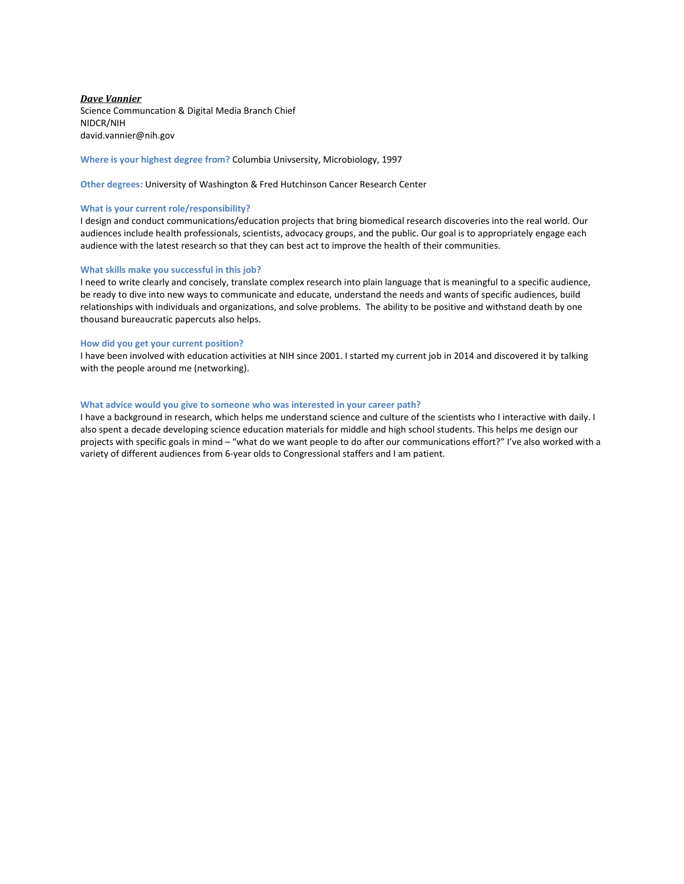***Dave Vannier***
Science Communcation & Digital Media Branch Chief
NIDCR/NIH
david.vannier@nih.gov

**Where is your highest degree from?** Columbia Univsersity, Microbiology, 1997

**Other degrees:** University of Washington & Fred Hutchinson Cancer Research Center

**What is your current role/responsibility?**
I design and conduct communications/education projects that bring biomedical research discoveries into the real world. Our audiences include health professionals, scientists, advocacy groups, and the public. Our goal is to appropriately engage each audience with the latest research so that they can best act to improve the health of their communities.

**What skills make you successful in this job?**
I need to write clearly and concisely, translate complex research into plain language that is meaningful to a specific audience, be ready to dive into new ways to communicate and educate, understand the needs and wants of specific audiences, build relationships with individuals and organizations, and solve problems. The ability to be positive and withstand death by one thousand bureaucratic papercuts also helps.

**How did you get your current position?**
I have been involved with education activities at NIH since 2001. I started my current job in 2014 and discovered it by talking with the people around me (networking).

**What advice would you give to someone who was interested in your career path?**
I have a background in research, which helps me understand science and culture of the scientists who I interactive with daily. I also spent a decade developing science education materials for middle and high school students. This helps me design our projects with specific goals in mind – "what do we want people to do after our communications effort?" I've also worked with a variety of different audiences from 6-year olds to Congressional staffers and I am patient.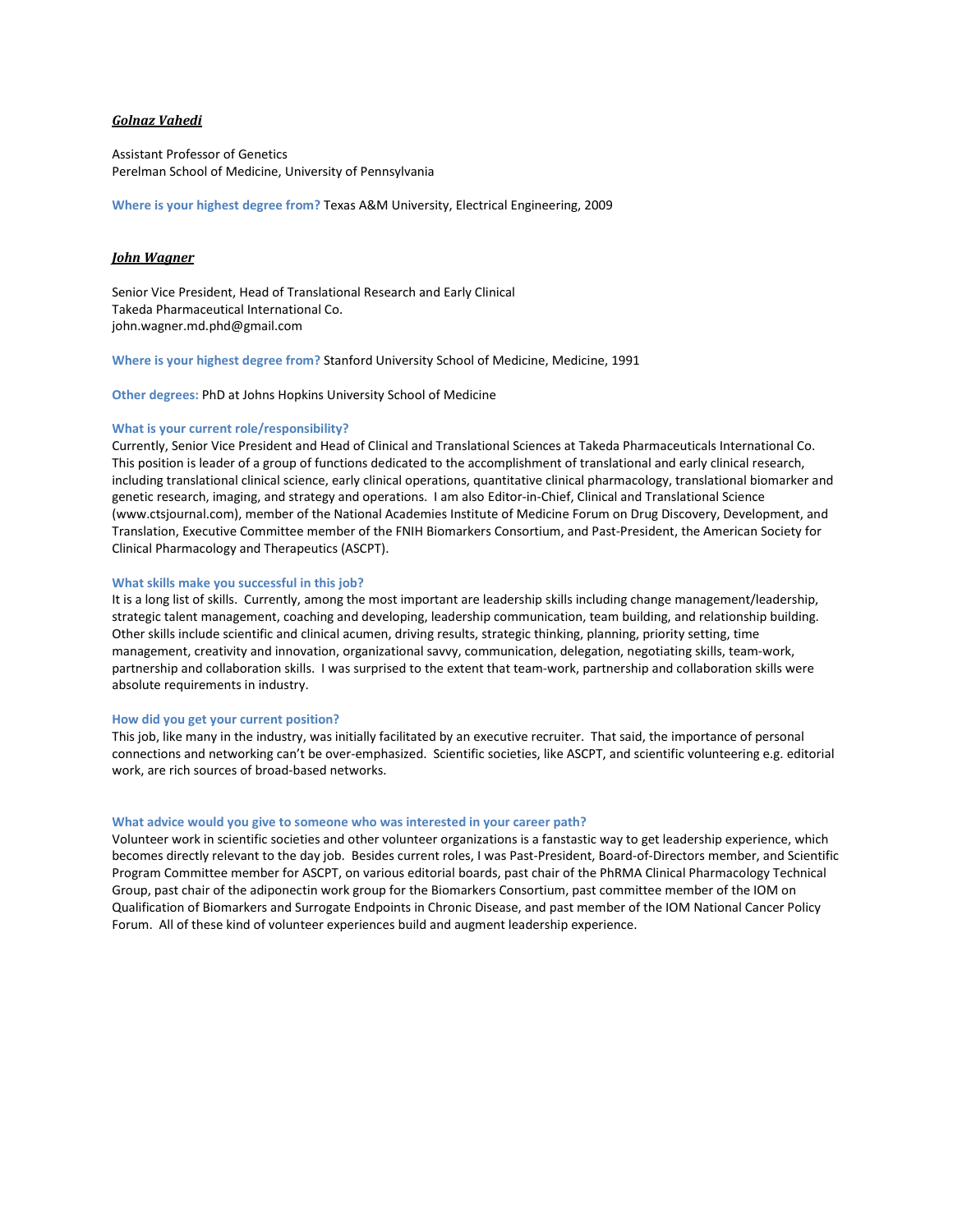***Golnaz Vahedi***

Assistant Professor of Genetics
Perelman School of Medicine, University of Pennsylvania

**Where is your highest degree from?** Texas A&M University, Electrical Engineering, 2009

***John Wagner***

Senior Vice President, Head of Translational Research and Early Clinical
Takeda Pharmaceutical International Co.
john.wagner.md.phd@gmail.com

**Where is your highest degree from?** Stanford University School of Medicine, Medicine, 1991

**Other degrees:** PhD at Johns Hopkins University School of Medicine

**What is your current role/responsibility?**
Currently, Senior Vice President and Head of Clinical and Translational Sciences at Takeda Pharmaceuticals International Co. This position is leader of a group of functions dedicated to the accomplishment of translational and early clinical research, including translational clinical science, early clinical operations, quantitative clinical pharmacology, translational biomarker and genetic research, imaging, and strategy and operations. I am also Editor-in-Chief, Clinical and Translational Science (www.ctsjournal.com), member of the National Academies Institute of Medicine Forum on Drug Discovery, Development, and Translation, Executive Committee member of the FNIH Biomarkers Consortium, and Past-President, the American Society for Clinical Pharmacology and Therapeutics (ASCPT).

**What skills make you successful in this job?**
It is a long list of skills. Currently, among the most important are leadership skills including change management/leadership, strategic talent management, coaching and developing, leadership communication, team building, and relationship building. Other skills include scientific and clinical acumen, driving results, strategic thinking, planning, priority setting, time management, creativity and innovation, organizational savvy, communication, delegation, negotiating skills, team-work, partnership and collaboration skills. I was surprised to the extent that team-work, partnership and collaboration skills were absolute requirements in industry.

**How did you get your current position?**
This job, like many in the industry, was initially facilitated by an executive recruiter. That said, the importance of personal connections and networking can't be over-emphasized. Scientific societies, like ASCPT, and scientific volunteering e.g. editorial work, are rich sources of broad-based networks.

**What advice would you give to someone who was interested in your career path?**
Volunteer work in scientific societies and other volunteer organizations is a fanstastic way to get leadership experience, which becomes directly relevant to the day job. Besides current roles, I was Past-President, Board-of-Directors member, and Scientific Program Committee member for ASCPT, on various editorial boards, past chair of the PhRMA Clinical Pharmacology Technical Group, past chair of the adiponectin work group for the Biomarkers Consortium, past committee member of the IOM on Qualification of Biomarkers and Surrogate Endpoints in Chronic Disease, and past member of the IOM National Cancer Policy Forum. All of these kind of volunteer experiences build and augment leadership experience.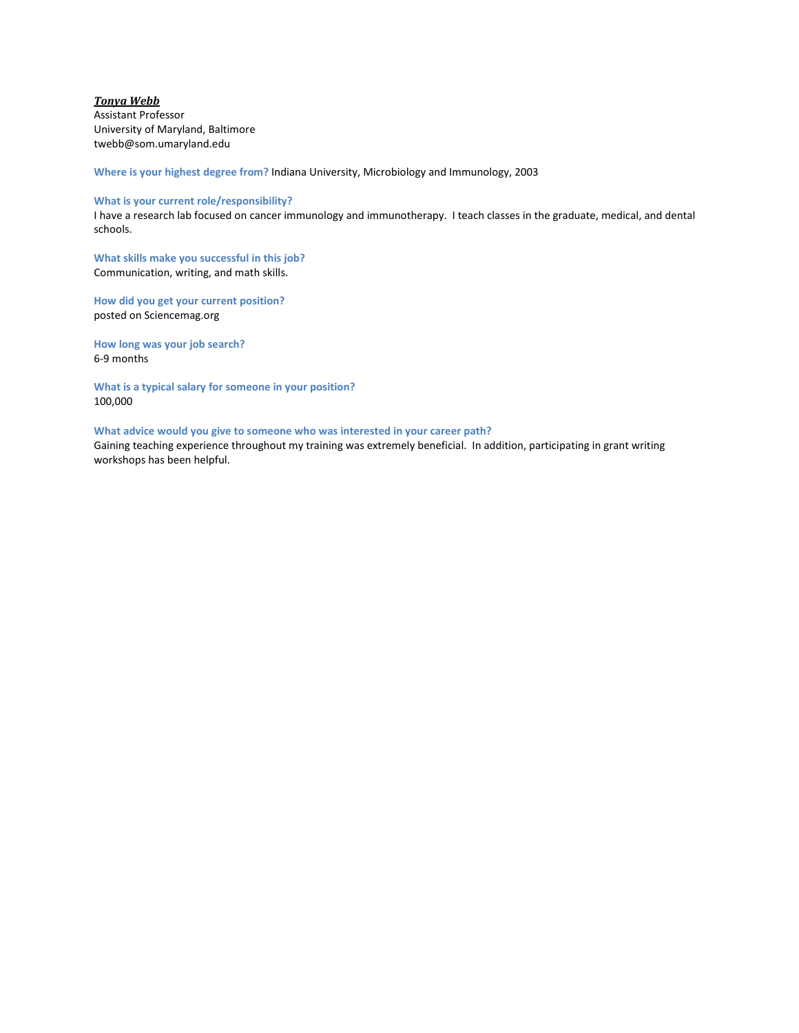***Tonya Webb***
Assistant Professor
University of Maryland, Baltimore
twebb@som.umaryland.edu

**Where is your highest degree from?** Indiana University, Microbiology and Immunology, 2003

**What is your current role/responsibility?**
I have a research lab focused on cancer immunology and immunotherapy. I teach classes in the graduate, medical, and dental schools.

**What skills make you successful in this job?**
Communication, writing, and math skills.

**How did you get your current position?**
posted on Sciencemag.org

**How long was your job search?**
6-9 months

**What is a typical salary for someone in your position?**
100,000

**What advice would you give to someone who was interested in your career path?**
Gaining teaching experience throughout my training was extremely beneficial. In addition, participating in grant writing workshops has been helpful.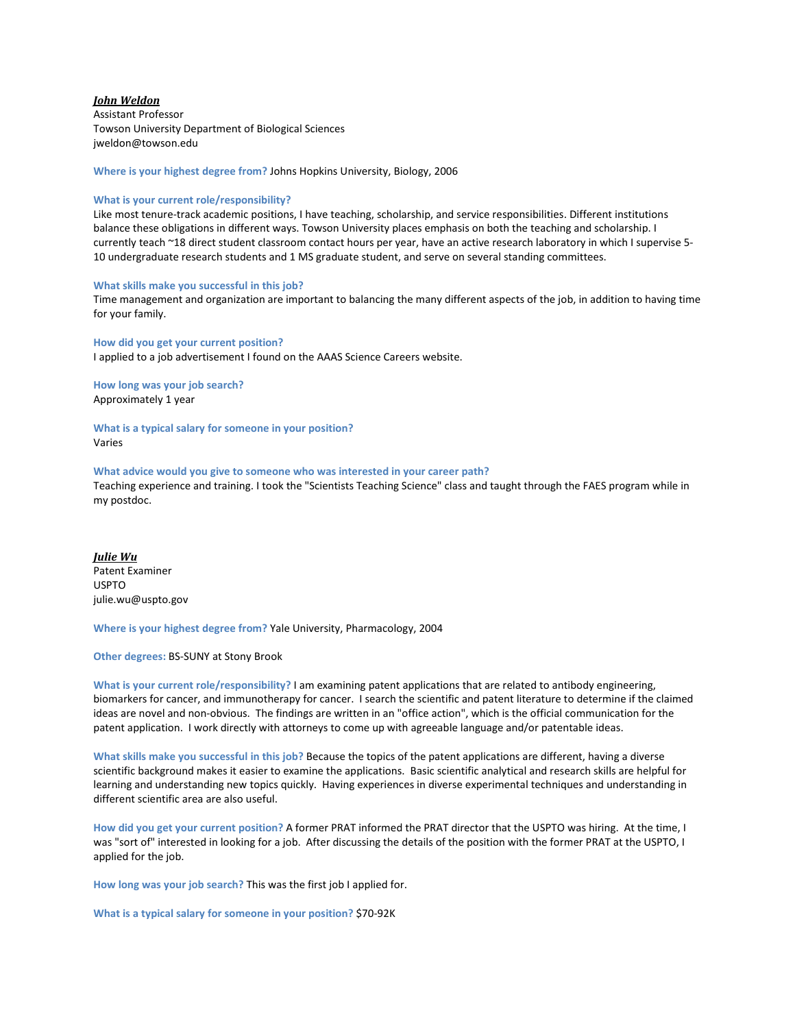***John Weldon***
Assistant Professor
Towson University Department of Biological Sciences
jweldon@towson.edu

**Where is your highest degree from?** Johns Hopkins University, Biology, 2006

**What is your current role/responsibility?**
Like most tenure-track academic positions, I have teaching, scholarship, and service responsibilities. Different institutions balance these obligations in different ways. Towson University places emphasis on both the teaching and scholarship. I currently teach ~18 direct student classroom contact hours per year, have an active research laboratory in which I supervise 5-10 undergraduate research students and 1 MS graduate student, and serve on several standing committees.

**What skills make you successful in this job?**
Time management and organization are important to balancing the many different aspects of the job, in addition to having time for your family.

**How did you get your current position?**
I applied to a job advertisement I found on the AAAS Science Careers website.

**How long was your job search?**
Approximately 1 year

**What is a typical salary for someone in your position?**
Varies

**What advice would you give to someone who was interested in your career path?**
Teaching experience and training. I took the "Scientists Teaching Science" class and taught through the FAES program while in my postdoc.

***Julie Wu***
Patent Examiner
USPTO
julie.wu@uspto.gov

**Where is your highest degree from?** Yale University, Pharmacology, 2004

**Other degrees:** BS-SUNY at Stony Brook

**What is your current role/responsibility?** I am examining patent applications that are related to antibody engineering, biomarkers for cancer, and immunotherapy for cancer. I search the scientific and patent literature to determine if the claimed ideas are novel and non-obvious. The findings are written in an "office action", which is the official communication for the patent application. I work directly with attorneys to come up with agreeable language and/or patentable ideas.

**What skills make you successful in this job?** Because the topics of the patent applications are different, having a diverse scientific background makes it easier to examine the applications. Basic scientific analytical and research skills are helpful for learning and understanding new topics quickly. Having experiences in diverse experimental techniques and understanding in different scientific area are also useful.

**How did you get your current position?** A former PRAT informed the PRAT director that the USPTO was hiring. At the time, I was "sort of" interested in looking for a job. After discussing the details of the position with the former PRAT at the USPTO, I applied for the job.

**How long was your job search?** This was the first job I applied for.

**What is a typical salary for someone in your position?** $70-92K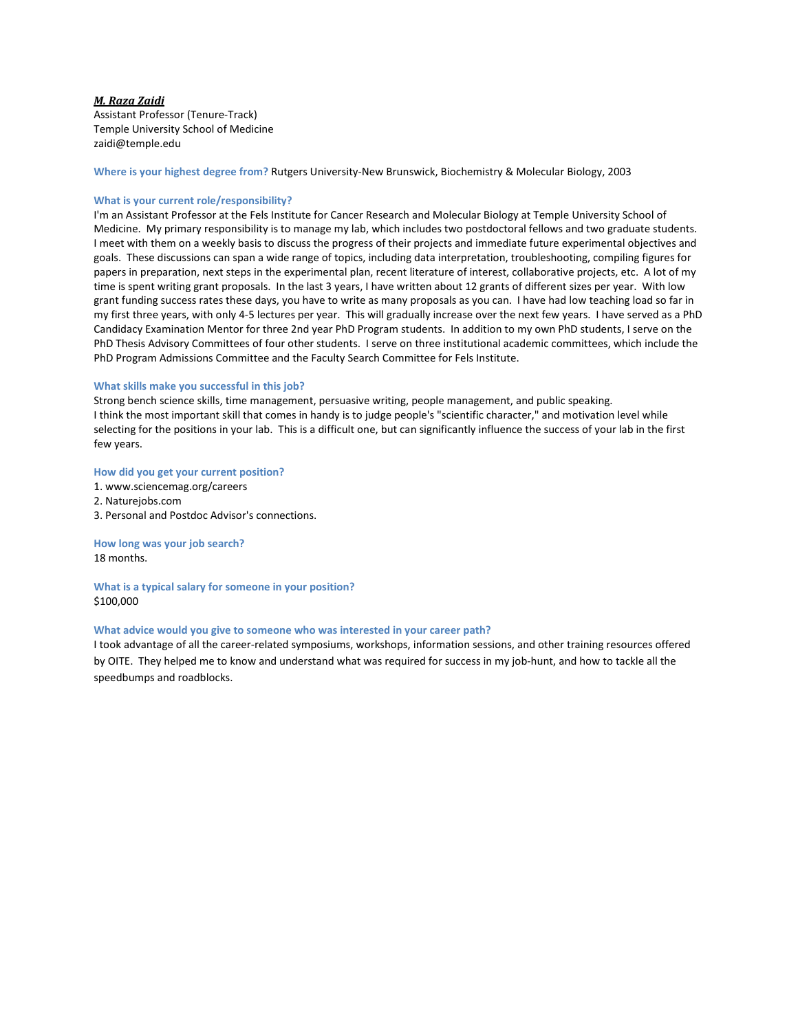***M. Raza Zaidi***
Assistant Professor (Tenure-Track)
Temple University School of Medicine
zaidi@temple.edu

**Where is your highest degree from?** Rutgers University-New Brunswick, Biochemistry & Molecular Biology, 2003

**What is your current role/responsibility?**
I'm an Assistant Professor at the Fels Institute for Cancer Research and Molecular Biology at Temple University School of Medicine. My primary responsibility is to manage my lab, which includes two postdoctoral fellows and two graduate students. I meet with them on a weekly basis to discuss the progress of their projects and immediate future experimental objectives and goals. These discussions can span a wide range of topics, including data interpretation, troubleshooting, compiling figures for papers in preparation, next steps in the experimental plan, recent literature of interest, collaborative projects, etc. A lot of my time is spent writing grant proposals. In the last 3 years, I have written about 12 grants of different sizes per year. With low grant funding success rates these days, you have to write as many proposals as you can. I have had low teaching load so far in my first three years, with only 4-5 lectures per year. This will gradually increase over the next few years. I have served as a PhD Candidacy Examination Mentor for three 2nd year PhD Program students. In addition to my own PhD students, I serve on the PhD Thesis Advisory Committees of four other students. I serve on three institutional academic committees, which include the PhD Program Admissions Committee and the Faculty Search Committee for Fels Institute.

**What skills make you successful in this job?**
Strong bench science skills, time management, persuasive writing, people management, and public speaking.
I think the most important skill that comes in handy is to judge people's "scientific character," and motivation level while selecting for the positions in your lab. This is a difficult one, but can significantly influence the success of your lab in the first few years.

**How did you get your current position?**
1. www.sciencemag.org/careers
2. Naturejobs.com
3. Personal and Postdoc Advisor's connections.

**How long was your job search?**
18 months.

**What is a typical salary for someone in your position?**
$100,000

**What advice would you give to someone who was interested in your career path?**
I took advantage of all the career-related symposiums, workshops, information sessions, and other training resources offered by OITE. They helped me to know and understand what was required for success in my job-hunt, and how to tackle all the speedbumps and roadblocks.